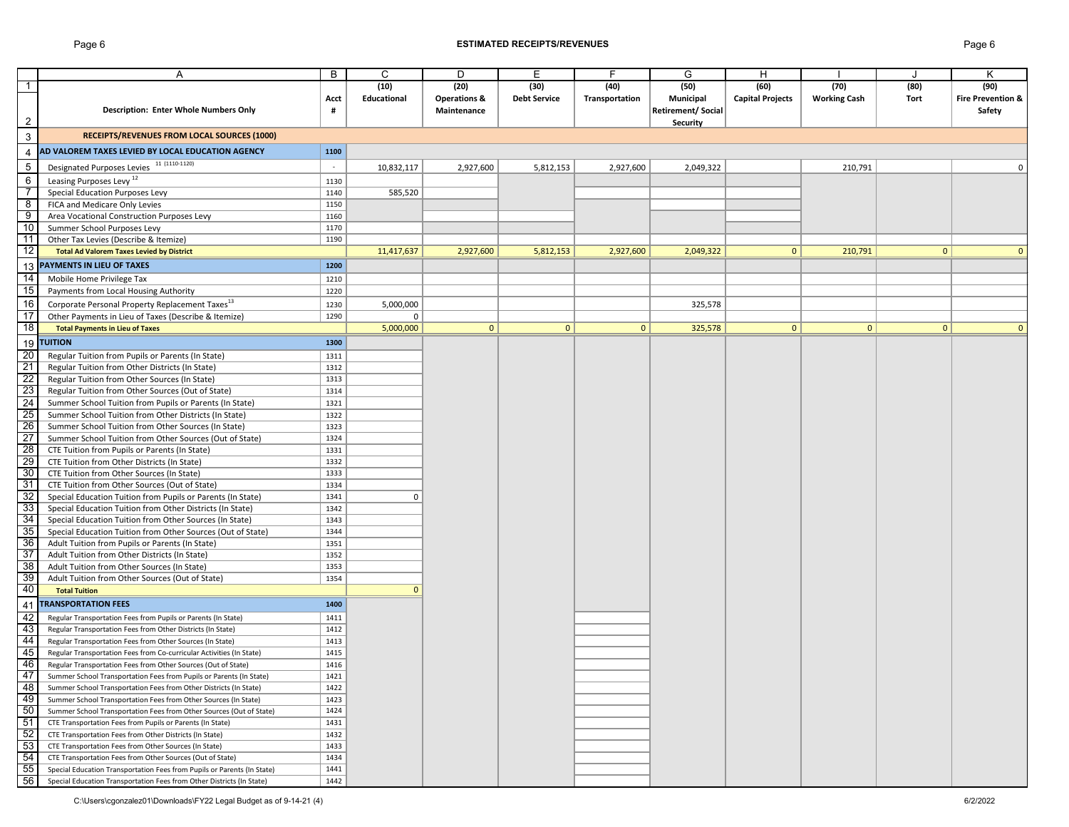## ESTIMATED RECEIPTS/REVENUES

| | A | B | C | D | E | F | G | H | I | J | K |
|---|---|---|---|---|---|---|---|---|---|---|---|
| 1 | Description: Enter Whole Numbers Only | Acct # | (10) Educational | (20) Operations & Maintenance | (30) Debt Service | (40) Transportation | (50) Municipal Retirement/ Social Security | (60) Capital Projects | (70) Working Cash | (80) Tort | (90) Fire Prevention & Safety |
| 3 | **RECEIPTS/REVENUES FROM LOCAL SOURCES (1000)** | | | | | | | | | | |
| 4 | **AD VALOREM TAXES LEVIED BY LOCAL EDUCATION AGENCY** | **1100** | | | | | | | | | |
| 5 | Designated Purposes Levies [11] (1110-1120) | - | 10,832,117 | 2,927,600 | 5,812,153 | 2,927,600 | 2,049,322 | | 210,791 | | 0 |
| 6 | Leasing Purposes Levy [12] | 1130 | | | | | | | | | |
| 7 | Special Education Purposes Levy | 1140 | 585,520 | | | | | | | | |
| 8 | FICA and Medicare Only Levies | 1150 | | | | | | | | | |
| 9 | Area Vocational Construction Purposes Levy | 1160 | | | | | | | | | |
| 10 | Summer School Purposes Levy | 1170 | | | | | | | | | |
| 11 | Other Tax Levies (Describe & Itemize) | 1190 | | | | | | | | | |
| 12 | **Total Ad Valorem Taxes Levied by District** | | 11,417,637 | 2,927,600 | 5,812,153 | 2,927,600 | 2,049,322 | 0 | 210,791 | 0 | 0 |
| 13 | **PAYMENTS IN LIEU OF TAXES** | **1200** | | | | | | | | | |
| 14 | Mobile Home Privilege Tax | 1210 | | | | | | | | | |
| 15 | Payments from Local Housing Authority | 1220 | | | | | | | | | |
| 16 | Corporate Personal Property Replacement Taxes [13] | 1230 | 5,000,000 | | | | 325,578 | | | | |
| 17 | Other Payments in Lieu of Taxes (Describe & Itemize) | 1290 | 0 | | | | | | | | |
| 18 | **Total Payments in Lieu of Taxes** | | 5,000,000 | 0 | 0 | 0 | 325,578 | 0 | 0 | 0 | 0 |
| 19 | **TUITION** | **1300** | | | | | | | | | |
| 20 | Regular Tuition from Pupils or Parents (In State) | 1311 | | | | | | | | | |
| 21 | Regular Tuition from Other Districts (In State) | 1312 | | | | | | | | | |
| 22 | Regular Tuition from Other Sources (In State) | 1313 | | | | | | | | | |
| 23 | Regular Tuition from Other Sources (Out of State) | 1314 | | | | | | | | | |
| 24 | Summer School Tuition from Pupils or Parents (In State) | 1321 | | | | | | | | | |
| 25 | Summer School Tuition from Other Districts (In State) | 1322 | | | | | | | | | |
| 26 | Summer School Tuition from Other Sources (In State) | 1323 | | | | | | | | | |
| 27 | Summer School Tuition from Other Sources (Out of State) | 1324 | | | | | | | | | |
| 28 | CTE Tuition from Pupils or Parents (In State) | 1331 | | | | | | | | | |
| 29 | CTE Tuition from Other Districts (In State) | 1332 | | | | | | | | | |
| 30 | CTE Tuition from Other Sources (In State) | 1333 | | | | | | | | | |
| 31 | CTE Tuition from Other Sources (Out of State) | 1334 | | | | | | | | | |
| 32 | Special Education Tuition from Pupils or Parents (In State) | 1341 | 0 | | | | | | | | |
| 33 | Special Education Tuition from Other Districts (In State) | 1342 | | | | | | | | | |
| 34 | Special Education Tuition from Other Sources (In State) | 1343 | | | | | | | | | |
| 35 | Special Education Tuition from Other Sources (Out of State) | 1344 | | | | | | | | | |
| 36 | Adult Tuition from Pupils or Parents (In State) | 1351 | | | | | | | | | |
| 37 | Adult Tuition from Other Districts (In State) | 1352 | | | | | | | | | |
| 38 | Adult Tuition from Other Sources (In State) | 1353 | | | | | | | | | |
| 39 | Adult Tuition from Other Sources (Out of State) | 1354 | | | | | | | | | |
| 40 | **Total Tuition** | | 0 | | | | | | | | |
| 41 | **TRANSPORTATION FEES** | **1400** | | | | | | | | | |
| 42 | Regular Transportation Fees from Pupils or Parents (In State) | 1411 | | | | | | | | | |
| 43 | Regular Transportation Fees from Other Districts (In State) | 1412 | | | | | | | | | |
| 44 | Regular Transportation Fees from Other Sources (In State) | 1413 | | | | | | | | | |
| 45 | Regular Transportation Fees from Co-curricular Activities (In State) | 1415 | | | | | | | | | |
| 46 | Regular Transportation Fees from Other Sources (Out of State) | 1416 | | | | | | | | | |
| 47 | Summer School Transportation Fees from Pupils or Parents (In State) | 1421 | | | | | | | | | |
| 48 | Summer School Transportation Fees from Other Districts (In State) | 1422 | | | | | | | | | |
| 49 | Summer School Transportation Fees from Other Sources (In State) | 1423 | | | | | | | | | |
| 50 | Summer School Transportation Fees from Other Sources (Out of State) | 1424 | | | | | | | | | |
| 51 | CTE Transportation Fees from Pupils or Parents (In State) | 1431 | | | | | | | | | |
| 52 | CTE Transportation Fees from Other Districts (In State) | 1432 | | | | | | | | | |
| 53 | CTE Transportation Fees from Other Sources (In State) | 1433 | | | | | | | | | |
| 54 | CTE Transportation Fees from Other Sources (Out of State) | 1434 | | | | | | | | | |
| 55 | Special Education Transportation Fees from Pupils or Parents (In State) | 1441 | | | | | | | | | |
| 56 | Special Education Transportation Fees from Other Districts (In State) | 1442 | | | | | | | | | |

C:\Users\cgonzalez01\Downloads\FY22 Legal Budget as of 9-14-21 (4)

6/2/2022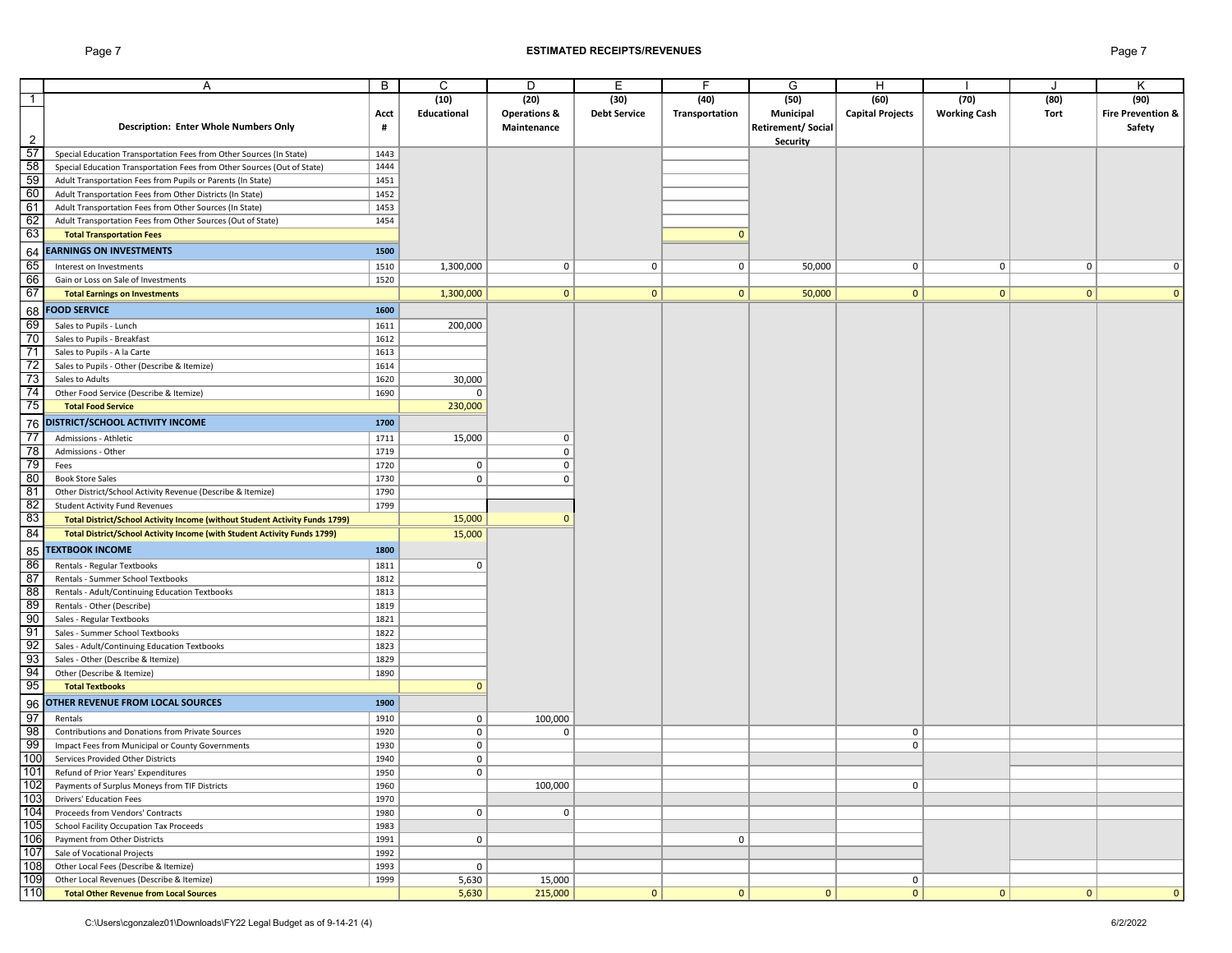## ESTIMATED RECEIPTS/REVENUES

| | A | B | C | D | E | F | G | H | I | J | K |
|---|---|---|---|---|---|---|---|---|---|---|---|
| 1 | Description: Enter Whole Numbers Only | Acct # | (10) Educational | (20) Operations & Maintenance | (30) Debt Service | (40) Transportation | (50) Municipal Retirement/ Social Security | (60) Capital Projects | (70) Working Cash | (80) Tort | (90) Fire Prevention & Safety |
| 57 | Special Education Transportation Fees from Other Sources (In State) | 1443 | | | | | | | | | |
| 58 | Special Education Transportation Fees from Other Sources (Out of State) | 1444 | | | | | | | | | |
| 59 | Adult Transportation Fees from Pupils or Parents (In State) | 1451 | | | | | | | | | |
| 60 | Adult Transportation Fees from Other Districts (In State) | 1452 | | | | | | | | | |
| 61 | Adult Transportation Fees from Other Sources (In State) | 1453 | | | | | | | | | |
| 62 | Adult Transportation Fees from Other Sources (Out of State) | 1454 | | | | | | | | | |
| 63 | **Total Transportation Fees** | | | | | 0 | | | | | |
| 64 | **EARNINGS ON INVESTMENTS** | **1500** | | | | | | | | | |
| 65 | Interest on Investments | 1510 | 1,300,000 | 0 | 0 | 0 | 50,000 | 0 | 0 | 0 | 0 |
| 66 | Gain or Loss on Sale of Investments | 1520 | | | | | | | | | |
| 67 | **Total Earnings on Investments** | | 1,300,000 | 0 | 0 | 0 | 50,000 | 0 | 0 | 0 | 0 |
| 68 | **FOOD SERVICE** | **1600** | | | | | | | | | |
| 69 | Sales to Pupils - Lunch | 1611 | 200,000 | | | | | | | | |
| 70 | Sales to Pupils - Breakfast | 1612 | | | | | | | | | |
| 71 | Sales to Pupils - A la Carte | 1613 | | | | | | | | | |
| 72 | Sales to Pupils - Other (Describe & Itemize) | 1614 | | | | | | | | | |
| 73 | Sales to Adults | 1620 | 30,000 | | | | | | | | |
| 74 | Other Food Service (Describe & Itemize) | 1690 | 0 | | | | | | | | |
| 75 | **Total Food Service** | | 230,000 | | | | | | | | |
| 76 | **DISTRICT/SCHOOL ACTIVITY INCOME** | **1700** | | | | | | | | | |
| 77 | Admissions - Athletic | 1711 | 15,000 | 0 | | | | | | | |
| 78 | Admissions - Other | 1719 | | 0 | | | | | | | |
| 79 | Fees | 1720 | 0 | 0 | | | | | | | |
| 80 | Book Store Sales | 1730 | 0 | 0 | | | | | | | |
| 81 | Other District/School Activity Revenue (Describe & Itemize) | 1790 | | | | | | | | | |
| 82 | Student Activity Fund Revenues | 1799 | | | | | | | | | |
| 83 | **Total District/School Activity Income (without Student Activity Funds 1799)** | | 15,000 | 0 | | | | | | | |
| 84 | **Total District/School Activity Income (with Student Activity Funds 1799)** | | 15,000 | | | | | | | | |
| 85 | **TEXTBOOK INCOME** | **1800** | | | | | | | | | |
| 86 | Rentals - Regular Textbooks | 1811 | 0 | | | | | | | | |
| 87 | Rentals - Summer School Textbooks | 1812 | | | | | | | | | |
| 88 | Rentals - Adult/Continuing Education Textbooks | 1813 | | | | | | | | | |
| 89 | Rentals - Other (Describe) | 1819 | | | | | | | | | |
| 90 | Sales - Regular Textbooks | 1821 | | | | | | | | | |
| 91 | Sales - Summer School Textbooks | 1822 | | | | | | | | | |
| 92 | Sales - Adult/Continuing Education Textbooks | 1823 | | | | | | | | | |
| 93 | Sales - Other (Describe & Itemize) | 1829 | | | | | | | | | |
| 94 | Other (Describe & Itemize) | 1890 | | | | | | | | | |
| 95 | **Total Textbooks** | | 0 | | | | | | | | |
| 96 | **OTHER REVENUE FROM LOCAL SOURCES** | **1900** | | | | | | | | | |
| 97 | Rentals | 1910 | 0 | 100,000 | | | | | | | |
| 98 | Contributions and Donations from Private Sources | 1920 | 0 | 0 | | | | 0 | | | |
| 99 | Impact Fees from Municipal or County Governments | 1930 | 0 | | | | | 0 | | | |
| 100 | Services Provided Other Districts | 1940 | 0 | | | | | | | | |
| 101 | Refund of Prior Years' Expenditures | 1950 | 0 | | | | | | | | |
| 102 | Payments of Surplus Moneys from TIF Districts | 1960 | | 100,000 | | | | 0 | | | |
| 103 | Drivers' Education Fees | 1970 | | | | | | | | | |
| 104 | Proceeds from Vendors' Contracts | 1980 | 0 | 0 | | | | | | | |
| 105 | School Facility Occupation Tax Proceeds | 1983 | | | | | | | | | |
| 106 | Payment from Other Districts | 1991 | 0 | | | 0 | | | | | |
| 107 | Sale of Vocational Projects | 1992 | | | | | | | | | |
| 108 | Other Local Fees (Describe & Itemize) | 1993 | 0 | | | | | | | | |
| 109 | Other Local Revenues (Describe & Itemize) | 1999 | 5,630 | 15,000 | | | | 0 | | | |
| 110 | **Total Other Revenue from Local Sources** | | 5,630 | 215,000 | 0 | 0 | 0 | 0 | 0 | 0 | 0 |

C:\Users\cgonzalez01\Downloads\FY22 Legal Budget as of 9-14-21 (4) 6/2/2022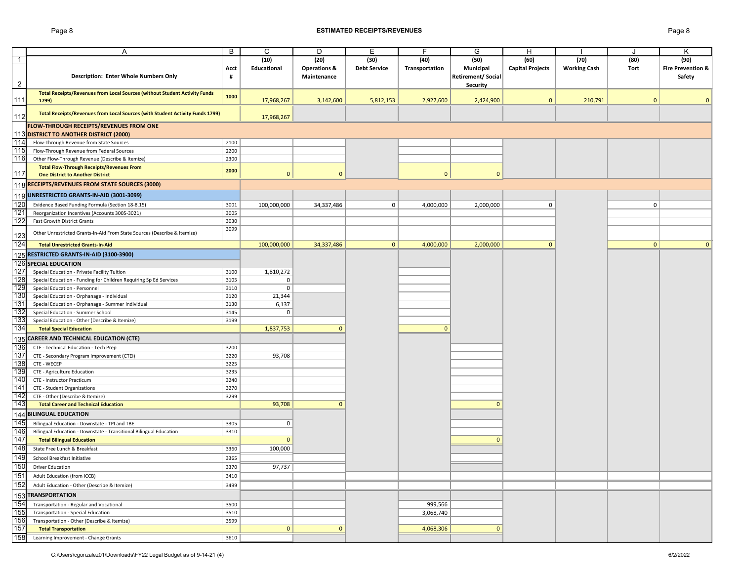## ESTIMATED RECEIPTS/REVENUES

| | A | B | C | D | E | F | G | H | I | J | K |
|---|---|---|---|---|---|---|---|---|---|---|---|
| 1 | | | (10) | (20) | (30) | (40) | (50) | (60) | (70) | (80) | (90) |
| 2 | **Description: Enter Whole Numbers Only** | **Acct #** | **Educational** | **Operations & Maintenance** | **Debt Service** | **Transportation** | **Municipal Retirement/ Social Security** | **Capital Projects** | **Working Cash** | **Tort** | **Fire Prevention & Safety** |
| 111 | **Total Receipts/Revenues from Local Sources (without Student Activity Funds 1799)** | 1000 | 17,968,267 | 3,142,600 | 5,812,153 | 2,927,600 | 2,424,900 | 0 | 210,791 | 0 | 0 |
| 112 | **Total Receipts/Revenues from Local Sources (with Student Activity Funds 1799)** | | 17,968,267 | | | | | | | | |
| 113 | **FLOW-THROUGH RECEIPTS/REVENUES FROM ONE DISTRICT TO ANOTHER DISTRICT (2000)** | | | | | | | | | | |
| 114 | Flow-Through Revenue from State Sources | 2100 | | | | | | | | | |
| 115 | Flow-Through Revenue from Federal Sources | 2200 | | | | | | | | | |
| 116 | Other Flow-Through Revenue (Describe & Itemize) | 2300 | | | | | | | | | |
| 117 | **Total Flow-Through Receipts/Revenues From One District to Another District** | 2000 | 0 | 0 | | 0 | 0 | | | | |
| 118 | **RECEIPTS/REVENUES FROM STATE SOURCES (3000)** | | | | | | | | | | |
| 119 | **UNRESTRICTED GRANTS-IN-AID (3001-3099)** | | | | | | | | | | |
| 120 | Evidence Based Funding Formula (Section 18-8.15) | 3001 | 100,000,000 | 34,337,486 | 0 | 4,000,000 | 2,000,000 | 0 | | 0 | |
| 121 | Reorganization Incentives (Accounts 3005-3021) | 3005 | | | | | | | | | |
| 122 | Fast Growth District Grants | 3030 | | | | | | | | | |
| 123 | Other Unrestricted Grants-In-Aid From State Sources (Describe & Itemize) | 3099 | | | | | | | | | |
| 124 | **Total Unrestricted Grants-In-Aid** | | 100,000,000 | 34,337,486 | 0 | 4,000,000 | 2,000,000 | 0 | | 0 | 0 |
| 125 | **RESTRICTED GRANTS-IN-AID (3100-3900)** | | | | | | | | | | |
| 126 | **SPECIAL EDUCATION** | | | | | | | | | | |
| 127 | Special Education - Private Facility Tuition | 3100 | 1,810,272 | | | | | | | | |
| 128 | Special Education - Funding for Children Requiring Sp Ed Services | 3105 | 0 | | | | | | | | |
| 129 | Special Education - Personnel | 3110 | 0 | | | | | | | | |
| 130 | Special Education - Orphanage - Individual | 3120 | 21,344 | | | | | | | | |
| 131 | Special Education - Orphanage - Summer Individual | 3130 | 6,137 | | | | | | | | |
| 132 | Special Education - Summer School | 3145 | 0 | | | | | | | | |
| 133 | Special Education - Other (Describe & Itemize) | 3199 | | | | | | | | | |
| 134 | **Total Special Education** | | 1,837,753 | 0 | | 0 | | | | | |
| 135 | **CAREER AND TECHNICAL EDUCATION (CTE)** | | | | | | | | | | |
| 136 | CTE - Technical Education - Tech Prep | 3200 | | | | | | | | | |
| 137 | CTE - Secondary Program Improvement (CTEI) | 3220 | 93,708 | | | | | | | | |
| 138 | CTE - WECEP | 3225 | | | | | | | | | |
| 139 | CTE - Agriculture Education | 3235 | | | | | | | | | |
| 140 | CTE - Instructor Practicum | 3240 | | | | | | | | | |
| 141 | CTE - Student Organizations | 3270 | | | | | | | | | |
| 142 | CTE - Other (Describe & Itemize) | 3299 | | | | | | | | | |
| 143 | **Total Career and Technical Education** | | 93,708 | 0 | | | 0 | | | | |
| 144 | **BILINGUAL EDUCATION** | | | | | | | | | | |
| 145 | Bilingual Education - Downstate - TPI and TBE | 3305 | 0 | | | | | | | | |
| 146 | Bilingual Education - Downstate - Transitional Bilingual Education | 3310 | | | | | | | | | |
| 147 | **Total Bilingual Education** | | 0 | | | | 0 | | | | |
| 148 | State Free Lunch & Breakfast | 3360 | 100,000 | | | | | | | | |
| 149 | School Breakfast Initiative | 3365 | | | | | | | | | |
| 150 | Driver Education | 3370 | 97,737 | | | | | | | | |
| 151 | Adult Education (from ICCB) | 3410 | | | | | | | | | |
| 152 | Adult Education - Other (Describe & Itemize) | 3499 | | | | | | | | | |
| 153 | **TRANSPORTATION** | | | | | | | | | | |
| 154 | Transportation - Regular and Vocational | 3500 | | | | 999,566 | | | | | |
| 155 | Transportation - Special Education | 3510 | | | | 3,068,740 | | | | | |
| 156 | Transportation - Other (Describe & Itemize) | 3599 | | | | | | | | | |
| 157 | **Total Transportation** | | 0 | 0 | | 4,068,306 | 0 | | | | |
| 158 | Learning Improvement - Change Grants | 3610 | | | | | | | | | |

C:\Users\cgonzalez01\Downloads\FY22 Legal Budget as of 9-14-21 (4)

6/2/2022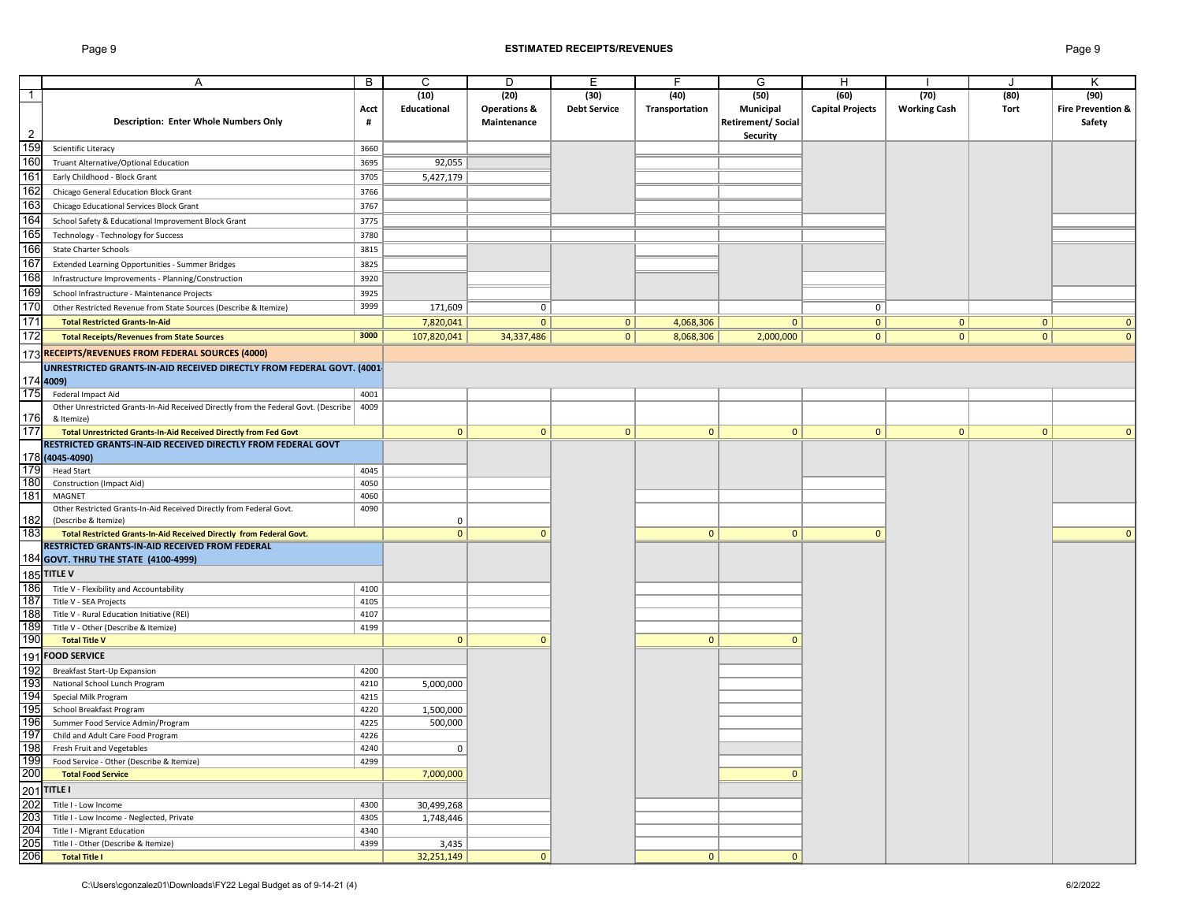## ESTIMATED RECEIPTS/REVENUES

| | A | B | C | D | E | F | G | H | I | J | K |
|---|---|---|---|---|---|---|---|---|---|---|---|
| 1 | Description: Enter Whole Numbers Only | Acct # | (10) Educational | (20) Operations & Maintenance | (30) Debt Service | (40) Transportation | (50) Municipal Retirement/ Social Security | (60) Capital Projects | (70) Working Cash | (80) Tort | (90) Fire Prevention & Safety |
| 159 | Scientific Literacy | 3660 | | | | | | | | | |
| 160 | Truant Alternative/Optional Education | 3695 | 92,055 | | | | | | | | |
| 161 | Early Childhood - Block Grant | 3705 | 5,427,179 | | | | | | | | |
| 162 | Chicago General Education Block Grant | 3766 | | | | | | | | | |
| 163 | Chicago Educational Services Block Grant | 3767 | | | | | | | | | |
| 164 | School Safety & Educational Improvement Block Grant | 3775 | | | | | | | | | |
| 165 | Technology - Technology for Success | 3780 | | | | | | | | | |
| 166 | State Charter Schools | 3815 | | | | | | | | | |
| 167 | Extended Learning Opportunities - Summer Bridges | 3825 | | | | | | | | | |
| 168 | Infrastructure Improvements - Planning/Construction | 3920 | | | | | | | | | |
| 169 | School Infrastructure - Maintenance Projects | 3925 | | | | | | | | | |
| 170 | Other Restricted Revenue from State Sources (Describe & Itemize) | 3999 | 171,609 | 0 | | | | 0 | | | |
| 171 | **Total Restricted Grants-In-Aid** | | 7,820,041 | 0 | 0 | 4,068,306 | 0 | 0 | 0 | 0 | 0 |
| 172 | **Total Receipts/Revenues from State Sources** | 3000 | 107,820,041 | 34,337,486 | 0 | 8,068,306 | 2,000,000 | 0 | 0 | 0 | 0 |
| 173 | **RECEIPTS/REVENUES FROM FEDERAL SOURCES (4000)** | | | | | | | | | | |
| 174 | **UNRESTRICTED GRANTS-IN-AID RECEIVED DIRECTLY FROM FEDERAL GOVT. (4001-4009)** | | | | | | | | | | |
| 175 | Federal Impact Aid | 4001 | | | | | | | | | |
| 176 | Other Unrestricted Grants-In-Aid Received Directly from the Federal Govt. (Describe & Itemize) | 4009 | | | | | | | | | |
| 177 | **Total Unrestricted Grants-In-Aid Received Directly from Fed Govt** | | 0 | 0 | 0 | 0 | 0 | 0 | 0 | 0 | 0 |
| 178 | **RESTRICTED GRANTS-IN-AID RECEIVED DIRECTLY FROM FEDERAL GOVT (4045-4090)** | | | | | | | | | | |
| 179 | Head Start | 4045 | | | | | | | | | |
| 180 | Construction (Impact Aid) | 4050 | | | | | | | | | |
| 181 | MAGNET | 4060 | | | | | | | | | |
| 182 | Other Restricted Grants-In-Aid Received Directly from Federal Govt. (Describe & Itemize) | 4090 | 0 | | | | | | | | |
| 183 | **Total Restricted Grants-In-Aid Received Directly from Federal Govt.** | | 0 | 0 | | 0 | 0 | 0 | | | 0 |
| 184 | **RESTRICTED GRANTS-IN-AID RECEIVED FROM FEDERAL GOVT. THRU THE STATE (4100-4999)** | | | | | | | | | | |
| 185 | **TITLE V** | | | | | | | | | | |
| 186 | Title V - Flexibility and Accountability | 4100 | | | | | | | | | |
| 187 | Title V - SEA Projects | 4105 | | | | | | | | | |
| 188 | Title V - Rural Education Initiative (REI) | 4107 | | | | | | | | | |
| 189 | Title V - Other (Describe & Itemize) | 4199 | | | | | | | | | |
| 190 | **Total Title V** | | 0 | 0 | | 0 | 0 | | | | |
| 191 | **FOOD SERVICE** | | | | | | | | | | |
| 192 | Breakfast Start-Up Expansion | 4200 | | | | | | | | | |
| 193 | National School Lunch Program | 4210 | 5,000,000 | | | | | | | | |
| 194 | Special Milk Program | 4215 | | | | | | | | | |
| 195 | School Breakfast Program | 4220 | 1,500,000 | | | | | | | | |
| 196 | Summer Food Service Admin/Program | 4225 | 500,000 | | | | | | | | |
| 197 | Child and Adult Care Food Program | 4226 | | | | | | | | | |
| 198 | Fresh Fruit and Vegetables | 4240 | 0 | | | | | | | | |
| 199 | Food Service - Other (Describe & Itemize) | 4299 | | | | | | | | | |
| 200 | **Total Food Service** | | 7,000,000 | | | | 0 | | | | |
| 201 | **TITLE I** | | | | | | | | | | |
| 202 | Title I - Low Income | 4300 | 30,499,268 | | | | | | | | |
| 203 | Title I - Low Income - Neglected, Private | 4305 | 1,748,446 | | | | | | | | |
| 204 | Title I - Migrant Education | 4340 | | | | | | | | | |
| 205 | Title I - Other (Describe & Itemize) | 4399 | 3,435 | | | | | | | | |
| 206 | **Total Title I** | | 32,251,149 | 0 | | 0 | 0 | | | | |

C:\Users\cgonzalez01\Downloads\FY22 Legal Budget as of 9-14-21 (4)

6/2/2022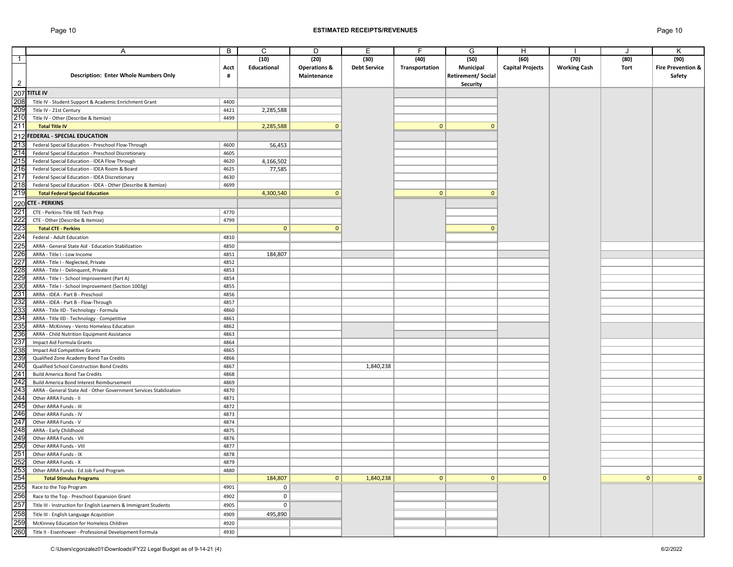## ESTIMATED RECEIPTS/REVENUES

| | A | B | C | D | E | F | G | H | I | J | K |
|---|---|---|---|---|---|---|---|---|---|---|---|
| 1 | | | (10) | (20) | (30) | (40) | (50) | (60) | (70) | (80) | (90) |
| 2 | **Description: Enter Whole Numbers Only** | **Acct #** | **Educational** | **Operations & Maintenance** | **Debt Service** | **Transportation** | **Municipal Retirement/ Social Security** | **Capital Projects** | **Working Cash** | **Tort** | **Fire Prevention & Safety** |
| 207 | **TITLE IV** | | | | | | | | | | |
| 208 | Title IV - Student Support & Academic Enrichment Grant | 4400 | | | | | | | | | |
| 209 | Title IV - 21st Century | 4421 | 2,285,588 | | | | | | | | |
| 210 | Title IV - Other (Describe & Itemize) | 4499 | | | | | | | | | |
| 211 | **Total Title IV** | | 2,285,588 | 0 | | 0 | 0 | | | | |
| 212 | **FEDERAL - SPECIAL EDUCATION** | | | | | | | | | | |
| 213 | Federal Special Education - Preschool Flow-Through | 4600 | 56,453 | | | | | | | | |
| 214 | Federal Special Education - Preschool Discretionary | 4605 | | | | | | | | | |
| 215 | Federal Special Education - IDEA Flow Through | 4620 | 4,166,502 | | | | | | | | |
| 216 | Federal Special Education - IDEA Room & Board | 4625 | 77,585 | | | | | | | | |
| 217 | Federal Special Education - IDEA Discretionary | 4630 | | | | | | | | | |
| 218 | Federal Special Education - IDEA - Other (Describe & Itemize) | 4699 | | | | | | | | | |
| 219 | **Total Federal Special Education** | | 4,300,540 | 0 | | 0 | 0 | | | | |
| 220 | **CTE - PERKINS** | | | | | | | | | | |
| 221 | CTE - Perkins-Title IIIE Tech Prep | 4770 | | | | | | | | | |
| 222 | CTE - Other (Describe & Itemize) | 4799 | | | | | | | | | |
| 223 | **Total CTE - Perkins** | | 0 | 0 | | | 0 | | | | |
| 224 | Federal - Adult Education | 4810 | | | | | | | | | |
| 225 | ARRA - General State Aid - Education Stabilization | 4850 | | | | | | | | | |
| 226 | ARRA - Title I - Low Income | 4851 | 184,807 | | | | | | | | |
| 227 | ARRA - Title I - Neglected, Private | 4852 | | | | | | | | | |
| 228 | ARRA - Title I - Delinquent, Private | 4853 | | | | | | | | | |
| 229 | ARRA - Title I - School Improvement (Part A) | 4854 | | | | | | | | | |
| 230 | ARRA - Title I - School Improvement (Section 1003g) | 4855 | | | | | | | | | |
| 231 | ARRA - IDEA - Part B - Preschool | 4856 | | | | | | | | | |
| 232 | ARRA - IDEA - Part B - Flow-Through | 4857 | | | | | | | | | |
| 233 | ARRA - Title IID - Technology - Formula | 4860 | | | | | | | | | |
| 234 | ARRA - Title IID - Technology - Competitive | 4861 | | | | | | | | | |
| 235 | ARRA - McKinney - Vento Homeless Education | 4862 | | | | | | | | | |
| 236 | ARRA - Child Nutrition Equipment Assistance | 4863 | | | | | | | | | |
| 237 | Impact Aid Formula Grants | 4864 | | | | | | | | | |
| 238 | Impact Aid Competitive Grants | 4865 | | | | | | | | | |
| 239 | Qualified Zone Academy Bond Tax Credits | 4866 | | | | | | | | | |
| 240 | Qualified School Construction Bond Credits | 4867 | | | 1,840,238 | | | | | | |
| 241 | Build America Bond Tax Credits | 4868 | | | | | | | | | |
| 242 | Build America Bond Interest Reimbursement | 4869 | | | | | | | | | |
| 243 | ARRA - General State Aid - Other Government Services Stabilization | 4870 | | | | | | | | | |
| 244 | Other ARRA Funds - II | 4871 | | | | | | | | | |
| 245 | Other ARRA Funds - III | 4872 | | | | | | | | | |
| 246 | Other ARRA Funds - IV | 4873 | | | | | | | | | |
| 247 | Other ARRA Funds - V | 4874 | | | | | | | | | |
| 248 | ARRA - Early Childhood | 4875 | | | | | | | | | |
| 249 | Other ARRA Funds - VII | 4876 | | | | | | | | | |
| 250 | Other ARRA Funds - VIII | 4877 | | | | | | | | | |
| 251 | Other ARRA Funds - IX | 4878 | | | | | | | | | |
| 252 | Other ARRA Funds - X | 4879 | | | | | | | | | |
| 253 | Other ARRA Funds - Ed Job Fund Program | 4880 | | | | | | | | | |
| 254 | **Total Stimulus Programs** | | 184,807 | 0 | 1,840,238 | 0 | 0 | 0 | | 0 | 0 |
| 255 | Race to the Top Program | 4901 | 0 | | | | | | | | |
| 256 | Race to the Top - Preschool Expansion Grant | 4902 | 0 | | | | | | | | |
| 257 | Title III - Instruction for English Learners & Immigrant Students | 4905 | 0 | | | | | | | | |
| 258 | Title III - English Language Acquistion | 4909 | 495,890 | | | | | | | | |
| 259 | McKinney Education for Homeless Children | 4920 | | | | | | | | | |
| 260 | Title II - Eisenhower - Professional Development Formula | 4930 | | | | | | | | | |

C:\Users\cgonzalez01\Downloads\FY22 Legal Budget as of 9-14-21 (4) 6/2/2022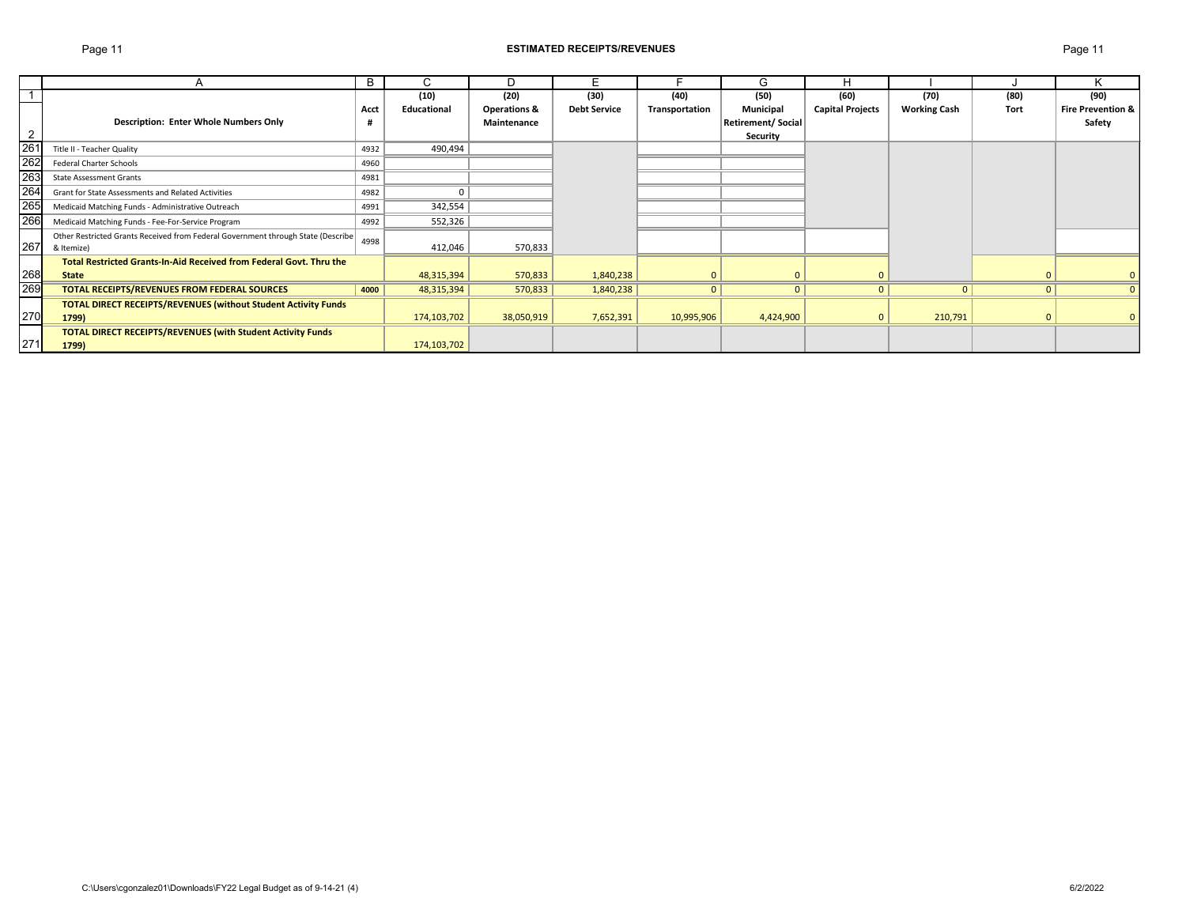# ESTIMATED RECEIPTS/REVENUES

| | A | B | C | D | E | F | G | H | I | J | K |
|---|---|---|---|---|---|---|---|---|---|---|---|
| 1 | **Description: Enter Whole Numbers Only** | **Acct #** | **(10) Educational** | **(20) Operations & Maintenance** | **(30) Debt Service** | **(40) Transportation** | **(50) Municipal Retirement/ Social Security** | **(60) Capital Projects** | **(70) Working Cash** | **(80) Tort** | **(90) Fire Prevention & Safety** |
| 261 | Title II - Teacher Quality | 4932 | 490,494 | | | | | | | | |
| 262 | Federal Charter Schools | 4960 | | | | | | | | | |
| 263 | State Assessment Grants | 4981 | | | | | | | | | |
| 264 | Grant for State Assessments and Related Activities | 4982 | 0 | | | | | | | | |
| 265 | Medicaid Matching Funds - Administrative Outreach | 4991 | 342,554 | | | | | | | | |
| 266 | Medicaid Matching Funds - Fee-For-Service Program | 4992 | 552,326 | | | | | | | | |
| 267 | Other Restricted Grants Received from Federal Government through State (Describe & Itemize) | 4998 | 412,046 | 570,833 | | | | | | | |
| 268 | **Total Restricted Grants-In-Aid Received from Federal Govt. Thru the State** | | 48,315,394 | 570,833 | 1,840,238 | 0 | 0 | 0 | | 0 | 0 |
| 269 | **TOTAL RECEIPTS/REVENUES FROM FEDERAL SOURCES** | **4000** | 48,315,394 | 570,833 | 1,840,238 | 0 | 0 | 0 | 0 | 0 | 0 |
| 270 | **TOTAL DIRECT RECEIPTS/REVENUES (without Student Activity Funds 1799)** | | 174,103,702 | 38,050,919 | 7,652,391 | 10,995,906 | 4,424,900 | 0 | 210,791 | 0 | 0 |
| 271 | **TOTAL DIRECT RECEIPTS/REVENUES (with Student Activity Funds 1799)** | | 174,103,702 | | | | | | | | |

C:\Users\cgonzalez01\Downloads\FY22 Legal Budget as of 9-14-21 (4) 6/2/2022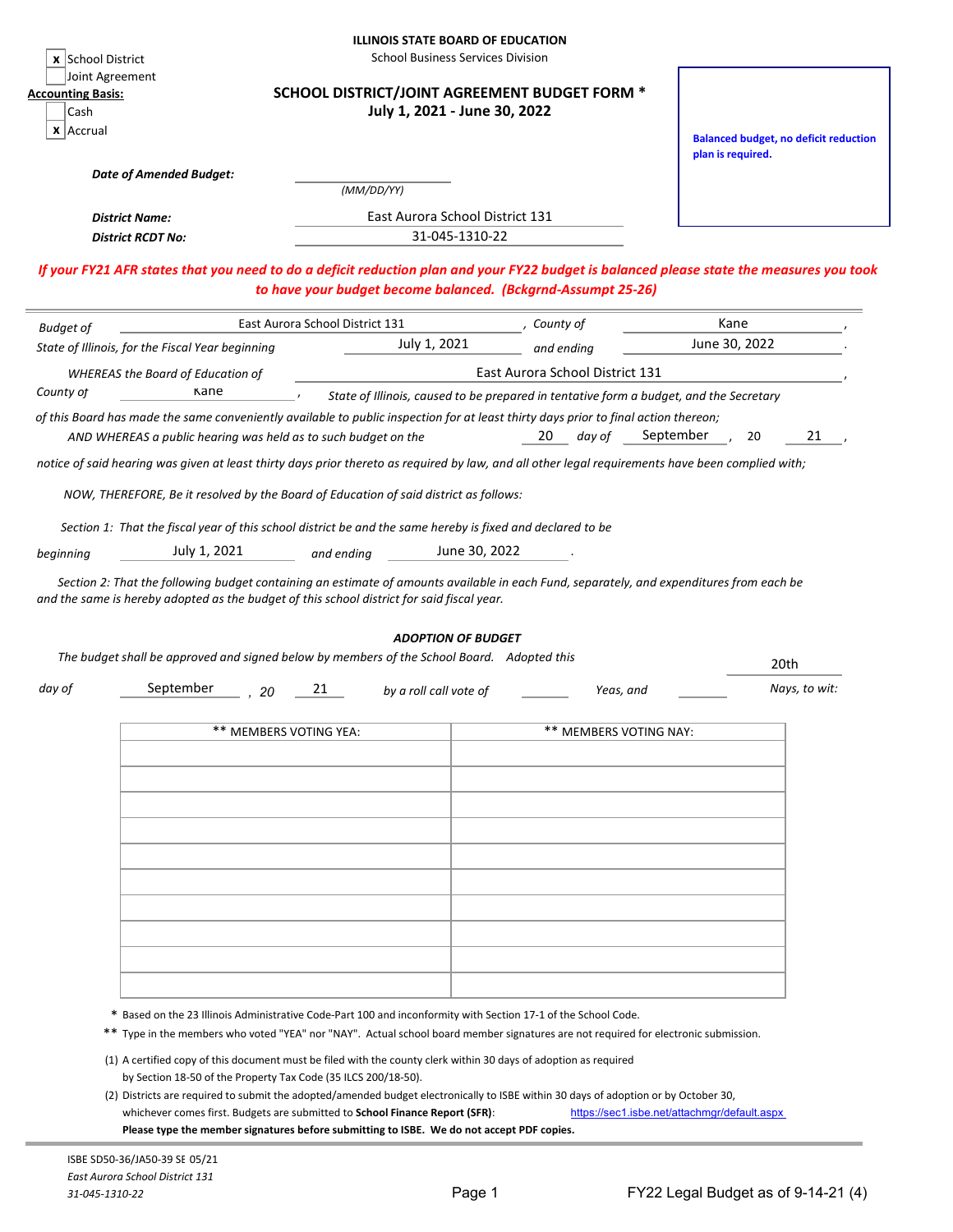**ILLINOIS STATE BOARD OF EDUCATION**
School Business Services Division

x School District
Joint Agreement

**Accounting Basis:**
Cash
x Accrual

## SCHOOL DISTRICT/JOINT AGREEMENT BUDGET FORM *
**July 1, 2021 - June 30, 2022**

**Balanced budget, no deficit reduction plan is required.**

***Date of Amended Budget:*** ____________ *(MM/DD/YY)*

***District Name:*** East Aurora School District 131
***District RCDT No:*** 31-045-1310-22

***If your FY21 AFR states that you need to do a deficit reduction plan and your FY22 budget is balanced please state the measures you took to have your budget become balanced. (Bckgrnd-Assumpt 25-26)***

*Budget of* East Aurora School District 131 *, County of* Kane *,*
*State of Illinois, for the Fiscal Year beginning* July 1, 2021 *and ending* June 30, 2022 *.*

*WHEREAS the Board of Education of* East Aurora School District 131 *,*
*County of* Kane *, State of Illinois, caused to be prepared in tentative form a budget, and the Secretary of this Board has made the same conveniently available to public inspection for at least thirty days prior to final action thereon;*

*AND WHEREAS a public hearing was held as to such budget on the* 20 *day of* September *, 20* 21 *,*
*notice of said hearing was given at least thirty days prior thereto as required by law, and all other legal requirements have been complied with;*

*NOW, THEREFORE, Be it resolved by the Board of Education of said district as follows:*

*Section 1: That the fiscal year of this school district be and the same hereby is fixed and declared to be*
*beginning* July 1, 2021 *and ending* June 30, 2022 *.*

*Section 2: That the following budget containing an estimate of amounts available in each Fund, separately, and expenditures from each be and the same is hereby adopted as the budget of this school district for said fiscal year.*

### *ADOPTION OF BUDGET*

*The budget shall be approved and signed below by members of the School Board. Adopted this* 20th
*day of* September *, 20* 21 *by a roll call vote of* ______ *Yeas, and* ______ *Nays, to wit:*

| ** MEMBERS VOTING YEA: | ** MEMBERS VOTING NAY: |
|---|---|
| | |
| | |
| | |
| | |
| | |
| | |
| | |
| | |
| | |
| | |

\* Based on the 23 Illinois Administrative Code-Part 100 and inconformity with Section 17-1 of the School Code.

\** Type in the members who voted "YEA" nor "NAY". Actual school board member signatures are not required for electronic submission.

(1) A certified copy of this document must be filed with the county clerk within 30 days of adoption as required by Section 18-50 of the Property Tax Code (35 ILCS 200/18-50).

(2) Districts are required to submit the adopted/amended budget electronically to ISBE within 30 days of adoption or by October 30, whichever comes first. Budgets are submitted to **School Finance Report (SFR)**: https://sec1.isbe.net/attachmgr/default.aspx
**Please type the member signatures before submitting to ISBE. We do not accept PDF copies.**

ISBE SD50-36/JA50-39 SE 05/21
*East Aurora School District 131*
*31-045-1310-22*

FY22 Legal Budget as of 9-14-21 (4)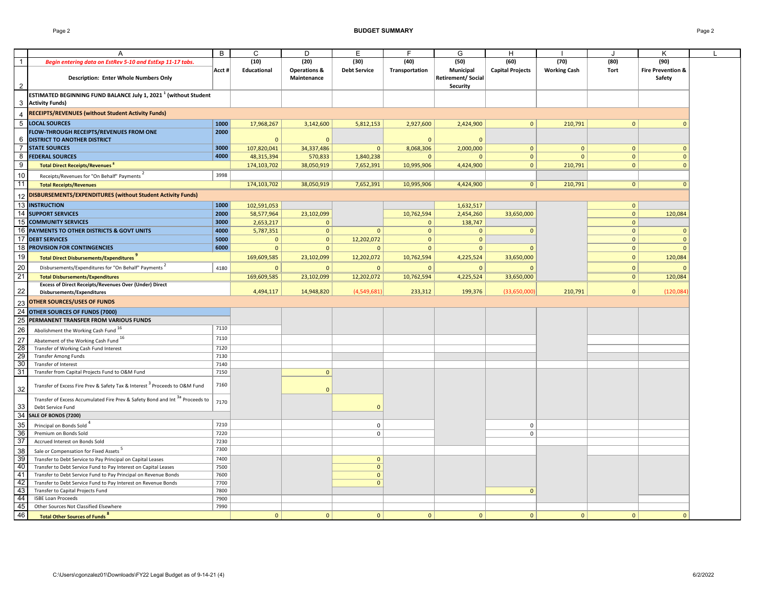# BUDGET SUMMARY

| | A | B | C | D | E | F | G | H | I | J | K |
|---|---|---|---|---|---|---|---|---|---|---|---|
| 1 | *Begin entering data on EstRev 5-10 and EstExp 11-17 tabs.* | | (10) | (20) | (30) | (40) | (50) | (60) | (70) | (80) | (90) |
| 2 | **Description: Enter Whole Numbers Only** | Acct # | Educational | Operations & Maintenance | Debt Service | Transportation | Municipal Retirement/ Social Security | Capital Projects | Working Cash | Tort | Fire Prevention & Safety |
| 3 | **ESTIMATED BEGINNING FUND BALANCE July 1, 2021 [1] (without Student Activity Funds)** | | | | | | | | | | |
| 4 | **RECEIPTS/REVENUES (without Student Activity Funds)** | | | | | | | | | | |
| 5 | **LOCAL SOURCES** | 1000 | 17,968,267 | 3,142,600 | 5,812,153 | 2,927,600 | 2,424,900 | 0 | 210,791 | 0 | 0 |
| 6 | **FLOW-THROUGH RECEIPTS/REVENUES FROM ONE DISTRICT TO ANOTHER DISTRICT** | 2000 | 0 | 0 | | 0 | 0 | | | | |
| 7 | **STATE SOURCES** | 3000 | 107,820,041 | 34,337,486 | 0 | 8,068,306 | 2,000,000 | 0 | 0 | 0 | 0 |
| 8 | **FEDERAL SOURCES** | 4000 | 48,315,394 | 570,833 | 1,840,238 | 0 | 0 | 0 | 0 | 0 | 0 |
| 9 | **Total Direct Receipts/Revenues [8]** | | 174,103,702 | 38,050,919 | 7,652,391 | 10,995,906 | 4,424,900 | 0 | 210,791 | 0 | 0 |
| 10 | Receipts/Revenues for "On Behalf" Payments [2] | 3998 | | | | | | | | | |
| 11 | **Total Receipts/Revenues** | | 174,103,702 | 38,050,919 | 7,652,391 | 10,995,906 | 4,424,900 | 0 | 210,791 | 0 | 0 |
| 12 | **DISBURSEMENTS/EXPENDITURES (without Student Activity Funds)** | | | | | | | | | | |
| 13 | **INSTRUCTION** | 1000 | 102,591,053 | | | | 1,632,517 | | | 0 | |
| 14 | **SUPPORT SERVICES** | 2000 | 58,577,964 | 23,102,099 | | 10,762,594 | 2,454,260 | 33,650,000 | | 0 | 120,084 |
| 15 | **COMMUNITY SERVICES** | 3000 | 2,653,217 | 0 | | 0 | 138,747 | | | 0 | |
| 16 | **PAYMENTS TO OTHER DISTRICTS & GOVT UNITS** | 4000 | 5,787,351 | 0 | 0 | 0 | 0 | 0 | | 0 | 0 |
| 17 | **DEBT SERVICES** | 5000 | 0 | 0 | 12,202,072 | 0 | 0 | | | 0 | 0 |
| 18 | **PROVISION FOR CONTINGENCIES** | 6000 | 0 | 0 | 0 | 0 | 0 | 0 | | 0 | 0 |
| 19 | **Total Direct Disbursements/Expenditures [9]** | | 169,609,585 | 23,102,099 | 12,202,072 | 10,762,594 | 4,225,524 | 33,650,000 | | 0 | 120,084 |
| 20 | Disbursements/Expenditures for "On Behalf" Payments [2] | 4180 | 0 | 0 | 0 | 0 | 0 | 0 | | 0 | 0 |
| 21 | **Total Disbursements/Expenditures** | | 169,609,585 | 23,102,099 | 12,202,072 | 10,762,594 | 4,225,524 | 33,650,000 | | 0 | 120,084 |
| 22 | **Excess of Direct Receipts/Revenues Over (Under) Direct Disbursements/Expenditures** | | 4,494,117 | 14,948,820 | (4,549,681) | 233,312 | 199,376 | (33,650,000) | 210,791 | 0 | (120,084) |
| 23 | **OTHER SOURCES/USES OF FUNDS** | | | | | | | | | | |
| 24 | **OTHER SOURCES OF FUNDS (7000)** | | | | | | | | | | |
| 25 | **PERMANENT TRANSFER FROM VARIOUS FUNDS** | | | | | | | | | | |
| 26 | Abolishment the Working Cash Fund [16] | 7110 | | | | | | | | | |
| 27 | Abatement of the Working Cash Fund [16] | 7110 | | | | | | | | | |
| 28 | Transfer of Working Cash Fund Interest | 7120 | | | | | | | | | |
| 29 | Transfer Among Funds | 7130 | | | | | | | | | |
| 30 | Transfer of Interest | 7140 | | | | | | | | | |
| 31 | Transfer from Capital Projects Fund to O&M Fund | 7150 | | 0 | | | | | | | |
| 32 | Transfer of Excess Fire Prev & Safety Tax & Interest [3] Proceeds to O&M Fund | 7160 | | 0 | | | | | | | |
| 33 | Transfer of Excess Accumulated Fire Prev & Safety Bond and Int [3a] Proceeds to Debt Service Fund | 7170 | | | 0 | | | | | | |
| 34 | **SALE OF BONDS (7200)** | | | | | | | | | | |
| 35 | Principal on Bonds Sold [4] | 7210 | | | 0 | | | 0 | | | |
| 36 | Premium on Bonds Sold | 7220 | | | 0 | | | 0 | | | |
| 37 | Accrued Interest on Bonds Sold | 7230 | | | | | | | | | |
| 38 | Sale or Compensation for Fixed Assets [5] | 7300 | | | | | | | | | |
| 39 | Transfer to Debt Service to Pay Principal on Capital Leases | 7400 | | | 0 | | | | | | |
| 40 | Transfer to Debt Service Fund to Pay Interest on Capital Leases | 7500 | | | 0 | | | | | | |
| 41 | Transfer to Debt Service Fund to Pay Principal on Revenue Bonds | 7600 | | | 0 | | | | | | |
| 42 | Transfer to Debt Service Fund to Pay Interest on Revenue Bonds | 7700 | | | 0 | | | | | | |
| 43 | Transfer to Capital Projects Fund | 7800 | | | | | | 0 | | | |
| 44 | ISBE Loan Proceeds | 7900 | | | | | | | | | |
| 45 | Other Sources Not Classified Elsewhere | 7990 | | | | | | | | | |
| 46 | **Total Other Sources of Funds [8]** | | 0 | 0 | 0 | 0 | 0 | 0 | 0 | 0 | 0 |

C:\Users\cgonzalez01\Downloads\FY22 Legal Budget as of 9-14-21 (4)

6/2/2022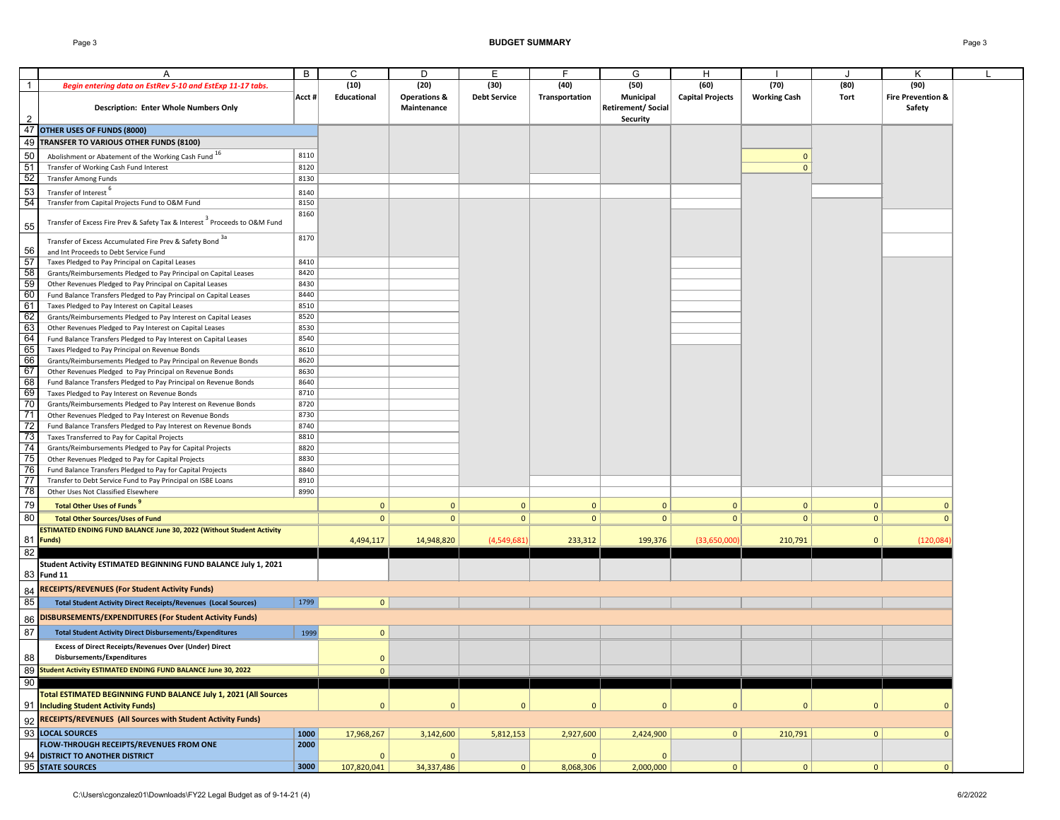## BUDGET SUMMARY

| | A | B | C | D | E | F | G | H | I | J | K |
|---|---|---|---|---|---|---|---|---|---|---|---|
| 1 | *Begin entering data on EstRev 5-10 and EstExp 11-17 tabs.* | | (10) | (20) | (30) | (40) | (50) | (60) | (70) | (80) | (90) |
| 2 | Description: Enter Whole Numbers Only | Acct # | Educational | Operations & Maintenance | Debt Service | Transportation | Municipal Retirement/ Social Security | Capital Projects | Working Cash | Tort | Fire Prevention & Safety |
| 47 | **OTHER USES OF FUNDS (8000)** | | | | | | | | | | |
| 49 | **TRANSFER TO VARIOUS OTHER FUNDS (8100)** | | | | | | | | | | |
| 50 | Abolishment or Abatement of the Working Cash Fund [16] | 8110 | | | | | | | 0 | | |
| 51 | Transfer of Working Cash Fund Interest | 8120 | | | | | | | 0 | | |
| 52 | Transfer Among Funds | 8130 | | | | | | | | | |
| 53 | Transfer of Interest [6] | 8140 | | | | | | | | | |
| 54 | Transfer from Capital Projects Fund to O&M Fund | 8150 | | | | | | | | | |
| 55 | Transfer of Excess Fire Prev & Safety Tax & Interest [3] Proceeds to O&M Fund | 8160 | | | | | | | | | |
| 56 | Transfer of Excess Accumulated Fire Prev & Safety Bond [3a] and Int Proceeds to Debt Service Fund | 8170 | | | | | | | | | |
| 57 | Taxes Pledged to Pay Principal on Capital Leases | 8410 | | | | | | | | | |
| 58 | Grants/Reimbursements Pledged to Pay Principal on Capital Leases | 8420 | | | | | | | | | |
| 59 | Other Revenues Pledged to Pay Principal on Capital Leases | 8430 | | | | | | | | | |
| 60 | Fund Balance Transfers Pledged to Pay Principal on Capital Leases | 8440 | | | | | | | | | |
| 61 | Taxes Pledged to Pay Interest on Capital Leases | 8510 | | | | | | | | | |
| 62 | Grants/Reimbursements Pledged to Pay Interest on Capital Leases | 8520 | | | | | | | | | |
| 63 | Other Revenues Pledged to Pay Interest on Capital Leases | 8530 | | | | | | | | | |
| 64 | Fund Balance Transfers Pledged to Pay Interest on Capital Leases | 8540 | | | | | | | | | |
| 65 | Taxes Pledged to Pay Principal on Revenue Bonds | 8610 | | | | | | | | | |
| 66 | Grants/Reimbursements Pledged to Pay Principal on Revenue Bonds | 8620 | | | | | | | | | |
| 67 | Other Revenues Pledged to Pay Principal on Revenue Bonds | 8630 | | | | | | | | | |
| 68 | Fund Balance Transfers Pledged to Pay Principal on Revenue Bonds | 8640 | | | | | | | | | |
| 69 | Taxes Pledged to Pay Interest on Revenue Bonds | 8710 | | | | | | | | | |
| 70 | Grants/Reimbursements Pledged to Pay Interest on Revenue Bonds | 8720 | | | | | | | | | |
| 71 | Other Revenues Pledged to Pay Interest on Revenue Bonds | 8730 | | | | | | | | | |
| 72 | Fund Balance Transfers Pledged to Pay Interest on Revenue Bonds | 8740 | | | | | | | | | |
| 73 | Taxes Transferred to Pay for Capital Projects | 8810 | | | | | | | | | |
| 74 | Grants/Reimbursements Pledged to Pay for Capital Projects | 8820 | | | | | | | | | |
| 75 | Other Revenues Pledged to Pay for Capital Projects | 8830 | | | | | | | | | |
| 76 | Fund Balance Transfers Pledged to Pay for Capital Projects | 8840 | | | | | | | | | |
| 77 | Transfer to Debt Service Fund to Pay Principal on ISBE Loans | 8910 | | | | | | | | | |
| 78 | Other Uses Not Classified Elsewhere | 8990 | | | | | | | | | |
| 79 | **Total Other Uses of Funds [9]** | | 0 | 0 | 0 | 0 | 0 | 0 | 0 | 0 | 0 |
| 80 | **Total Other Sources/Uses of Fund** | | 0 | 0 | 0 | 0 | 0 | 0 | 0 | 0 | 0 |
| 81 | **ESTIMATED ENDING FUND BALANCE June 30, 2022 (Without Student Activity Funds)** | | 4,494,117 | 14,948,820 | (4,549,681) | 233,312 | 199,376 | (33,650,000) | 210,791 | 0 | (120,084) |
| 82 | | | | | | | | | | | |
| 83 | **Student Activity ESTIMATED BEGINNING FUND BALANCE July 1, 2021 Fund 11** | | | | | | | | | | |
| 84 | **RECEIPTS/REVENUES (For Student Activity Funds)** | | | | | | | | | | |
| 85 | **Total Student Activity Direct Receipts/Revenues (Local Sources)** | 1799 | 0 | | | | | | | | |
| 86 | **DISBURSEMENTS/EXPENDITURES (For Student Activity Funds)** | | | | | | | | | | |
| 87 | **Total Student Activity Direct Disbursements/Expenditures** | 1999 | 0 | | | | | | | | |
| 88 | **Excess of Direct Receipts/Revenues Over (Under) Direct Disbursements/Expenditures** | | 0 | | | | | | | | |
| 89 | **Student Activity ESTIMATED ENDING FUND BALANCE June 30, 2022** | | 0 | | | | | | | | |
| 90 | | | | | | | | | | | |
| 91 | **Total ESTIMATED BEGINNING FUND BALANCE July 1, 2021 (All Sources Including Student Activity Funds)** | | 0 | 0 | 0 | 0 | 0 | 0 | 0 | 0 | 0 |
| 92 | **RECEIPTS/REVENUES (All Sources with Student Activity Funds)** | | | | | | | | | | |
| 93 | **LOCAL SOURCES** | 1000 | 17,968,267 | 3,142,600 | 5,812,153 | 2,927,600 | 2,424,900 | 0 | 210,791 | 0 | 0 |
| 94 | **FLOW-THROUGH RECEIPTS/REVENUES FROM ONE DISTRICT TO ANOTHER DISTRICT** | 2000 | 0 | 0 | | 0 | 0 | | | | |
| 95 | **STATE SOURCES** | 3000 | 107,820,041 | 34,337,486 | 0 | 8,068,306 | 2,000,000 | 0 | 0 | 0 | 0 |

C:\Users\cgonzalez01\Downloads\FY22 Legal Budget as of 9-14-21 (4) 6/2/2022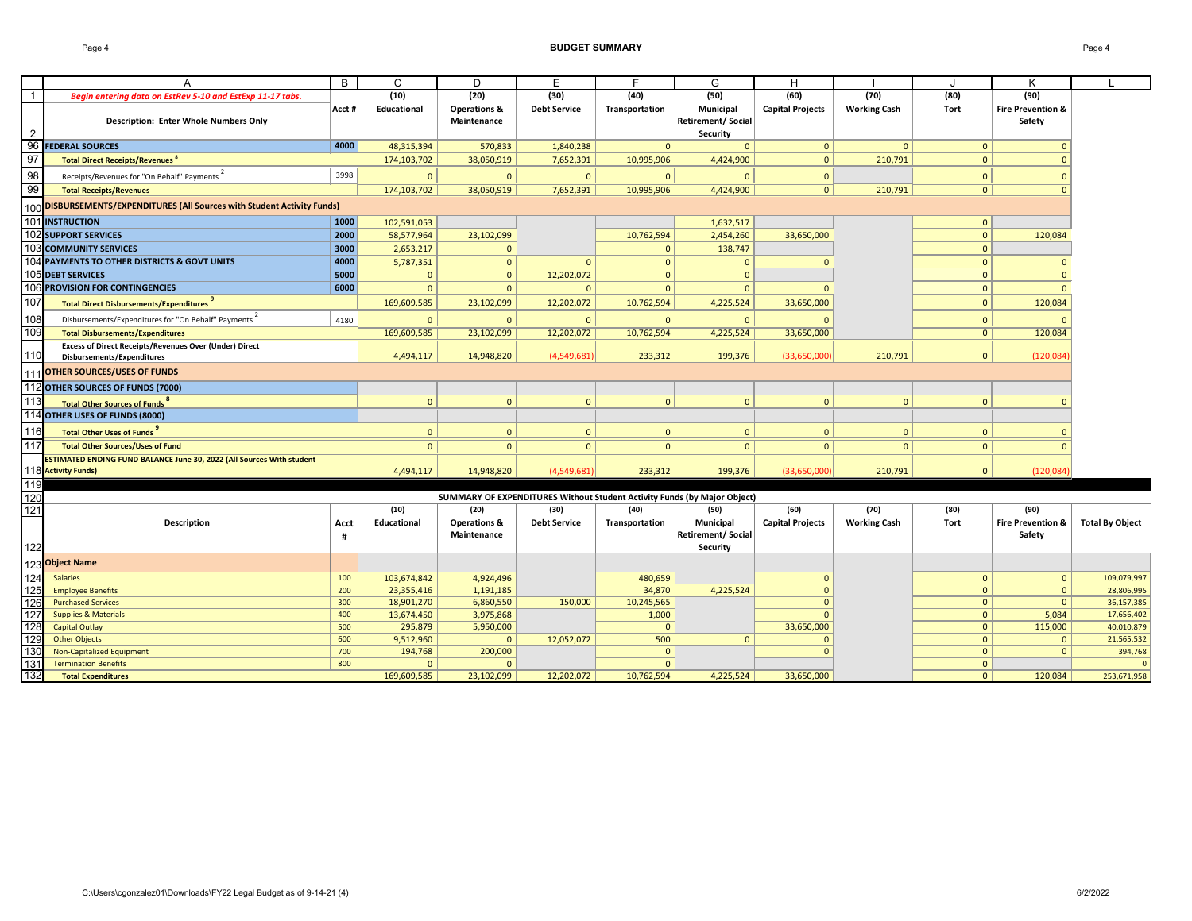# BUDGET SUMMARY

| | A | B | C | D | E | F | G | H | I | J | K | L |
|---|---|---|---|---|---|---|---|---|---|---|---|---|
| 1 | *Begin entering data on EstRev 5-10 and EstExp 11-17 tabs.* | | (10) | (20) | (30) | (40) | (50) | (60) | (70) | (80) | (90) | |
| 2 | **Description: Enter Whole Numbers Only** | **Acct #** | **Educational** | **Operations & Maintenance** | **Debt Service** | **Transportation** | **Municipal Retirement/ Social Security** | **Capital Projects** | **Working Cash** | **Tort** | **Fire Prevention & Safety** | |
| 96 | **FEDERAL SOURCES** | **4000** | 48,315,394 | 570,833 | 1,840,238 | 0 | 0 | 0 | 0 | 0 | 0 | |
| 97 | **Total Direct Receipts/Revenues** [8] | | 174,103,702 | 38,050,919 | 7,652,391 | 10,995,906 | 4,424,900 | 0 | 210,791 | 0 | 0 | |
| 98 | Receipts/Revenues for "On Behalf" Payments [2] | 3998 | 0 | 0 | 0 | 0 | 0 | 0 | | 0 | 0 | |
| 99 | **Total Receipts/Revenues** | | 174,103,702 | 38,050,919 | 7,652,391 | 10,995,906 | 4,424,900 | 0 | 210,791 | 0 | 0 | |
| 100 | **DISBURSEMENTS/EXPENDITURES (All Sources with Student Activity Funds)** | | | | | | | | | | | |
| 101 | **INSTRUCTION** | **1000** | 102,591,053 | | | | 1,632,517 | | | 0 | | |
| 102 | **SUPPORT SERVICES** | **2000** | 58,577,964 | 23,102,099 | | 10,762,594 | 2,454,260 | 33,650,000 | | 0 | 120,084 | |
| 103 | **COMMUNITY SERVICES** | **3000** | 2,653,217 | 0 | | 0 | 138,747 | | | 0 | | |
| 104 | **PAYMENTS TO OTHER DISTRICTS & GOVT UNITS** | **4000** | 5,787,351 | 0 | 0 | 0 | 0 | 0 | | 0 | 0 | |
| 105 | **DEBT SERVICES** | **5000** | 0 | 0 | 12,202,072 | 0 | 0 | | | 0 | 0 | |
| 106 | **PROVISION FOR CONTINGENCIES** | **6000** | 0 | 0 | 0 | 0 | 0 | 0 | | 0 | 0 | |
| 107 | **Total Direct Disbursements/Expenditures** [9] | | 169,609,585 | 23,102,099 | 12,202,072 | 10,762,594 | 4,225,524 | 33,650,000 | | 0 | 120,084 | |
| 108 | Disbursements/Expenditures for "On Behalf" Payments [2] | 4180 | 0 | 0 | 0 | 0 | 0 | 0 | | 0 | 0 | |
| 109 | **Total Disbursements/Expenditures** | | 169,609,585 | 23,102,099 | 12,202,072 | 10,762,594 | 4,225,524 | 33,650,000 | | 0 | 120,084 | |
| 110 | **Excess of Direct Receipts/Revenues Over (Under) Direct Disbursements/Expenditures** | | 4,494,117 | 14,948,820 | (4,549,681) | 233,312 | 199,376 | (33,650,000) | 210,791 | 0 | (120,084) | |
| 111 | **OTHER SOURCES/USES OF FUNDS** | | | | | | | | | | | |
| 112 | **OTHER SOURCES OF FUNDS (7000)** | | | | | | | | | | | |
| 113 | **Total Other Sources of Funds** [8] | | 0 | 0 | 0 | 0 | 0 | 0 | 0 | 0 | 0 | |
| 114 | **OTHER USES OF FUNDS (8000)** | | | | | | | | | | | |
| 116 | **Total Other Uses of Funds** [9] | | 0 | 0 | 0 | 0 | 0 | 0 | 0 | 0 | 0 | |
| 117 | **Total Other Sources/Uses of Fund** | | 0 | 0 | 0 | 0 | 0 | 0 | 0 | 0 | 0 | |
| 118 | **ESTIMATED ENDING FUND BALANCE June 30, 2022 (All Sources With student Activity Funds)** | | 4,494,117 | 14,948,820 | (4,549,681) | 233,312 | 199,376 | (33,650,000) | 210,791 | 0 | (120,084) | |

**SUMMARY OF EXPENDITURES Without Student Activity Funds (by Major Object)**

| | Description | Acct # | (10) Educational | (20) Operations & Maintenance | (30) Debt Service | (40) Transportation | (50) Municipal Retirement/ Social Security | (60) Capital Projects | (70) Working Cash | (80) Tort | (90) Fire Prevention & Safety | Total By Object |
|---|---|---|---|---|---|---|---|---|---|---|---|---|
| 123 | **Object Name** | | | | | | | | | | | |
| 124 | Salaries | 100 | 103,674,842 | 4,924,496 | | 480,659 | | 0 | | 0 | 0 | 109,079,997 |
| 125 | Employee Benefits | 200 | 23,355,416 | 1,191,185 | | 34,870 | 4,225,524 | 0 | | 0 | 0 | 28,806,995 |
| 126 | Purchased Services | 300 | 18,901,270 | 6,860,550 | 150,000 | 10,245,565 | | 0 | | 0 | 0 | 36,157,385 |
| 127 | Supplies & Materials | 400 | 13,674,450 | 3,975,868 | | 1,000 | | 0 | | 0 | 5,084 | 17,656,402 |
| 128 | Capital Outlay | 500 | 295,879 | 5,950,000 | | 0 | | 33,650,000 | | 0 | 115,000 | 40,010,879 |
| 129 | Other Objects | 600 | 9,512,960 | 0 | 12,052,072 | 500 | 0 | 0 | | 0 | 0 | 21,565,532 |
| 130 | Non-Capitalized Equipment | 700 | 194,768 | 200,000 | | 0 | | 0 | | 0 | 0 | 394,768 |
| 131 | Termination Benefits | 800 | 0 | 0 | | 0 | | | | 0 | | 0 |
| 132 | **Total Expenditures** | | 169,609,585 | 23,102,099 | 12,202,072 | 10,762,594 | 4,225,524 | 33,650,000 | | 0 | 120,084 | 253,671,958 |

C:\Users\cgonzalez01\Downloads\FY22 Legal Budget as of 9-14-21 (4)

6/2/2022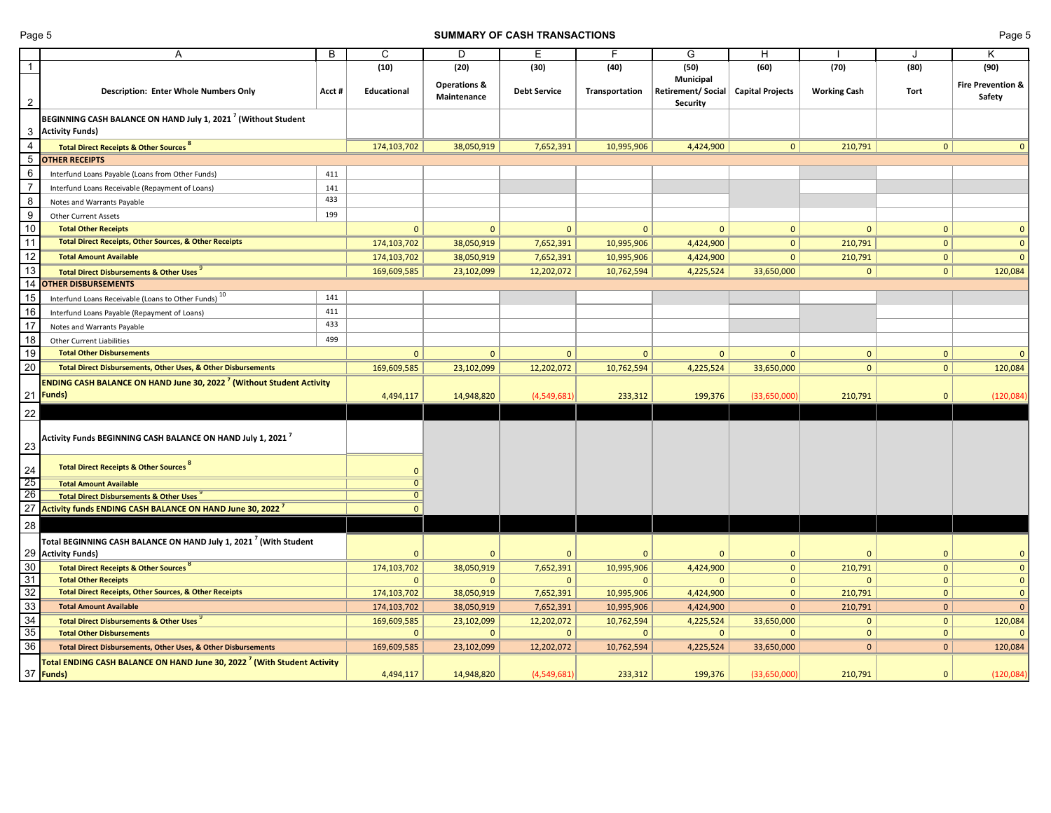## SUMMARY OF CASH TRANSACTIONS

| | A | B | C | D | E | F | G | H | I | J | K |
|---|---|---|---|---|---|---|---|---|---|---|---|
| 1 | | | (10) | (20) | (30) | (40) | (50) | (60) | (70) | (80) | (90) |
| 2 | Description: Enter Whole Numbers Only | Acct # | Educational | Operations & Maintenance | Debt Service | Transportation | Municipal Retirement/ Social Security | Capital Projects | Working Cash | Tort | Fire Prevention & Safety |
| 3 | BEGINNING CASH BALANCE ON HAND July 1, 2021 [7] (Without Student Activity Funds) | | | | | | | | | | |
| 4 | Total Direct Receipts & Other Sources [8] | | 174,103,702 | 38,050,919 | 7,652,391 | 10,995,906 | 4,424,900 | 0 | 210,791 | 0 | 0 |
| 5 | OTHER RECEIPTS | | | | | | | | | | |
| 6 | Interfund Loans Payable (Loans from Other Funds) | 411 | | | | | | | | | |
| 7 | Interfund Loans Receivable (Repayment of Loans) | 141 | | | | | | | | | |
| 8 | Notes and Warrants Payable | 433 | | | | | | | | | |
| 9 | Other Current Assets | 199 | | | | | | | | | |
| 10 | Total Other Receipts | | 0 | 0 | 0 | 0 | 0 | 0 | 0 | 0 | 0 |
| 11 | Total Direct Receipts, Other Sources, & Other Receipts | | 174,103,702 | 38,050,919 | 7,652,391 | 10,995,906 | 4,424,900 | 0 | 210,791 | 0 | 0 |
| 12 | Total Amount Available | | 174,103,702 | 38,050,919 | 7,652,391 | 10,995,906 | 4,424,900 | 0 | 210,791 | 0 | 0 |
| 13 | Total Direct Disbursements & Other Uses [9] | | 169,609,585 | 23,102,099 | 12,202,072 | 10,762,594 | 4,225,524 | 33,650,000 | 0 | 0 | 120,084 |
| 14 | OTHER DISBURSEMENTS | | | | | | | | | | |
| 15 | Interfund Loans Receivable (Loans to Other Funds) [10] | 141 | | | | | | | | | |
| 16 | Interfund Loans Payable (Repayment of Loans) | 411 | | | | | | | | | |
| 17 | Notes and Warrants Payable | 433 | | | | | | | | | |
| 18 | Other Current Liabilities | 499 | | | | | | | | | |
| 19 | Total Other Disbursements | | 0 | 0 | 0 | 0 | 0 | 0 | 0 | 0 | 0 |
| 20 | Total Direct Disbursements, Other Uses, & Other Disbursements | | 169,609,585 | 23,102,099 | 12,202,072 | 10,762,594 | 4,225,524 | 33,650,000 | 0 | 0 | 120,084 |
| 21 | ENDING CASH BALANCE ON HAND June 30, 2022 [7] (Without Student Activity Funds) | | 4,494,117 | 14,948,820 | (4,549,681) | 233,312 | 199,376 | (33,650,000) | 210,791 | 0 | (120,084) |
| 22 | | | | | | | | | | | |
| 23 | Activity Funds BEGINNING CASH BALANCE ON HAND July 1, 2021 [7] | | | | | | | | | | |
| 24 | Total Direct Receipts & Other Sources [8] | | 0 | | | | | | | | |
| 25 | Total Amount Available | | 0 | | | | | | | | |
| 26 | Total Direct Disbursements & Other Uses [9] | | 0 | | | | | | | | |
| 27 | Activity funds ENDING CASH BALANCE ON HAND June 30, 2022 [7] | | 0 | | | | | | | | |
| 28 | | | | | | | | | | | |
| 29 | Total BEGINNING CASH BALANCE ON HAND July 1, 2021 [7] (With Student Activity Funds) | | 0 | 0 | 0 | 0 | 0 | 0 | 0 | 0 | 0 |
| 30 | Total Direct Receipts & Other Sources [8] | | 174,103,702 | 38,050,919 | 7,652,391 | 10,995,906 | 4,424,900 | 0 | 210,791 | 0 | 0 |
| 31 | Total Other Receipts | | 0 | 0 | 0 | 0 | 0 | 0 | 0 | 0 | 0 |
| 32 | Total Direct Receipts, Other Sources, & Other Receipts | | 174,103,702 | 38,050,919 | 7,652,391 | 10,995,906 | 4,424,900 | 0 | 210,791 | 0 | 0 |
| 33 | Total Amount Available | | 174,103,702 | 38,050,919 | 7,652,391 | 10,995,906 | 4,424,900 | 0 | 210,791 | 0 | 0 |
| 34 | Total Direct Disbursements & Other Uses [9] | | 169,609,585 | 23,102,099 | 12,202,072 | 10,762,594 | 4,225,524 | 33,650,000 | 0 | 0 | 120,084 |
| 35 | Total Other Disbursements | | 0 | 0 | 0 | 0 | 0 | 0 | 0 | 0 | 0 |
| 36 | Total Direct Disbursements, Other Uses, & Other Disbursements | | 169,609,585 | 23,102,099 | 12,202,072 | 10,762,594 | 4,225,524 | 33,650,000 | 0 | 0 | 120,084 |
| 37 | Total ENDING CASH BALANCE ON HAND June 30, 2022 [7] (With Student Activity Funds) | | 4,494,117 | 14,948,820 | (4,549,681) | 233,312 | 199,376 | (33,650,000) | 210,791 | 0 | (120,084) |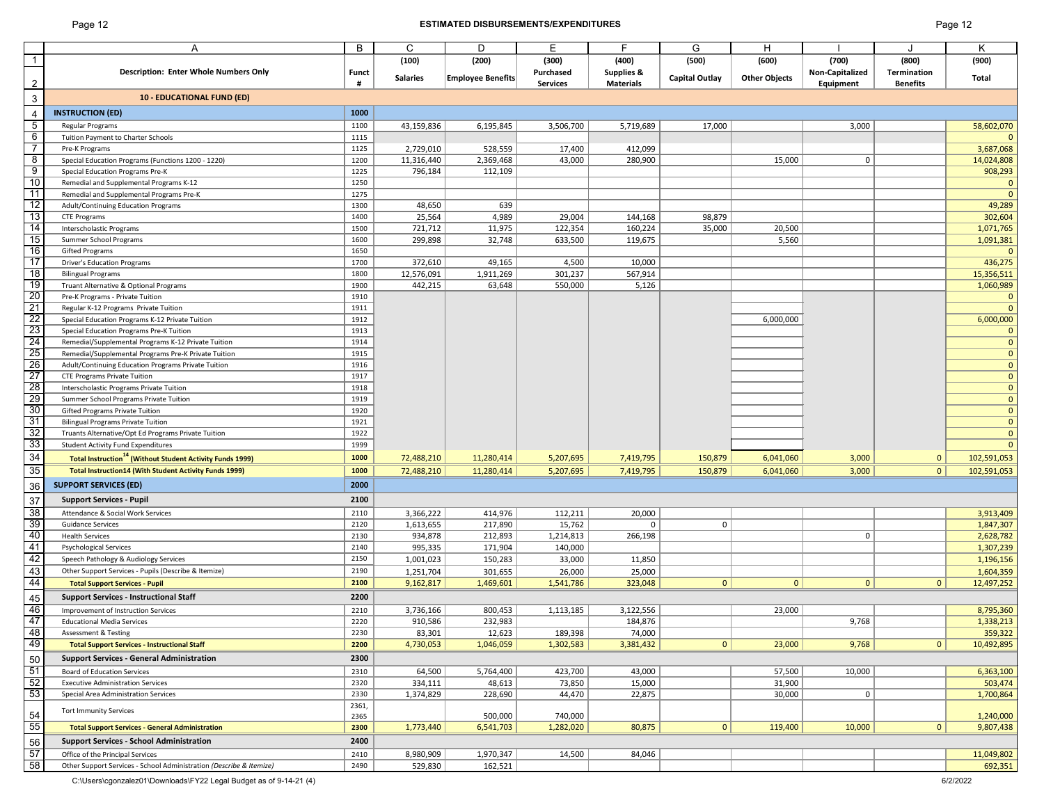## ESTIMATED DISBURSEMENTS/EXPENDITURES

| | A | B | C | D | E | F | G | H | I | J | K |
|---|---|---|---|---|---|---|---|---|---|---|---|
| 1 | Description: Enter Whole Numbers Only | Funct # | (100) Salaries | (200) Employee Benefits | (300) Purchased Services | (400) Supplies & Materials | (500) Capital Outlay | (600) Other Objects | (700) Non-Capitalized Equipment | (800) Termination Benefits | (900) Total |
| 3 | **10 - EDUCATIONAL FUND (ED)** | | | | | | | | | | |
| 4 | **INSTRUCTION (ED)** | **1000** | | | | | | | | | |
| 5 | Regular Programs | 1100 | 43,159,836 | 6,195,845 | 3,506,700 | 5,719,689 | 17,000 | | 3,000 | | 58,602,070 |
| 6 | Tuition Payment to Charter Schools | 1115 | | | | | | | | | 0 |
| 7 | Pre-K Programs | 1125 | 2,729,010 | 528,559 | 17,400 | 412,099 | | | | | 3,687,068 |
| 8 | Special Education Programs (Functions 1200 - 1220) | 1200 | 11,316,440 | 2,369,468 | 43,000 | 280,900 | | 15,000 | 0 | | 14,024,808 |
| 9 | Special Education Programs Pre-K | 1225 | 796,184 | 112,109 | | | | | | | 908,293 |
| 10 | Remedial and Supplemental Programs K-12 | 1250 | | | | | | | | | 0 |
| 11 | Remedial and Supplemental Programs Pre-K | 1275 | | | | | | | | | 0 |
| 12 | Adult/Continuing Education Programs | 1300 | 48,650 | 639 | | | | | | | 49,289 |
| 13 | CTE Programs | 1400 | 25,564 | 4,989 | 29,004 | 144,168 | 98,879 | | | | 302,604 |
| 14 | Interscholastic Programs | 1500 | 721,712 | 11,975 | 122,354 | 160,224 | 35,000 | 20,500 | | | 1,071,765 |
| 15 | Summer School Programs | 1600 | 299,898 | 32,748 | 633,500 | 119,675 | | 5,560 | | | 1,091,381 |
| 16 | Gifted Programs | 1650 | | | | | | | | | 0 |
| 17 | Driver's Education Programs | 1700 | 372,610 | 49,165 | 4,500 | 10,000 | | | | | 436,275 |
| 18 | Bilingual Programs | 1800 | 12,576,091 | 1,911,269 | 301,237 | 567,914 | | | | | 15,356,511 |
| 19 | Truant Alternative & Optional Programs | 1900 | 442,215 | 63,648 | 550,000 | 5,126 | | | | | 1,060,989 |
| 20 | Pre-K Programs - Private Tuition | 1910 | | | | | | | | | 0 |
| 21 | Regular K-12 Programs Private Tuition | 1911 | | | | | | | | | 0 |
| 22 | Special Education Programs K-12 Private Tuition | 1912 | | | | | | 6,000,000 | | | 6,000,000 |
| 23 | Special Education Programs Pre-K Tuition | 1913 | | | | | | | | | 0 |
| 24 | Remedial/Supplemental Programs K-12 Private Tuition | 1914 | | | | | | | | | 0 |
| 25 | Remedial/Supplemental Programs Pre-K Private Tuition | 1915 | | | | | | | | | 0 |
| 26 | Adult/Continuing Education Programs Private Tuition | 1916 | | | | | | | | | 0 |
| 27 | CTE Programs Private Tuition | 1917 | | | | | | | | | 0 |
| 28 | Interscholastic Programs Private Tuition | 1918 | | | | | | | | | 0 |
| 29 | Summer School Programs Private Tuition | 1919 | | | | | | | | | 0 |
| 30 | Gifted Programs Private Tuition | 1920 | | | | | | | | | 0 |
| 31 | Bilingual Programs Private Tuition | 1921 | | | | | | | | | 0 |
| 32 | Truants Alternative/Opt Ed Programs Private Tuition | 1922 | | | | | | | | | 0 |
| 33 | Student Activity Fund Expenditures | 1999 | | | | | | | | | 0 |
| 34 | **Total Instruction[14] (Without Student Activity Funds 1999)** | **1000** | 72,488,210 | 11,280,414 | 5,207,695 | 7,419,795 | 150,879 | 6,041,060 | 3,000 | 0 | 102,591,053 |
| 35 | **Total Instruction14 (With Student Activity Funds 1999)** | **1000** | 72,488,210 | 11,280,414 | 5,207,695 | 7,419,795 | 150,879 | 6,041,060 | 3,000 | 0 | 102,591,053 |
| 36 | **SUPPORT SERVICES (ED)** | **2000** | | | | | | | | | |
| 37 | **Support Services - Pupil** | **2100** | | | | | | | | | |
| 38 | Attendance & Social Work Services | 2110 | 3,366,222 | 414,976 | 112,211 | 20,000 | | | | | 3,913,409 |
| 39 | Guidance Services | 2120 | 1,613,655 | 217,890 | 15,762 | 0 | 0 | | | | 1,847,307 |
| 40 | Health Services | 2130 | 934,878 | 212,893 | 1,214,813 | 266,198 | | | 0 | | 2,628,782 |
| 41 | Psychological Services | 2140 | 995,335 | 171,904 | 140,000 | | | | | | 1,307,239 |
| 42 | Speech Pathology & Audiology Services | 2150 | 1,001,023 | 150,283 | 33,000 | 11,850 | | | | | 1,196,156 |
| 43 | Other Support Services - Pupils (Describe & Itemize) | 2190 | 1,251,704 | 301,655 | 26,000 | 25,000 | | | | | 1,604,359 |
| 44 | **Total Support Services - Pupil** | **2100** | 9,162,817 | 1,469,601 | 1,541,786 | 323,048 | 0 | 0 | 0 | 0 | 12,497,252 |
| 45 | **Support Services - Instructional Staff** | **2200** | | | | | | | | | |
| 46 | Improvement of Instruction Services | 2210 | 3,736,166 | 800,453 | 1,113,185 | 3,122,556 | | 23,000 | | | 8,795,360 |
| 47 | Educational Media Services | 2220 | 910,586 | 232,983 | | 184,876 | | | 9,768 | | 1,338,213 |
| 48 | Assessment & Testing | 2230 | 83,301 | 12,623 | 189,398 | 74,000 | | | | | 359,322 |
| 49 | **Total Support Services - Instructional Staff** | **2200** | 4,730,053 | 1,046,059 | 1,302,583 | 3,381,432 | 0 | 23,000 | 9,768 | 0 | 10,492,895 |
| 50 | **Support Services - General Administration** | **2300** | | | | | | | | | |
| 51 | Board of Education Services | 2310 | 64,500 | 5,764,400 | 423,700 | 43,000 | | 57,500 | 10,000 | | 6,363,100 |
| 52 | Executive Administration Services | 2320 | 334,111 | 48,613 | 73,850 | 15,000 | | 31,900 | | | 503,474 |
| 53 | Special Area Administration Services | 2330 | 1,374,829 | 228,690 | 44,470 | 22,875 | | 30,000 | 0 | | 1,700,864 |
| 54 | Tort Immunity Services | 2361, 2365 | | 500,000 | 740,000 | | | | | | 1,240,000 |
| 55 | **Total Support Services - General Administration** | **2300** | 1,773,440 | 6,541,703 | 1,282,020 | 80,875 | 0 | 119,400 | 10,000 | 0 | 9,807,438 |
| 56 | **Support Services - School Administration** | **2400** | | | | | | | | | |
| 57 | Office of the Principal Services | 2410 | 8,980,909 | 1,970,347 | 14,500 | 84,046 | | | | | 11,049,802 |
| 58 | Other Support Services - School Administration *(Describe & Itemize)* | 2490 | 529,830 | 162,521 | | | | | | | 692,351 |

C:\Users\cgonzalez01\Downloads\FY22 Legal Budget as of 9-14-21 (4) 6/2/2022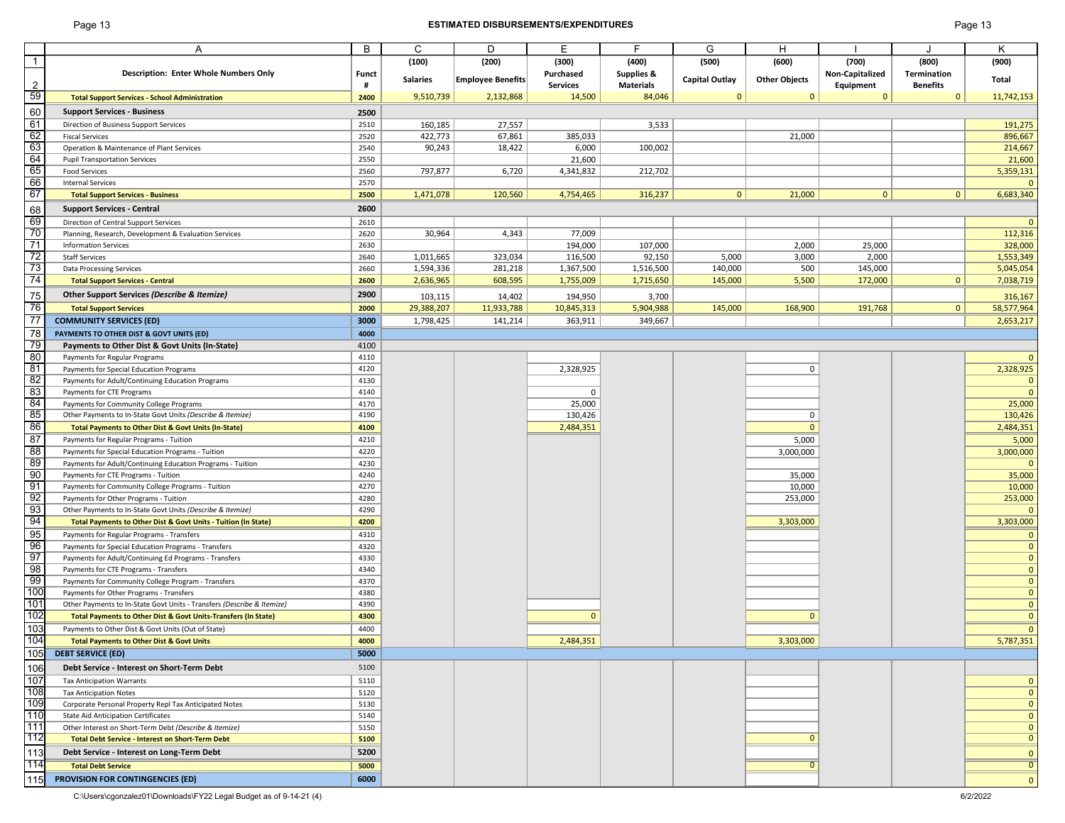## ESTIMATED DISBURSEMENTS/EXPENDITURES

| | A | B | C | D | E | F | G | H | I | J | K |
|---|---|---|---|---|---|---|---|---|---|---|---|
| 1 | | | (100) | (200) | (300) | (400) | (500) | (600) | (700) | (800) | (900) |
| 2 | Description: Enter Whole Numbers Only | Funct # | Salaries | Employee Benefits | Purchased Services | Supplies & Materials | Capital Outlay | Other Objects | Non-Capitalized Equipment | Termination Benefits | Total |
| 59 | **Total Support Services - School Administration** | 2400 | 9,510,739 | 2,132,868 | 14,500 | 84,046 | 0 | 0 | 0 | 0 | 11,742,153 |
| 60 | **Support Services - Business** | 2500 | | | | | | | | | |
| 61 | Direction of Business Support Services | 2510 | 160,185 | 27,557 | | 3,533 | | | | | 191,275 |
| 62 | Fiscal Services | 2520 | 422,773 | 67,861 | 385,033 | | | 21,000 | | | 896,667 |
| 63 | Operation & Maintenance of Plant Services | 2540 | 90,243 | 18,422 | 6,000 | 100,002 | | | | | 214,667 |
| 64 | Pupil Transportation Services | 2550 | | | 21,600 | | | | | | 21,600 |
| 65 | Food Services | 2560 | 797,877 | 6,720 | 4,341,832 | 212,702 | | | | | 5,359,131 |
| 66 | Internal Services | 2570 | | | | | | | | | 0 |
| 67 | **Total Support Services - Business** | 2500 | 1,471,078 | 120,560 | 4,754,465 | 316,237 | 0 | 21,000 | 0 | 0 | 6,683,340 |
| 68 | **Support Services - Central** | 2600 | | | | | | | | | |
| 69 | Direction of Central Support Services | 2610 | | | | | | | | | 0 |
| 70 | Planning, Research, Development & Evaluation Services | 2620 | 30,964 | 4,343 | 77,009 | | | | | | 112,316 |
| 71 | Information Services | 2630 | | | 194,000 | 107,000 | | 2,000 | 25,000 | | 328,000 |
| 72 | Staff Services | 2640 | 1,011,665 | 323,034 | 116,500 | 92,150 | 5,000 | 3,000 | 2,000 | | 1,553,349 |
| 73 | Data Processing Services | 2660 | 1,594,336 | 281,218 | 1,367,500 | 1,516,500 | 140,000 | 500 | 145,000 | | 5,045,054 |
| 74 | **Total Support Services - Central** | 2600 | 2,636,965 | 608,595 | 1,755,009 | 1,715,650 | 145,000 | 5,500 | 172,000 | 0 | 7,038,719 |
| 75 | **Other Support Services *(Describe & Itemize)*** | 2900 | 103,115 | 14,402 | 194,950 | 3,700 | | | | | 316,167 |
| 76 | **Total Support Services** | 2000 | 29,388,207 | 11,933,788 | 10,845,313 | 5,904,988 | 145,000 | 168,900 | 191,768 | 0 | 58,577,964 |
| 77 | **COMMUNITY SERVICES (ED)** | 3000 | 1,798,425 | 141,214 | 363,911 | 349,667 | | | | | 2,653,217 |
| 78 | **PAYMENTS TO OTHER DIST & GOVT UNITS (ED)** | 4000 | | | | | | | | | |
| 79 | **Payments to Other Dist & Govt Units (In-State)** | 4100 | | | | | | | | | |
| 80 | Payments for Regular Programs | 4110 | | | | | | | | | 0 |
| 81 | Payments for Special Education Programs | 4120 | | | 2,328,925 | | | 0 | | | 2,328,925 |
| 82 | Payments for Adult/Continuing Education Programs | 4130 | | | | | | | | | 0 |
| 83 | Payments for CTE Programs | 4140 | | | 0 | | | | | | 0 |
| 84 | Payments for Community College Programs | 4170 | | | 25,000 | | | | | | 25,000 |
| 85 | Other Payments to In-State Govt Units *(Describe & Itemize)* | 4190 | | | 130,426 | | | 0 | | | 130,426 |
| 86 | **Total Payments to Other Dist & Govt Units (In-State)** | 4100 | | | 2,484,351 | | | 0 | | | 2,484,351 |
| 87 | Payments for Regular Programs - Tuition | 4210 | | | | | | 5,000 | | | 5,000 |
| 88 | Payments for Special Education Programs - Tuition | 4220 | | | | | | 3,000,000 | | | 3,000,000 |
| 89 | Payments for Adult/Continuing Education Programs - Tuition | 4230 | | | | | | | | | 0 |
| 90 | Payments for CTE Programs - Tuition | 4240 | | | | | | 35,000 | | | 35,000 |
| 91 | Payments for Community College Programs - Tuition | 4270 | | | | | | 10,000 | | | 10,000 |
| 92 | Payments for Other Programs - Tuition | 4280 | | | | | | 253,000 | | | 253,000 |
| 93 | Other Payments to In-State Govt Units *(Describe & Itemize)* | 4290 | | | | | | | | | 0 |
| 94 | **Total Payments to Other Dist & Govt Units - Tuition (In State)** | 4200 | | | | | | 3,303,000 | | | 3,303,000 |
| 95 | Payments for Regular Programs - Transfers | 4310 | | | | | | | | | 0 |
| 96 | Payments for Special Education Programs - Transfers | 4320 | | | | | | | | | 0 |
| 97 | Payments for Adult/Continuing Ed Programs - Transfers | 4330 | | | | | | | | | 0 |
| 98 | Payments for CTE Programs - Transfers | 4340 | | | | | | | | | 0 |
| 99 | Payments for Community College Program - Transfers | 4370 | | | | | | | | | 0 |
| 100 | Payments for Other Programs - Transfers | 4380 | | | | | | | | | 0 |
| 101 | Other Payments to In-State Govt Units - Transfers *(Describe & Itemize)* | 4390 | | | | | | | | | 0 |
| 102 | **Total Payments to Other Dist & Govt Units-Transfers (In State)** | 4300 | | | 0 | | | 0 | | | 0 |
| 103 | Payments to Other Dist & Govt Units (Out of State) | 4400 | | | | | | | | | 0 |
| 104 | **Total Payments to Other Dist & Govt Units** | 4000 | | | 2,484,351 | | | 3,303,000 | | | 5,787,351 |
| 105 | **DEBT SERVICE (ED)** | 5000 | | | | | | | | | |
| 106 | **Debt Service - Interest on Short-Term Debt** | 5100 | | | | | | | | | |
| 107 | Tax Anticipation Warrants | 5110 | | | | | | | | | 0 |
| 108 | Tax Anticipation Notes | 5120 | | | | | | | | | 0 |
| 109 | Corporate Personal Property Repl Tax Anticipated Notes | 5130 | | | | | | | | | 0 |
| 110 | State Aid Anticipation Certificates | 5140 | | | | | | | | | 0 |
| 111 | Other Interest on Short-Term Debt *(Describe & Itemize)* | 5150 | | | | | | | | | 0 |
| 112 | **Total Debt Service - Interest on Short-Term Debt** | 5100 | | | | | | 0 | | | 0 |
| 113 | **Debt Service - Interest on Long-Term Debt** | 5200 | | | | | | | | | 0 |
| 114 | **Total Debt Service** | 5000 | | | | | | 0 | | | 0 |
| 115 | **PROVISION FOR CONTINGENCIES (ED)** | 6000 | | | | | | | | | 0 |

C:\Users\cgonzalez01\Downloads\FY22 Legal Budget as of 9-14-21 (4)

6/2/2022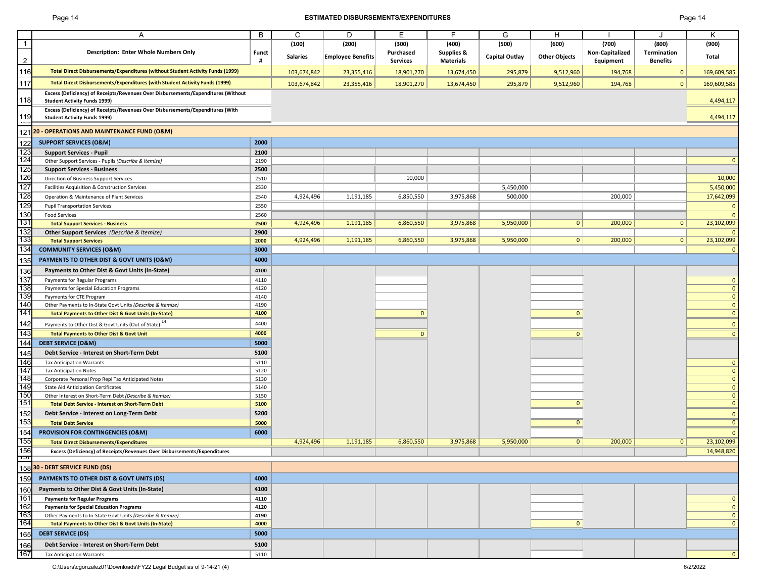## ESTIMATED DISBURSEMENTS/EXPENDITURES

| | A | B | C | D | E | F | G | H | I | J | K |
|---|---|---|---|---|---|---|---|---|---|---|---|
| 1 | | | (100) | (200) | (300) | (400) | (500) | (600) | (700) | (800) | (900) |
| 2 | **Description: Enter Whole Numbers Only** | **Funct #** | **Salaries** | **Employee Benefits** | **Purchased Services** | **Supplies & Materials** | **Capital Outlay** | **Other Objects** | **Non-Capitalized Equipment** | **Termination Benefits** | **Total** |
| 116 | **Total Direct Disbursements/Expenditures (without Student Activity Funds (1999)** | | 103,674,842 | 23,355,416 | 18,901,270 | 13,674,450 | 295,879 | 9,512,960 | 194,768 | 0 | 169,609,585 |
| 117 | **Total Direct Disbursements/Expenditures (with Student Activity Funds (1999)** | | 103,674,842 | 23,355,416 | 18,901,270 | 13,674,450 | 295,879 | 9,512,960 | 194,768 | 0 | 169,609,585 |
| 118 | **Excess (Deficiency) of Receipts/Revenues Over Disbursements/Expenditures (Without Student Activity Funds 1999)** | | | | | | | | | | 4,494,117 |
| 119 | **Excess (Deficiency) of Receipts/Revenues Over Disbursements/Expenditures (With Student Activity Funds 1999)** | | | | | | | | | | 4,494,117 |
| 121 | **20 - OPERATIONS AND MAINTENANCE FUND (O&M)** | | | | | | | | | | |
| 122 | **SUPPORT SERVICES (O&M)** | **2000** | | | | | | | | | |
| 123 | **Support Services - Pupil** | **2100** | | | | | | | | | |
| 124 | Other Support Services - Pupils *(Describe & Itemize)* | 2190 | | | | | | | | | 0 |
| 125 | **Support Services - Business** | **2500** | | | | | | | | | |
| 126 | Direction of Business Support Services | 2510 | | | 10,000 | | | | | | 10,000 |
| 127 | Facilities Acquisition & Construction Services | 2530 | | | | | 5,450,000 | | | | 5,450,000 |
| 128 | Operation & Maintenance of Plant Services | 2540 | 4,924,496 | 1,191,185 | 6,850,550 | 3,975,868 | 500,000 | | 200,000 | | 17,642,099 |
| 129 | Pupil Transportation Services | 2550 | | | | | | | | | 0 |
| 130 | Food Services | 2560 | | | | | | | | | 0 |
| 131 | **Total Support Services - Business** | **2500** | 4,924,496 | 1,191,185 | 6,860,550 | 3,975,868 | 5,950,000 | 0 | 200,000 | 0 | 23,102,099 |
| 132 | **Other Support Services** *(Describe & Itemize)* | **2900** | | | | | | | | | 0 |
| 133 | **Total Support Services** | **2000** | 4,924,496 | 1,191,185 | 6,860,550 | 3,975,868 | 5,950,000 | 0 | 200,000 | 0 | 23,102,099 |
| 134 | **COMMUNITY SERVICES (O&M)** | **3000** | | | | | | | | | 0 |
| 135 | **PAYMENTS TO OTHER DIST & GOVT UNITS (O&M)** | **4000** | | | | | | | | | |
| 136 | **Payments to Other Dist & Govt Units (In-State)** | **4100** | | | | | | | | | |
| 137 | Payments for Regular Programs | 4110 | | | | | | | | | 0 |
| 138 | Payments for Special Education Programs | 4120 | | | | | | | | | 0 |
| 139 | Payments for CTE Program | 4140 | | | | | | | | | 0 |
| 140 | Other Payments to In-State Govt Units *(Describe & Itemize)* | 4190 | | | | | | | | | 0 |
| 141 | **Total Payments to Other Dist & Govt Units (In-State)** | **4100** | | | 0 | | | 0 | | | 0 |
| 142 | Payments to Other Dist & Govt Units (Out of State) [14] | 4400 | | | | | | | | | 0 |
| 143 | **Total Payments to Other Dist & Govt Unit** | **4000** | | | 0 | | | 0 | | | 0 |
| 144 | **DEBT SERVICE (O&M)** | **5000** | | | | | | | | | |
| 145 | **Debt Service - Interest on Short-Term Debt** | **5100** | | | | | | | | | |
| 146 | Tax Anticipation Warrants | 5110 | | | | | | | | | 0 |
| 147 | Tax Anticipation Notes | 5120 | | | | | | | | | 0 |
| 148 | Corporate Personal Prop Repl Tax Anticipated Notes | 5130 | | | | | | | | | 0 |
| 149 | State Aid Anticipation Certificates | 5140 | | | | | | | | | 0 |
| 150 | Other Interest on Short-Term Debt *(Describe & Itemize)* | 5150 | | | | | | | | | 0 |
| 151 | **Total Debt Service - Interest on Short-Term Debt** | **5100** | | | | | | 0 | | | 0 |
| 152 | **Debt Service - Interest on Long-Term Debt** | **5200** | | | | | | | | | 0 |
| 153 | **Total Debt Service** | **5000** | | | | | | 0 | | | 0 |
| 154 | **PROVISION FOR CONTINGENCIES (O&M)** | **6000** | | | | | | | | | 0 |
| 155 | **Total Direct Disbursements/Expenditures** | | 4,924,496 | 1,191,185 | 6,860,550 | 3,975,868 | 5,950,000 | 0 | 200,000 | 0 | 23,102,099 |
| 156 | **Excess (Deficiency) of Receipts/Revenues Over Disbursements/Expenditures** | | | | | | | | | | 14,948,820 |
| 158 | **30 - DEBT SERVICE FUND (DS)** | | | | | | | | | | |
| 159 | **PAYMENTS TO OTHER DIST & GOVT UNITS (DS)** | **4000** | | | | | | | | | |
| 160 | **Payments to Other Dist & Govt Units (In-State)** | **4100** | | | | | | | | | |
| 161 | **Payments for Regular Programs** | **4110** | | | | | | | | | 0 |
| 162 | **Payments for Special Education Programs** | **4120** | | | | | | | | | 0 |
| 163 | Other Payments to In-State Govt Units *(Describe & Itemize)* | 4190 | | | | | | | | | 0 |
| 164 | **Total Payments to Other Dist & Govt Units (In-State)** | **4000** | | | | | | 0 | | | 0 |
| 165 | **DEBT SERVICE (DS)** | **5000** | | | | | | | | | |
| 166 | **Debt Service - Interest on Short-Term Debt** | **5100** | | | | | | | | | |
| 167 | Tax Anticipation Warrants | 5110 | | | | | | | | | 0 |

C:\Users\cgonzalez01\Downloads\FY22 Legal Budget as of 9-14-21 (4) 6/2/2022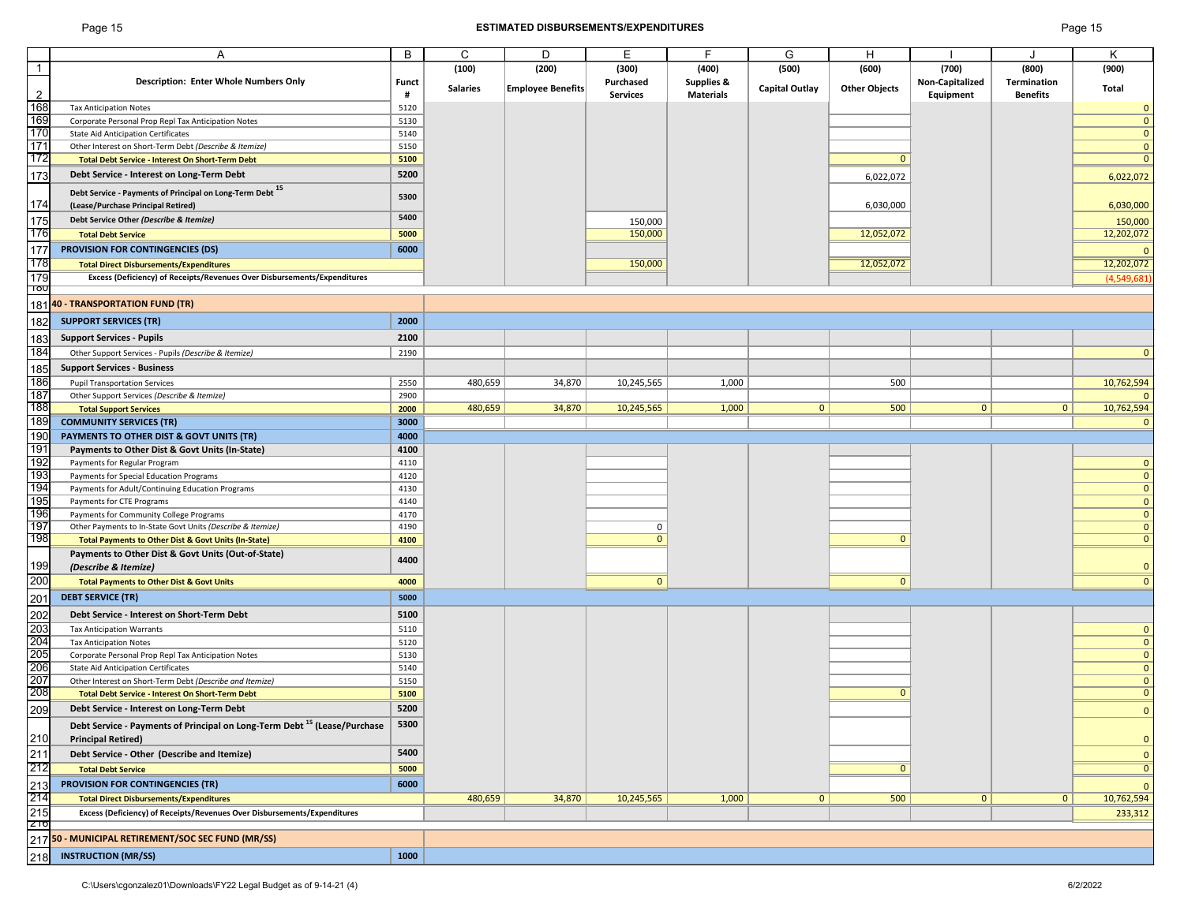## ESTIMATED DISBURSEMENTS/EXPENDITURES

| | A | B | C | D | E | F | G | H | I | J | K |
|---|---|---|---|---|---|---|---|---|---|---|---|
| 1 | | | (100) | (200) | (300) | (400) | (500) | (600) | (700) | (800) | (900) |
| 2 | **Description: Enter Whole Numbers Only** | **Funct #** | **Salaries** | **Employee Benefits** | **Purchased Services** | **Supplies & Materials** | **Capital Outlay** | **Other Objects** | **Non-Capitalized Equipment** | **Termination Benefits** | **Total** |
| 168 | Tax Anticipation Notes | 5120 | | | | | | | | | 0 |
| 169 | Corporate Personal Prop Repl Tax Anticipation Notes | 5130 | | | | | | | | | 0 |
| 170 | State Aid Anticipation Certificates | 5140 | | | | | | | | | 0 |
| 171 | Other Interest on Short-Term Debt *(Describe & Itemize)* | 5150 | | | | | | | | | 0 |
| 172 | **Total Debt Service - Interest On Short-Term Debt** | 5100 | | | | | | 0 | | | 0 |
| 173 | **Debt Service - Interest on Long-Term Debt** | 5200 | | | | | | 6,022,072 | | | 6,022,072 |
| 174 | **Debt Service - Payments of Principal on Long-Term Debt [15] (Lease/Purchase Principal Retired)** | 5300 | | | | | | 6,030,000 | | | 6,030,000 |
| 175 | **Debt Service Other *(Describe & Itemize)*** | 5400 | | | 150,000 | | | | | | 150,000 |
| 176 | **Total Debt Service** | 5000 | | | 150,000 | | | 12,052,072 | | | 12,202,072 |
| 177 | **PROVISION FOR CONTINGENCIES (DS)** | 6000 | | | | | | | | | 0 |
| 178 | **Total Direct Disbursements/Expenditures** | | | | 150,000 | | | 12,052,072 | | | 12,202,072 |
| 179 | **Excess (Deficiency) of Receipts/Revenues Over Disbursements/Expenditures** | | | | | | | | | | (4,549,681) |
| 181 | **40 - TRANSPORTATION FUND (TR)** | | | | | | | | | | |
| 182 | **SUPPORT SERVICES (TR)** | 2000 | | | | | | | | | |
| 183 | **Support Services - Pupils** | 2100 | | | | | | | | | |
| 184 | Other Support Services - Pupils *(Describe & Itemize)* | 2190 | | | | | | | | | 0 |
| 185 | **Support Services - Business** | | | | | | | | | | |
| 186 | Pupil Transportation Services | 2550 | 480,659 | 34,870 | 10,245,565 | 1,000 | | 500 | | | 10,762,594 |
| 187 | Other Support Services *(Describe & Itemize)* | 2900 | | | | | | | | | 0 |
| 188 | **Total Support Services** | 2000 | 480,659 | 34,870 | 10,245,565 | 1,000 | 0 | 500 | 0 | 0 | 10,762,594 |
| 189 | **COMMUNITY SERVICES (TR)** | 3000 | | | | | | | | | 0 |
| 190 | **PAYMENTS TO OTHER DIST & GOVT UNITS (TR)** | 4000 | | | | | | | | | |
| 191 | **Payments to Other Dist & Govt Units (In-State)** | 4100 | | | | | | | | | |
| 192 | Payments for Regular Program | 4110 | | | | | | | | | 0 |
| 193 | Payments for Special Education Programs | 4120 | | | | | | | | | 0 |
| 194 | Payments for Adult/Continuing Education Programs | 4130 | | | | | | | | | 0 |
| 195 | Payments for CTE Programs | 4140 | | | | | | | | | 0 |
| 196 | Payments for Community College Programs | 4170 | | | | | | | | | 0 |
| 197 | Other Payments to In-State Govt Units *(Describe & Itemize)* | 4190 | | | 0 | | | | | | 0 |
| 198 | **Total Payments to Other Dist & Govt Units (In-State)** | 4100 | | | 0 | | | 0 | | | 0 |
| 199 | **Payments to Other Dist & Govt Units (Out-of-State) *(Describe & Itemize)*** | 4400 | | | | | | | | | 0 |
| 200 | **Total Payments to Other Dist & Govt Units** | 4000 | | | 0 | | | 0 | | | 0 |
| 201 | **DEBT SERVICE (TR)** | 5000 | | | | | | | | | |
| 202 | **Debt Service - Interest on Short-Term Debt** | 5100 | | | | | | | | | |
| 203 | Tax Anticipation Warrants | 5110 | | | | | | | | | 0 |
| 204 | Tax Anticipation Notes | 5120 | | | | | | | | | 0 |
| 205 | Corporate Personal Prop Repl Tax Anticipation Notes | 5130 | | | | | | | | | 0 |
| 206 | State Aid Anticipation Certificates | 5140 | | | | | | | | | 0 |
| 207 | Other Interest on Short-Term Debt *(Describe and Itemize)* | 5150 | | | | | | | | | 0 |
| 208 | **Total Debt Service - Interest On Short-Term Debt** | 5100 | | | | | | 0 | | | 0 |
| 209 | **Debt Service - Interest on Long-Term Debt** | 5200 | | | | | | | | | 0 |
| 210 | **Debt Service - Payments of Principal on Long-Term Debt [15] (Lease/Purchase Principal Retired)** | 5300 | | | | | | | | | 0 |
| 211 | **Debt Service - Other (Describe and Itemize)** | 5400 | | | | | | | | | 0 |
| 212 | **Total Debt Service** | 5000 | | | | | | 0 | | | 0 |
| 213 | **PROVISION FOR CONTINGENCIES (TR)** | 6000 | | | | | | | | | 0 |
| 214 | **Total Direct Disbursements/Expenditures** | | 480,659 | 34,870 | 10,245,565 | 1,000 | 0 | 500 | 0 | 0 | 10,762,594 |
| 215 | **Excess (Deficiency) of Receipts/Revenues Over Disbursements/Expenditures** | | | | | | | | | | 233,312 |
| 217 | **50 - MUNICIPAL RETIREMENT/SOC SEC FUND (MR/SS)** | | | | | | | | | | |
| 218 | **INSTRUCTION (MR/SS)** | 1000 | | | | | | | | | |

C:\Users\cgonzalez01\Downloads\FY22 Legal Budget as of 9-14-21 (4)

6/2/2022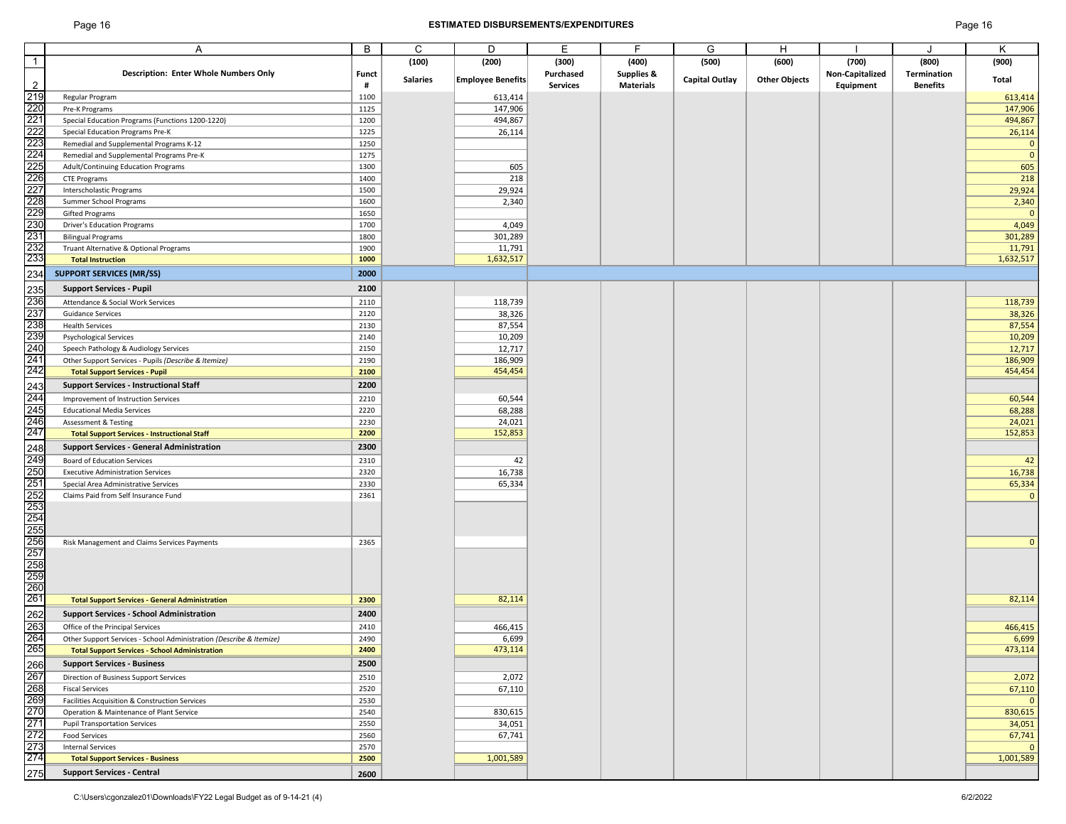# ESTIMATED DISBURSEMENTS/EXPENDITURES

| | A | B | C | D | E | F | G | H | I | J | K |
|---|---|---|---|---|---|---|---|---|---|---|---|
| 1 | | | (100) | (200) | (300) | (400) | (500) | (600) | (700) | (800) | (900) |
| 2 | Description: Enter Whole Numbers Only | Funct # | Salaries | Employee Benefits | Purchased Services | Supplies & Materials | Capital Outlay | Other Objects | Non-Capitalized Equipment | Termination Benefits | Total |
| 219 | Regular Program | 1100 | | 613,414 | | | | | | | 613,414 |
| 220 | Pre-K Programs | 1125 | | 147,906 | | | | | | | 147,906 |
| 221 | Special Education Programs (Functions 1200-1220) | 1200 | | 494,867 | | | | | | | 494,867 |
| 222 | Special Education Programs Pre-K | 1225 | | 26,114 | | | | | | | 26,114 |
| 223 | Remedial and Supplemental Programs K-12 | 1250 | | | | | | | | | 0 |
| 224 | Remedial and Supplemental Programs Pre-K | 1275 | | | | | | | | | 0 |
| 225 | Adult/Continuing Education Programs | 1300 | | 605 | | | | | | | 605 |
| 226 | CTE Programs | 1400 | | 218 | | | | | | | 218 |
| 227 | Interscholastic Programs | 1500 | | 29,924 | | | | | | | 29,924 |
| 228 | Summer School Programs | 1600 | | 2,340 | | | | | | | 2,340 |
| 229 | Gifted Programs | 1650 | | | | | | | | | 0 |
| 230 | Driver's Education Programs | 1700 | | 4,049 | | | | | | | 4,049 |
| 231 | Bilingual Programs | 1800 | | 301,289 | | | | | | | 301,289 |
| 232 | Truant Alternative & Optional Programs | 1900 | | 11,791 | | | | | | | 11,791 |
| 233 | **Total Instruction** | **1000** | | 1,632,517 | | | | | | | 1,632,517 |
| 234 | **SUPPORT SERVICES (MR/SS)** | **2000** | | | | | | | | | |
| 235 | **Support Services - Pupil** | **2100** | | | | | | | | | |
| 236 | Attendance & Social Work Services | 2110 | | 118,739 | | | | | | | 118,739 |
| 237 | Guidance Services | 2120 | | 38,326 | | | | | | | 38,326 |
| 238 | Health Services | 2130 | | 87,554 | | | | | | | 87,554 |
| 239 | Psychological Services | 2140 | | 10,209 | | | | | | | 10,209 |
| 240 | Speech Pathology & Audiology Services | 2150 | | 12,717 | | | | | | | 12,717 |
| 241 | Other Support Services - Pupils *(Describe & Itemize)* | 2190 | | 186,909 | | | | | | | 186,909 |
| 242 | **Total Support Services - Pupil** | **2100** | | 454,454 | | | | | | | 454,454 |
| 243 | **Support Services - Instructional Staff** | **2200** | | | | | | | | | |
| 244 | Improvement of Instruction Services | 2210 | | 60,544 | | | | | | | 60,544 |
| 245 | Educational Media Services | 2220 | | 68,288 | | | | | | | 68,288 |
| 246 | Assessment & Testing | 2230 | | 24,021 | | | | | | | 24,021 |
| 247 | **Total Support Services - Instructional Staff** | **2200** | | 152,853 | | | | | | | 152,853 |
| 248 | **Support Services - General Administration** | **2300** | | | | | | | | | |
| 249 | Board of Education Services | 2310 | | 42 | | | | | | | 42 |
| 250 | Executive Administration Services | 2320 | | 16,738 | | | | | | | 16,738 |
| 251 | Special Area Administrative Services | 2330 | | 65,334 | | | | | | | 65,334 |
| 252 | Claims Paid from Self Insurance Fund | 2361 | | | | | | | | | 0 |
| 253 | | | | | | | | | | | |
| 254 | | | | | | | | | | | |
| 255 | | | | | | | | | | | |
| 256 | Risk Management and Claims Services Payments | 2365 | | | | | | | | | 0 |
| 257 | | | | | | | | | | | |
| 258 | | | | | | | | | | | |
| 259 | | | | | | | | | | | |
| 260 | | | | | | | | | | | |
| 261 | **Total Support Services - General Administration** | **2300** | | 82,114 | | | | | | | 82,114 |
| 262 | **Support Services - School Administration** | **2400** | | | | | | | | | |
| 263 | Office of the Principal Services | 2410 | | 466,415 | | | | | | | 466,415 |
| 264 | Other Support Services - School Administration *(Describe & Itemize)* | 2490 | | 6,699 | | | | | | | 6,699 |
| 265 | **Total Support Services - School Administration** | **2400** | | 473,114 | | | | | | | 473,114 |
| 266 | **Support Services - Business** | **2500** | | | | | | | | | |
| 267 | Direction of Business Support Services | 2510 | | 2,072 | | | | | | | 2,072 |
| 268 | Fiscal Services | 2520 | | 67,110 | | | | | | | 67,110 |
| 269 | Facilities Acquisition & Construction Services | 2530 | | | | | | | | | 0 |
| 270 | Operation & Maintenance of Plant Service | 2540 | | 830,615 | | | | | | | 830,615 |
| 271 | Pupil Transportation Services | 2550 | | 34,051 | | | | | | | 34,051 |
| 272 | Food Services | 2560 | | 67,741 | | | | | | | 67,741 |
| 273 | Internal Services | 2570 | | | | | | | | | 0 |
| 274 | **Total Support Services - Business** | **2500** | | 1,001,589 | | | | | | | 1,001,589 |
| 275 | **Support Services - Central** | **2600** | | | | | | | | | |

C:\Users\cgonzalez01\Downloads\FY22 Legal Budget as of 9-14-21 (4)

6/2/2022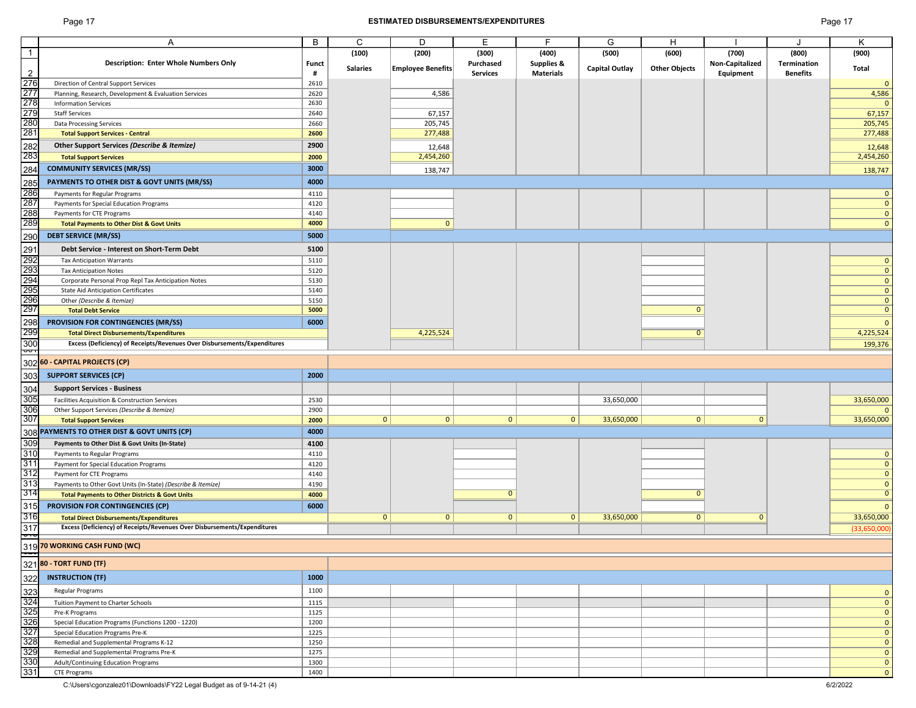# ESTIMATED DISBURSEMENTS/EXPENDITURES

| | A | B | C | D | E | F | G | H | I | J | K |
|---|---|---|---|---|---|---|---|---|---|---|---|
| 1 | | | (100) | (200) | (300) | (400) | (500) | (600) | (700) | (800) | (900) |
| 2 | **Description: Enter Whole Numbers Only** | **Funct #** | **Salaries** | **Employee Benefits** | **Purchased Services** | **Supplies & Materials** | **Capital Outlay** | **Other Objects** | **Non-Capitalized Equipment** | **Termination Benefits** | **Total** |
| 276 | Direction of Central Support Services | 2610 | | | | | | | | | 0 |
| 277 | Planning, Research, Development & Evaluation Services | 2620 | | 4,586 | | | | | | | 4,586 |
| 278 | Information Services | 2630 | | | | | | | | | 0 |
| 279 | Staff Services | 2640 | | 67,157 | | | | | | | 67,157 |
| 280 | Data Processing Services | 2660 | | 205,745 | | | | | | | 205,745 |
| 281 | **Total Support Services - Central** | **2600** | | 277,488 | | | | | | | 277,488 |
| 282 | **Other Support Services *(Describe & Itemize)*** | **2900** | | 12,648 | | | | | | | 12,648 |
| 283 | **Total Support Services** | **2000** | | 2,454,260 | | | | | | | 2,454,260 |
| 284 | **COMMUNITY SERVICES (MR/SS)** | **3000** | | 138,747 | | | | | | | 138,747 |
| 285 | **PAYMENTS TO OTHER DIST & GOVT UNITS (MR/SS)** | **4000** | | | | | | | | | |
| 286 | Payments for Regular Programs | 4110 | | | | | | | | | 0 |
| 287 | Payments for Special Education Programs | 4120 | | | | | | | | | 0 |
| 288 | Payments for CTE Programs | 4140 | | | | | | | | | 0 |
| 289 | **Total Payments to Other Dist & Govt Units** | **4000** | | 0 | | | | | | | 0 |
| 290 | **DEBT SERVICE (MR/SS)** | **5000** | | | | | | | | | |
| 291 | **Debt Service - Interest on Short-Term Debt** | **5100** | | | | | | | | | |
| 292 | Tax Anticipation Warrants | 5110 | | | | | | | | | 0 |
| 293 | Tax Anticipation Notes | 5120 | | | | | | | | | 0 |
| 294 | Corporate Personal Prop Repl Tax Anticipation Notes | 5130 | | | | | | | | | 0 |
| 295 | State Aid Anticipation Certificates | 5140 | | | | | | | | | 0 |
| 296 | Other *(Describe & Itemize)* | 5150 | | | | | | | | | 0 |
| 297 | **Total Debt Service** | **5000** | | | | | | 0 | | | 0 |
| 298 | **PROVISION FOR CONTINGENCIES (MR/SS)** | **6000** | | | | | | | | | 0 |
| 299 | **Total Direct Disbursements/Expenditures** | | | 4,225,524 | | | | 0 | | | 4,225,524 |
| 300 | **Excess (Deficiency) of Receipts/Revenues Over Disbursements/Expenditures** | | | | | | | | | | 199,376 |
| 302 | **60 - CAPITAL PROJECTS (CP)** | | | | | | | | | | |
| 303 | **SUPPORT SERVICES (CP)** | **2000** | | | | | | | | | |
| 304 | **Support Services - Business** | | | | | | | | | | |
| 305 | Facilities Acquisition & Construction Services | 2530 | | | | | 33,650,000 | | | | 33,650,000 |
| 306 | Other Support Services *(Describe & Itemize)* | 2900 | | | | | | | | | 0 |
| 307 | **Total Support Services** | **2000** | 0 | 0 | 0 | 0 | 33,650,000 | 0 | 0 | | 33,650,000 |
| 308 | **PAYMENTS TO OTHER DIST & GOVT UNITS (CP)** | **4000** | | | | | | | | | |
| 309 | **Payments to Other Dist & Govt Units (In-State)** | **4100** | | | | | | | | | |
| 310 | Payments to Regular Programs | 4110 | | | | | | | | | 0 |
| 311 | Payment for Special Education Programs | 4120 | | | | | | | | | 0 |
| 312 | Payment for CTE Programs | 4140 | | | | | | | | | 0 |
| 313 | Payments to Other Govt Units (In-State) *(Describe & Itemize)* | 4190 | | | | | | | | | 0 |
| 314 | **Total Payments to Other Districts & Govt Units** | **4000** | | | 0 | | | 0 | | | 0 |
| 315 | **PROVISION FOR CONTINGENCIES (CP)** | **6000** | | | | | | | | | 0 |
| 316 | **Total Direct Disbursements/Expenditures** | | 0 | 0 | 0 | 0 | 33,650,000 | 0 | 0 | | 33,650,000 |
| 317 | **Excess (Deficiency) of Receipts/Revenues Over Disbursements/Expenditures** | | | | | | | | | | (33,650,000) |
| 319 | **70 WORKING CASH FUND (WC)** | | | | | | | | | | |
| 321 | **80 - TORT FUND (TF)** | | | | | | | | | | |
| 322 | **INSTRUCTION (TF)** | **1000** | | | | | | | | | |
| 323 | Regular Programs | 1100 | | | | | | | | | 0 |
| 324 | Tuition Payment to Charter Schools | 1115 | | | | | | | | | 0 |
| 325 | Pre-K Programs | 1125 | | | | | | | | | 0 |
| 326 | Special Education Programs (Functions 1200 - 1220) | 1200 | | | | | | | | | 0 |
| 327 | Special Education Programs Pre-K | 1225 | | | | | | | | | 0 |
| 328 | Remedial and Supplemental Programs K-12 | 1250 | | | | | | | | | 0 |
| 329 | Remedial and Supplemental Programs Pre-K | 1275 | | | | | | | | | 0 |
| 330 | Adult/Continuing Education Programs | 1300 | | | | | | | | | 0 |
| 331 | CTE Programs | 1400 | | | | | | | | | 0 |

C:\Users\cgonzalez01\Downloads\FY22 Legal Budget as of 9-14-21 (4)

6/2/2022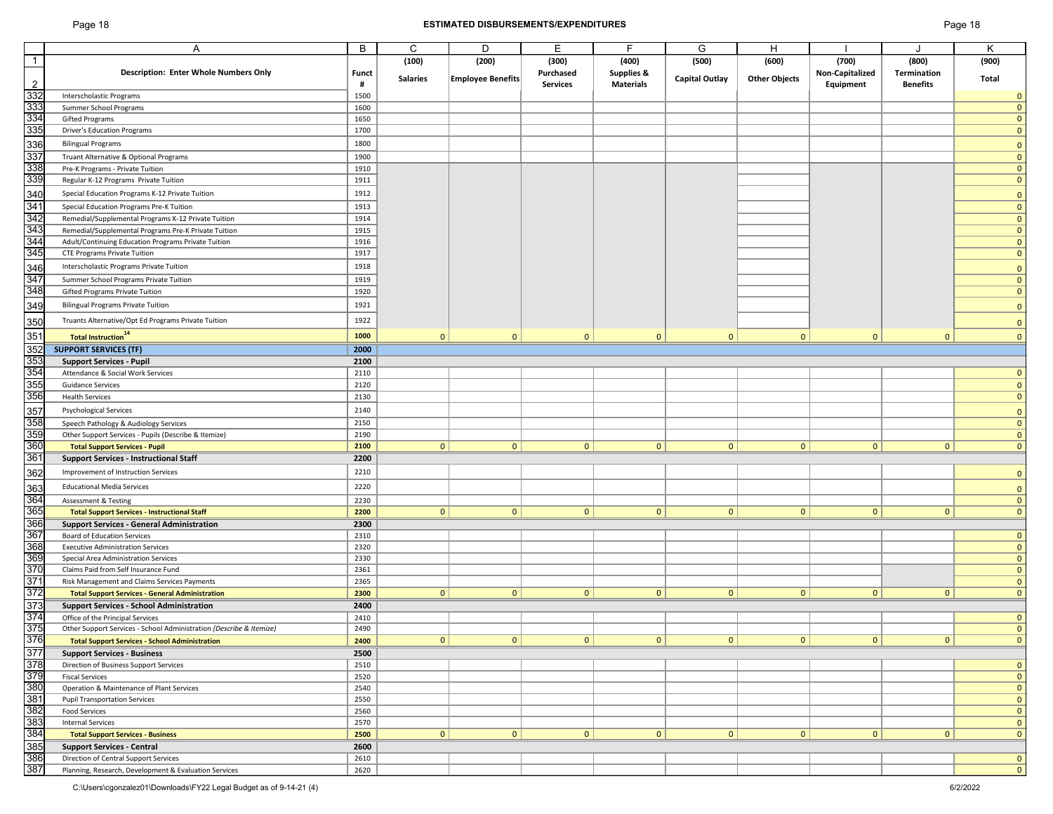## ESTIMATED DISBURSEMENTS/EXPENDITURES

| | A | B | C | D | E | F | G | H | I | J | K |
|---|---|---|---|---|---|---|---|---|---|---|---|
| 1 | | | (100) | (200) | (300) | (400) | (500) | (600) | (700) | (800) | (900) |
| 2 | **Description: Enter Whole Numbers Only** | **Funct #** | **Salaries** | **Employee Benefits** | **Purchased Services** | **Supplies & Materials** | **Capital Outlay** | **Other Objects** | **Non-Capitalized Equipment** | **Termination Benefits** | **Total** |
| 332 | Interscholastic Programs | 1500 | | | | | | | | | 0 |
| 333 | Summer School Programs | 1600 | | | | | | | | | 0 |
| 334 | Gifted Programs | 1650 | | | | | | | | | 0 |
| 335 | Driver's Education Programs | 1700 | | | | | | | | | 0 |
| 336 | Bilingual Programs | 1800 | | | | | | | | | 0 |
| 337 | Truant Alternative & Optional Programs | 1900 | | | | | | | | | 0 |
| 338 | Pre-K Programs - Private Tuition | 1910 | | | | | | | | | 0 |
| 339 | Regular K-12 Programs Private Tuition | 1911 | | | | | | | | | 0 |
| 340 | Special Education Programs K-12 Private Tuition | 1912 | | | | | | | | | 0 |
| 341 | Special Education Programs Pre-K Tuition | 1913 | | | | | | | | | 0 |
| 342 | Remedial/Supplemental Programs K-12 Private Tuition | 1914 | | | | | | | | | 0 |
| 343 | Remedial/Supplemental Programs Pre-K Private Tuition | 1915 | | | | | | | | | 0 |
| 344 | Adult/Continuing Education Programs Private Tuition | 1916 | | | | | | | | | 0 |
| 345 | CTE Programs Private Tuition | 1917 | | | | | | | | | 0 |
| 346 | Interscholastic Programs Private Tuition | 1918 | | | | | | | | | 0 |
| 347 | Summer School Programs Private Tuition | 1919 | | | | | | | | | 0 |
| 348 | Gifted Programs Private Tuition | 1920 | | | | | | | | | 0 |
| 349 | Bilingual Programs Private Tuition | 1921 | | | | | | | | | 0 |
| 350 | Truants Alternative/Opt Ed Programs Private Tuition | 1922 | | | | | | | | | 0 |
| 351 | **Total Instruction[14]** | **1000** | 0 | 0 | 0 | 0 | 0 | 0 | 0 | 0 | 0 |
| 352 | **SUPPORT SERVICES (TF)** | **2000** | | | | | | | | | |
| 353 | **Support Services - Pupil** | **2100** | | | | | | | | | |
| 354 | Attendance & Social Work Services | 2110 | | | | | | | | | 0 |
| 355 | Guidance Services | 2120 | | | | | | | | | 0 |
| 356 | Health Services | 2130 | | | | | | | | | 0 |
| 357 | Psychological Services | 2140 | | | | | | | | | 0 |
| 358 | Speech Pathology & Audiology Services | 2150 | | | | | | | | | 0 |
| 359 | Other Support Services - Pupils (Describe & Itemize) | 2190 | | | | | | | | | 0 |
| 360 | **Total Support Services - Pupil** | **2100** | 0 | 0 | 0 | 0 | 0 | 0 | 0 | 0 | 0 |
| 361 | **Support Services - Instructional Staff** | **2200** | | | | | | | | | |
| 362 | Improvement of Instruction Services | 2210 | | | | | | | | | 0 |
| 363 | Educational Media Services | 2220 | | | | | | | | | 0 |
| 364 | Assessment & Testing | 2230 | | | | | | | | | 0 |
| 365 | **Total Support Services - Instructional Staff** | **2200** | 0 | 0 | 0 | 0 | 0 | 0 | 0 | 0 | 0 |
| 366 | **Support Services - General Administration** | **2300** | | | | | | | | | |
| 367 | Board of Education Services | 2310 | | | | | | | | | 0 |
| 368 | Executive Administration Services | 2320 | | | | | | | | | 0 |
| 369 | Special Area Administration Services | 2330 | | | | | | | | | 0 |
| 370 | Claims Paid from Self Insurance Fund | 2361 | | | | | | | | | 0 |
| 371 | Risk Management and Claims Services Payments | 2365 | | | | | | | | | 0 |
| 372 | **Total Support Services - General Administration** | **2300** | 0 | 0 | 0 | 0 | 0 | 0 | 0 | 0 | 0 |
| 373 | **Support Services - School Administration** | **2400** | | | | | | | | | |
| 374 | Office of the Principal Services | 2410 | | | | | | | | | 0 |
| 375 | Other Support Services - School Administration *(Describe & Itemize)* | 2490 | | | | | | | | | 0 |
| 376 | **Total Support Services - School Administration** | **2400** | 0 | 0 | 0 | 0 | 0 | 0 | 0 | 0 | 0 |
| 377 | **Support Services - Business** | **2500** | | | | | | | | | |
| 378 | Direction of Business Support Services | 2510 | | | | | | | | | 0 |
| 379 | Fiscal Services | 2520 | | | | | | | | | 0 |
| 380 | Operation & Maintenance of Plant Services | 2540 | | | | | | | | | 0 |
| 381 | Pupil Transportation Services | 2550 | | | | | | | | | 0 |
| 382 | Food Services | 2560 | | | | | | | | | 0 |
| 383 | Internal Services | 2570 | | | | | | | | | 0 |
| 384 | **Total Support Services - Business** | **2500** | 0 | 0 | 0 | 0 | 0 | 0 | 0 | 0 | 0 |
| 385 | **Support Services - Central** | **2600** | | | | | | | | | |
| 386 | Direction of Central Support Services | 2610 | | | | | | | | | 0 |
| 387 | Planning, Research, Development & Evaluation Services | 2620 | | | | | | | | | 0 |

C:\Users\cgonzalez01\Downloads\FY22 Legal Budget as of 9-14-21 (4) 6/2/2022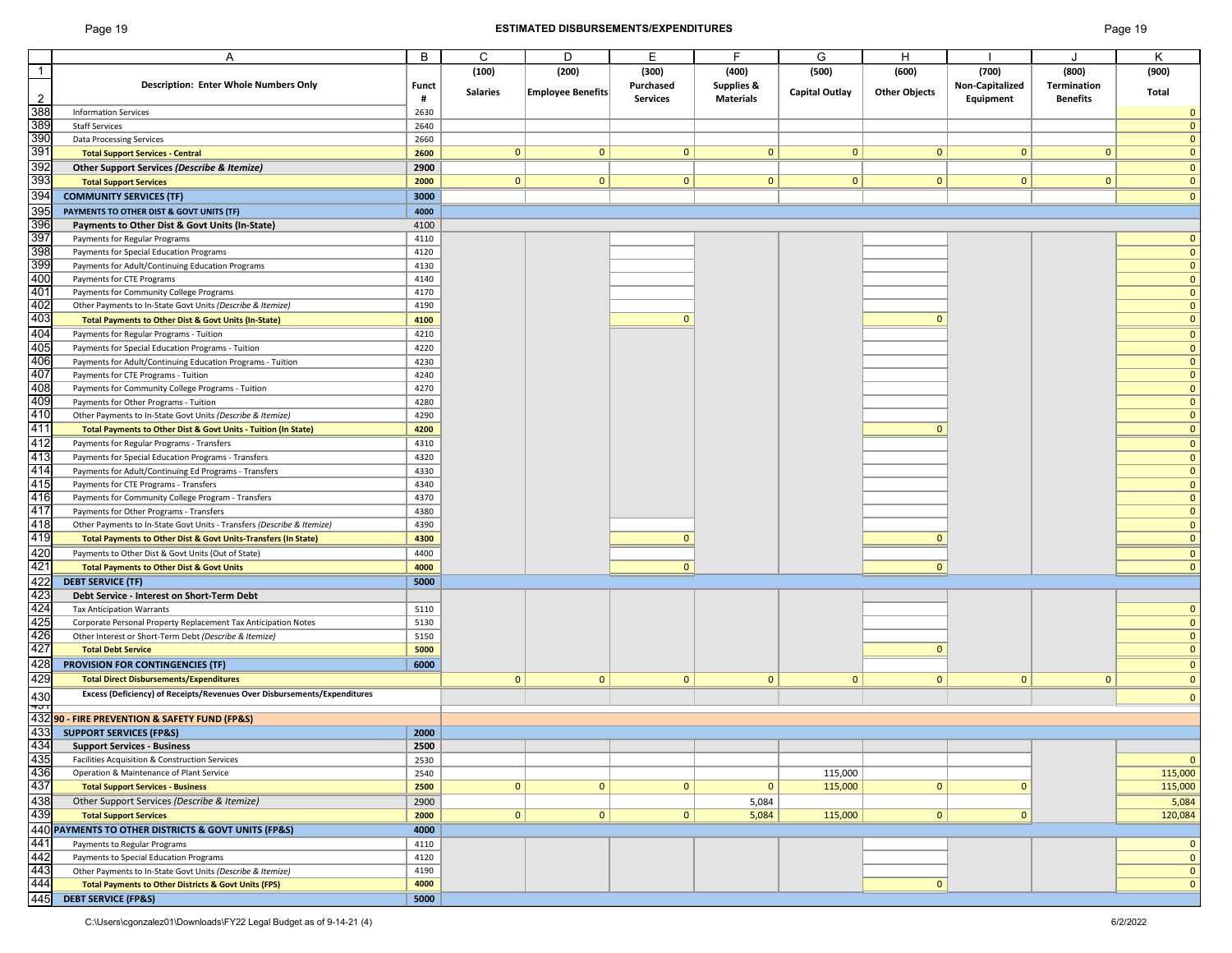## ESTIMATED DISBURSEMENTS/EXPENDITURES

| | A | B | C | D | E | F | G | H | I | J | K |
|---|---|---|---|---|---|---|---|---|---|---|---|
| 1 | | | (100) | (200) | (300) | (400) | (500) | (600) | (700) | (800) | (900) |
| 2 | **Description: Enter Whole Numbers Only** | **Funct #** | **Salaries** | **Employee Benefits** | **Purchased Services** | **Supplies & Materials** | **Capital Outlay** | **Other Objects** | **Non-Capitalized Equipment** | **Termination Benefits** | **Total** |
| 388 | Information Services | 2630 | | | | | | | | | 0 |
| 389 | Staff Services | 2640 | | | | | | | | | 0 |
| 390 | Data Processing Services | 2660 | | | | | | | | | 0 |
| 391 | **Total Support Services - Central** | **2600** | 0 | 0 | 0 | 0 | 0 | 0 | 0 | 0 | 0 |
| 392 | **Other Support Services *(Describe & Itemize)*** | **2900** | | | | | | | | | 0 |
| 393 | **Total Support Services** | **2000** | 0 | 0 | 0 | 0 | 0 | 0 | 0 | 0 | 0 |
| 394 | **COMMUNITY SERVICES (TF)** | **3000** | | | | | | | | | 0 |
| 395 | **PAYMENTS TO OTHER DIST & GOVT UNITS (TF)** | **4000** | | | | | | | | | |
| 396 | **Payments to Other Dist & Govt Units (In-State)** | 4100 | | | | | | | | | |
| 397 | Payments for Regular Programs | 4110 | | | | | | | | | 0 |
| 398 | Payments for Special Education Programs | 4120 | | | | | | | | | 0 |
| 399 | Payments for Adult/Continuing Education Programs | 4130 | | | | | | | | | 0 |
| 400 | Payments for CTE Programs | 4140 | | | | | | | | | 0 |
| 401 | Payments for Community College Programs | 4170 | | | | | | | | | 0 |
| 402 | Other Payments to In-State Govt Units *(Describe & Itemize)* | 4190 | | | | | | | | | 0 |
| 403 | **Total Payments to Other Dist & Govt Units (In-State)** | **4100** | | | 0 | | | 0 | | | 0 |
| 404 | Payments for Regular Programs - Tuition | 4210 | | | | | | | | | 0 |
| 405 | Payments for Special Education Programs - Tuition | 4220 | | | | | | | | | 0 |
| 406 | Payments for Adult/Continuing Education Programs - Tuition | 4230 | | | | | | | | | 0 |
| 407 | Payments for CTE Programs - Tuition | 4240 | | | | | | | | | 0 |
| 408 | Payments for Community College Programs - Tuition | 4270 | | | | | | | | | 0 |
| 409 | Payments for Other Programs - Tuition | 4280 | | | | | | | | | 0 |
| 410 | Other Payments to In-State Govt Units *(Describe & Itemize)* | 4290 | | | | | | | | | 0 |
| 411 | **Total Payments to Other Dist & Govt Units - Tuition (In State)** | **4200** | | | | | | 0 | | | 0 |
| 412 | Payments for Regular Programs - Transfers | 4310 | | | | | | | | | 0 |
| 413 | Payments for Special Education Programs - Transfers | 4320 | | | | | | | | | 0 |
| 414 | Payments for Adult/Continuing Ed Programs - Transfers | 4330 | | | | | | | | | 0 |
| 415 | Payments for CTE Programs - Transfers | 4340 | | | | | | | | | 0 |
| 416 | Payments for Community College Program - Transfers | 4370 | | | | | | | | | 0 |
| 417 | Payments for Other Programs - Transfers | 4380 | | | | | | | | | 0 |
| 418 | Other Payments to In-State Govt Units - Transfers *(Describe & Itemize)* | 4390 | | | | | | | | | 0 |
| 419 | **Total Payments to Other Dist & Govt Units-Transfers (In State)** | **4300** | | | 0 | | | 0 | | | 0 |
| 420 | Payments to Other Dist & Govt Units (Out of State) | 4400 | | | | | | | | | 0 |
| 421 | **Total Payments to Other Dist & Govt Units** | **4000** | | | 0 | | | 0 | | | 0 |
| 422 | **DEBT SERVICE (TF)** | **5000** | | | | | | | | | |
| 423 | **Debt Service - Interest on Short-Term Debt** | | | | | | | | | | |
| 424 | Tax Anticipation Warrants | 5110 | | | | | | | | | 0 |
| 425 | Corporate Personal Property Replacement Tax Anticipation Notes | 5130 | | | | | | | | | 0 |
| 426 | Other Interest or Short-Term Debt *(Describe & Itemize)* | 5150 | | | | | | | | | 0 |
| 427 | **Total Debt Service** | **5000** | | | | | | 0 | | | 0 |
| 428 | **PROVISION FOR CONTINGENCIES (TF)** | **6000** | | | | | | | | | 0 |
| 429 | **Total Direct Disbursements/Expenditures** | | 0 | 0 | 0 | 0 | 0 | 0 | 0 | 0 | 0 |
| 430 | **Excess (Deficiency) of Receipts/Revenues Over Disbursements/Expenditures** | | | | | | | | | | 0 |
| 432 | **90 - FIRE PREVENTION & SAFETY FUND (FP&S)** | | | | | | | | | | |
| 433 | **SUPPORT SERVICES (FP&S)** | **2000** | | | | | | | | | |
| 434 | **Support Services - Business** | **2500** | | | | | | | | | |
| 435 | Facilities Acquisition & Construction Services | 2530 | | | | | | | | | 0 |
| 436 | Operation & Maintenance of Plant Service | 2540 | | | | | 115,000 | | | | 115,000 |
| 437 | **Total Support Services - Business** | **2500** | 0 | 0 | 0 | 0 | 115,000 | 0 | 0 | | 115,000 |
| 438 | Other Support Services *(Describe & Itemize)* | 2900 | | | | 5,084 | | | | | 5,084 |
| 439 | **Total Support Services** | **2000** | 0 | 0 | 0 | 5,084 | 115,000 | 0 | 0 | | 120,084 |
| 440 | **PAYMENTS TO OTHER DISTRICTS & GOVT UNITS (FP&S)** | **4000** | | | | | | | | | |
| 441 | Payments to Regular Programs | 4110 | | | | | | | | | 0 |
| 442 | Payments to Special Education Programs | 4120 | | | | | | | | | 0 |
| 443 | Other Payments to In-State Govt Units *(Describe & Itemize)* | 4190 | | | | | | | | | 0 |
| 444 | **Total Payments to Other Districts & Govt Units (FPS)** | **4000** | | | | | | 0 | | | 0 |
| 445 | **DEBT SERVICE (FP&S)** | **5000** | | | | | | | | | |

C:\Users\cgonzalez01\Downloads\FY22 Legal Budget as of 9-14-21 (4) 6/2/2022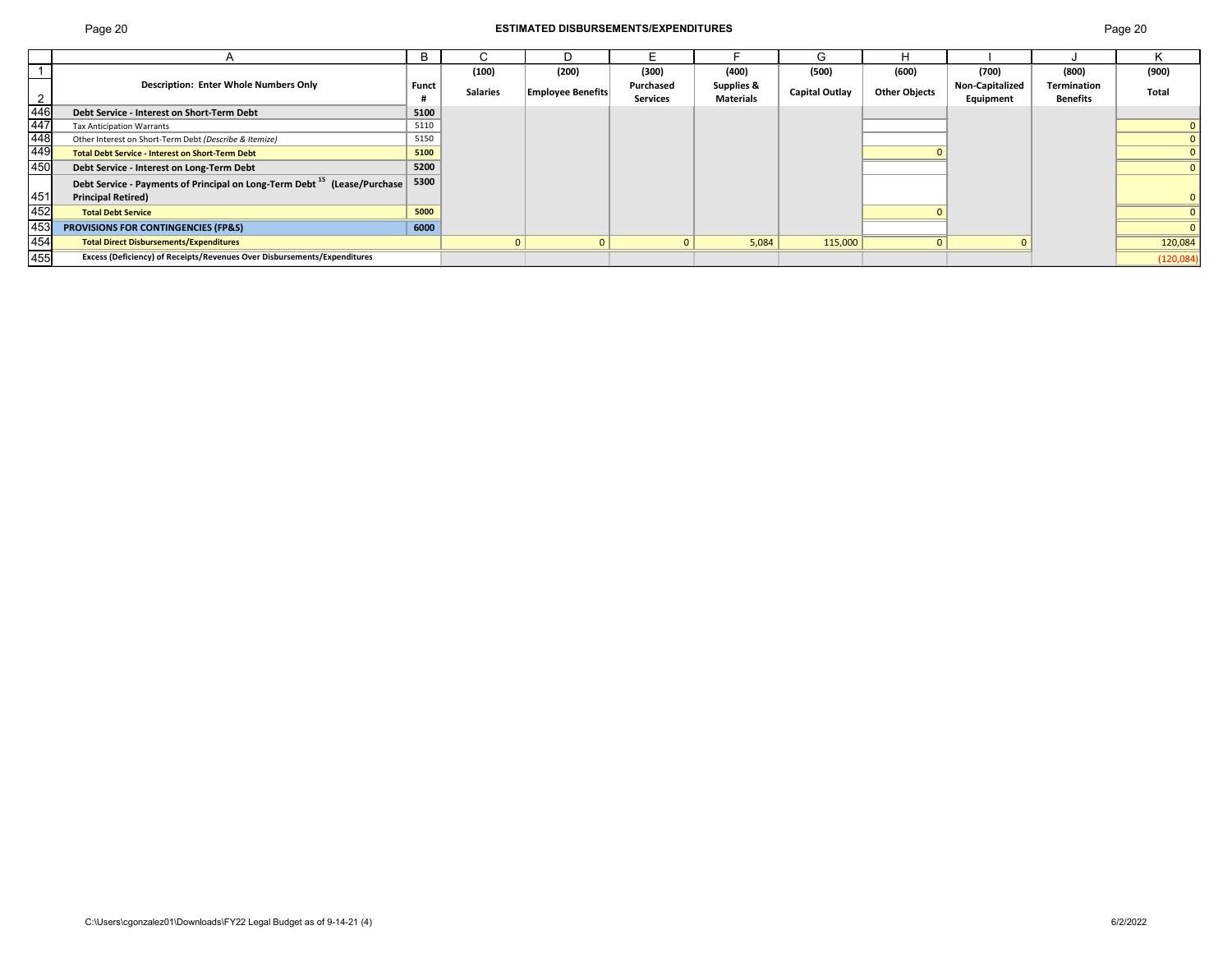## ESTIMATED DISBURSEMENTS/EXPENDITURES

| | A | B | C | D | E | F | G | H | I | J | K |
|---|---|---|---|---|---|---|---|---|---|---|---|
| 1 | | | (100) | (200) | (300) | (400) | (500) | (600) | (700) | (800) | (900) |
| 2 | Description: Enter Whole Numbers Only | Funct # | Salaries | Employee Benefits | Purchased Services | Supplies & Materials | Capital Outlay | Other Objects | Non-Capitalized Equipment | Termination Benefits | Total |
| 446 | **Debt Service - Interest on Short-Term Debt** | **5100** | | | | | | | | | |
| 447 | Tax Anticipation Warrants | 5110 | | | | | | | | | 0 |
| 448 | Other Interest on Short-Term Debt *(Describe & Itemize)* | 5150 | | | | | | | | | 0 |
| 449 | **Total Debt Service - Interest on Short-Term Debt** | **5100** | | | | | | 0 | | | 0 |
| 450 | **Debt Service - Interest on Long-Term Debt** | **5200** | | | | | | | | | 0 |
| 451 | **Debt Service - Payments of Principal on Long-Term Debt [15] (Lease/Purchase Principal Retired)** | **5300** | | | | | | | | | 0 |
| 452 | **Total Debt Service** | **5000** | | | | | | 0 | | | 0 |
| 453 | **PROVISIONS FOR CONTINGENCIES (FP&S)** | **6000** | | | | | | | | | 0 |
| 454 | **Total Direct Disbursements/Expenditures** | | 0 | 0 | 0 | 5,084 | 115,000 | 0 | 0 | | 120,084 |
| 455 | **Excess (Deficiency) of Receipts/Revenues Over Disbursements/Expenditures** | | | | | | | | | | (120,084) |

C:\Users\cgonzalez01\Downloads\FY22 Legal Budget as of 9-14-21 (4) 6/2/2022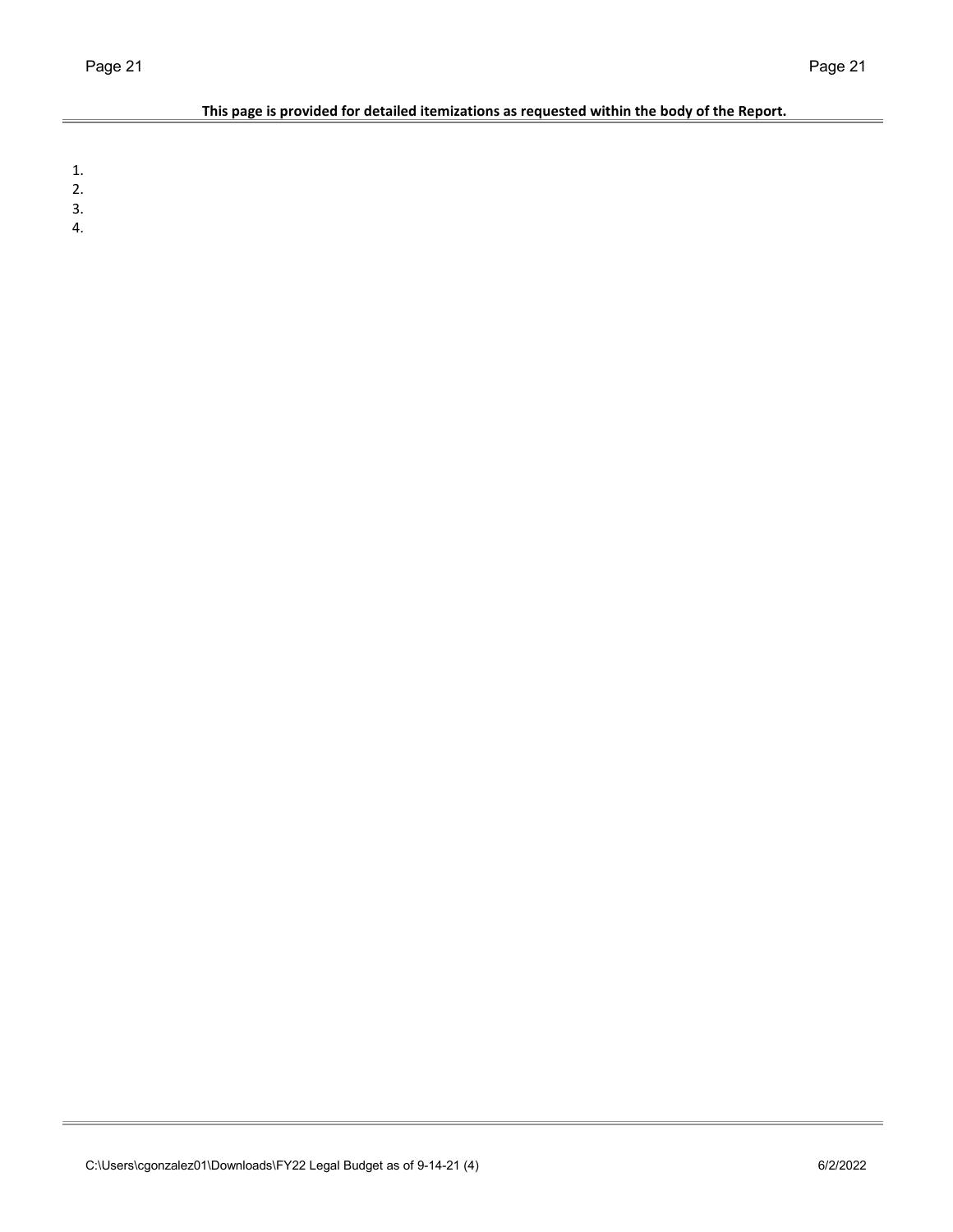**This page is provided for detailed itemizations as requested within the body of the Report.**

1.
2.
3.
4.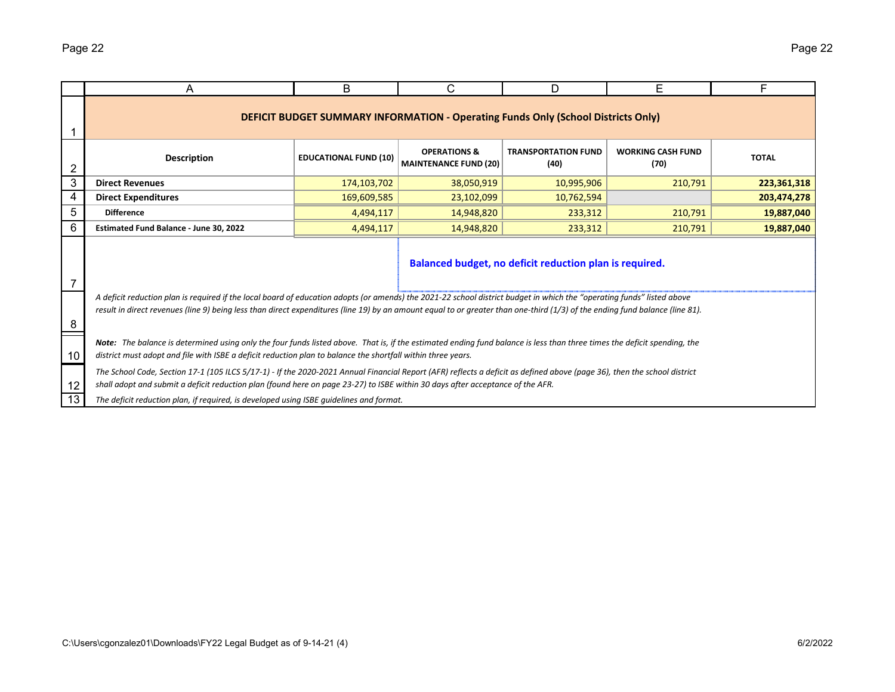## DEFICIT BUDGET SUMMARY INFORMATION - Operating Funds Only (School Districts Only)

| Description | EDUCATIONAL FUND (10) | OPERATIONS & MAINTENANCE FUND (20) | TRANSPORTATION FUND (40) | WORKING CASH FUND (70) | TOTAL |
|---|---|---|---|---|---|
| **Direct Revenues** | 174,103,702 | 38,050,919 | 10,995,906 | 210,791 | **223,361,318** |
| **Direct Expenditures** | 169,609,585 | 23,102,099 | 10,762,594 | | **203,474,278** |
| **Difference** | 4,494,117 | 14,948,820 | 233,312 | 210,791 | **19,887,040** |
| **Estimated Fund Balance - June 30, 2022** | 4,494,117 | 14,948,820 | 233,312 | 210,791 | **19,887,040** |

**Balanced budget, no deficit reduction plan is required.**

*A deficit reduction plan is required if the local board of education adopts (or amends) the 2021-22 school district budget in which the "operating funds" listed above result in direct revenues (line 9) being less than direct expenditures (line 19) by an amount equal to or greater than one-third (1/3) of the ending fund balance (line 81).*

***Note:*** *The balance is determined using only the four funds listed above. That is, if the estimated ending fund balance is less than three times the deficit spending, the district must adopt and file with ISBE a deficit reduction plan to balance the shortfall within three years.*

*The School Code, Section 17-1 (105 ILCS 5/17-1) - If the 2020-2021 Annual Financial Report (AFR) reflects a deficit as defined above (page 36), then the school district shall adopt and submit a deficit reduction plan (found here on page 23-27) to ISBE within 30 days after acceptance of the AFR.*

*The deficit reduction plan, if required, is developed using ISBE guidelines and format.*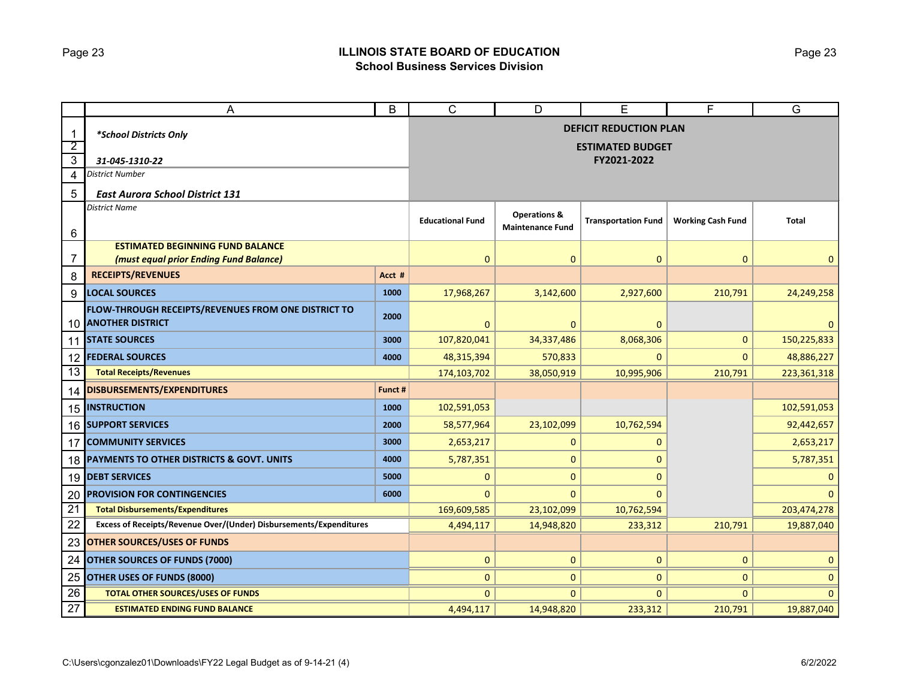## ILLINOIS STATE BOARD OF EDUCATION
### School Business Services Division

| | A | B | C | D | E | F | G |
|---|---|---|---|---|---|---|---|
| 1 | *School Districts Only* | | DEFICIT REDUCTION PLAN | | | | |
| 2 | | | ESTIMATED BUDGET | | | | |
| 3 | 31-045-1310-22 | | FY2021-2022 | | | | |
| 4 | District Number | | | | | | |
| 5 | East Aurora School District 131 | | | | | | |
| 6 | District Name | | Educational Fund | Operations & Maintenance Fund | Transportation Fund | Working Cash Fund | Total |
| 7 | ESTIMATED BEGINNING FUND BALANCE (must equal prior Ending Fund Balance) | | 0 | 0 | 0 | 0 | 0 |
| 8 | RECEIPTS/REVENUES | Acct # | | | | | |
| 9 | LOCAL SOURCES | 1000 | 17,968,267 | 3,142,600 | 2,927,600 | 210,791 | 24,249,258 |
| 10 | FLOW-THROUGH RECEIPTS/REVENUES FROM ONE DISTRICT TO ANOTHER DISTRICT | 2000 | 0 | 0 | 0 | | 0 |
| 11 | STATE SOURCES | 3000 | 107,820,041 | 34,337,486 | 8,068,306 | 0 | 150,225,833 |
| 12 | FEDERAL SOURCES | 4000 | 48,315,394 | 570,833 | 0 | 0 | 48,886,227 |
| 13 | Total Receipts/Revenues | | 174,103,702 | 38,050,919 | 10,995,906 | 210,791 | 223,361,318 |
| 14 | DISBURSEMENTS/EXPENDITURES | Funct # | | | | | |
| 15 | INSTRUCTION | 1000 | 102,591,053 | | | | 102,591,053 |
| 16 | SUPPORT SERVICES | 2000 | 58,577,964 | 23,102,099 | 10,762,594 | | 92,442,657 |
| 17 | COMMUNITY SERVICES | 3000 | 2,653,217 | 0 | 0 | | 2,653,217 |
| 18 | PAYMENTS TO OTHER DISTRICTS & GOVT. UNITS | 4000 | 5,787,351 | 0 | 0 | | 5,787,351 |
| 19 | DEBT SERVICES | 5000 | 0 | 0 | 0 | | 0 |
| 20 | PROVISION FOR CONTINGENCIES | 6000 | 0 | 0 | 0 | | 0 |
| 21 | Total Disbursements/Expenditures | | 169,609,585 | 23,102,099 | 10,762,594 | | 203,474,278 |
| 22 | Excess of Receipts/Revenue Over/(Under) Disbursements/Expenditures | | 4,494,117 | 14,948,820 | 233,312 | 210,791 | 19,887,040 |
| 23 | OTHER SOURCES/USES OF FUNDS | | | | | | |
| 24 | OTHER SOURCES OF FUNDS (7000) | | 0 | 0 | 0 | 0 | 0 |
| 25 | OTHER USES OF FUNDS (8000) | | 0 | 0 | 0 | 0 | 0 |
| 26 | TOTAL OTHER SOURCES/USES OF FUNDS | | 0 | 0 | 0 | 0 | 0 |
| 27 | ESTIMATED ENDING FUND BALANCE | | 4,494,117 | 14,948,820 | 233,312 | 210,791 | 19,887,040 |

C:\Users\cgonzalez01\Downloads\FY22 Legal Budget as of 9-14-21 (4)

6/2/2022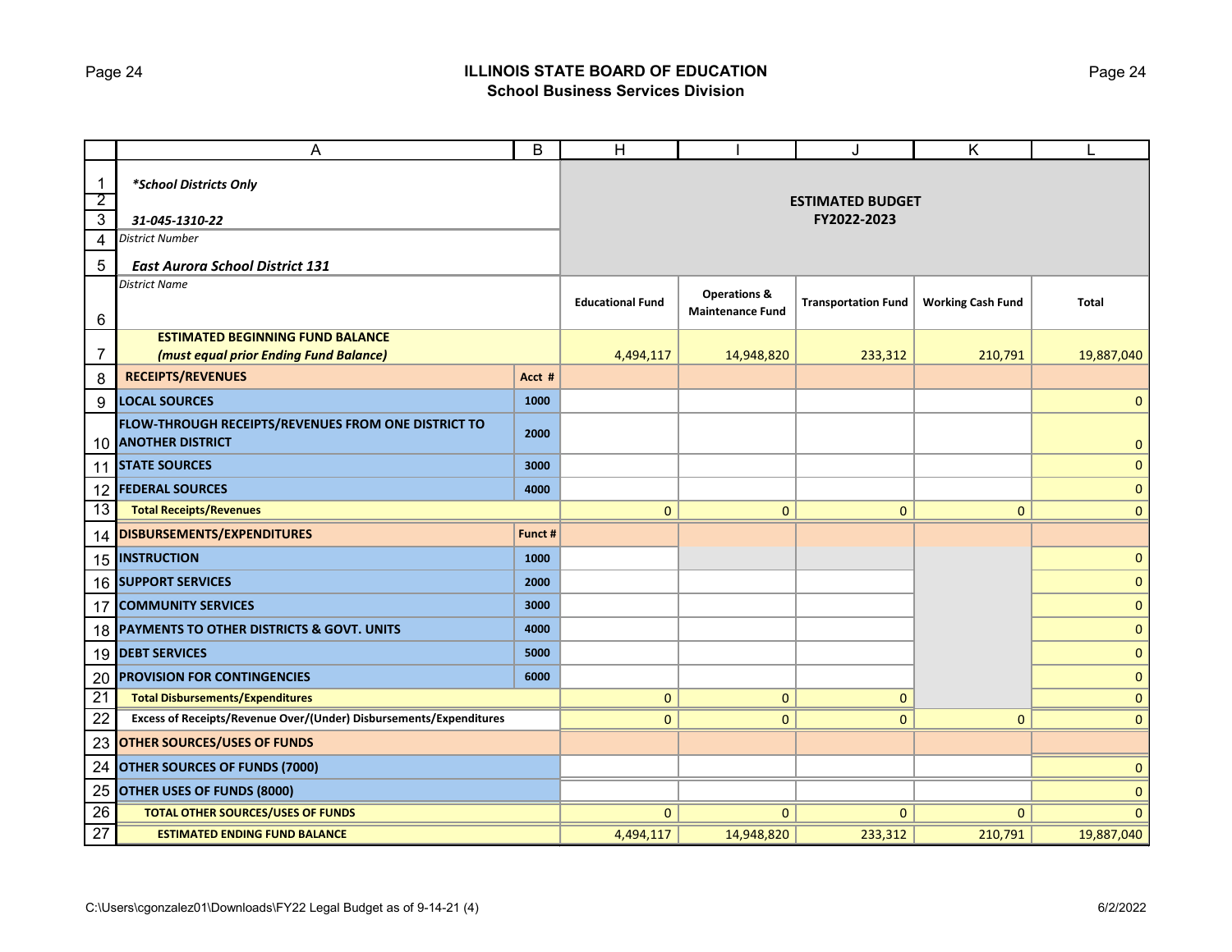## ILLINOIS STATE BOARD OF EDUCATION
### School Business Services Division

| | A | B | H | I | J | K | L |
|---|---|---|---|---|---|---|---|
| 1 | *\*School Districts Only* | | **ESTIMATED BUDGET FY2022-2023** | | | | |
| 2 | | | | | | | |
| 3 | *31-045-1310-22* | | | | | | |
| 4 | *District Number* | | | | | | |
| 5 | *East Aurora School District 131* | | | | | | |
| 6 | *District Name* | | **Educational Fund** | **Operations & Maintenance Fund** | **Transportation Fund** | **Working Cash Fund** | **Total** |
| 7 | **ESTIMATED BEGINNING FUND BALANCE** ***(must equal prior Ending Fund Balance)*** | | 4,494,117 | 14,948,820 | 233,312 | 210,791 | 19,887,040 |
| 8 | **RECEIPTS/REVENUES** | **Acct #** | | | | | |
| 9 | **LOCAL SOURCES** | **1000** | | | | | 0 |
| 10 | **FLOW-THROUGH RECEIPTS/REVENUES FROM ONE DISTRICT TO ANOTHER DISTRICT** | **2000** | | | | | 0 |
| 11 | **STATE SOURCES** | **3000** | | | | | 0 |
| 12 | **FEDERAL SOURCES** | **4000** | | | | | 0 |
| 13 | **Total Receipts/Revenues** | | 0 | 0 | 0 | 0 | 0 |
| 14 | **DISBURSEMENTS/EXPENDITURES** | **Funct #** | | | | | |
| 15 | **INSTRUCTION** | **1000** | | | | | 0 |
| 16 | **SUPPORT SERVICES** | **2000** | | | | | 0 |
| 17 | **COMMUNITY SERVICES** | **3000** | | | | | 0 |
| 18 | **PAYMENTS TO OTHER DISTRICTS & GOVT. UNITS** | **4000** | | | | | 0 |
| 19 | **DEBT SERVICES** | **5000** | | | | | 0 |
| 20 | **PROVISION FOR CONTINGENCIES** | **6000** | | | | | 0 |
| 21 | **Total Disbursements/Expenditures** | | 0 | 0 | 0 | | 0 |
| 22 | **Excess of Receipts/Revenue Over/(Under) Disbursements/Expenditures** | | 0 | 0 | 0 | 0 | 0 |
| 23 | **OTHER SOURCES/USES OF FUNDS** | | | | | | |
| 24 | **OTHER SOURCES OF FUNDS (7000)** | | | | | | 0 |
| 25 | **OTHER USES OF FUNDS (8000)** | | | | | | 0 |
| 26 | **TOTAL OTHER SOURCES/USES OF FUNDS** | | 0 | 0 | 0 | 0 | 0 |
| 27 | **ESTIMATED ENDING FUND BALANCE** | | 4,494,117 | 14,948,820 | 233,312 | 210,791 | 19,887,040 |

C:\Users\cgonzalez01\Downloads\FY22 Legal Budget as of 9-14-21 (4) 6/2/2022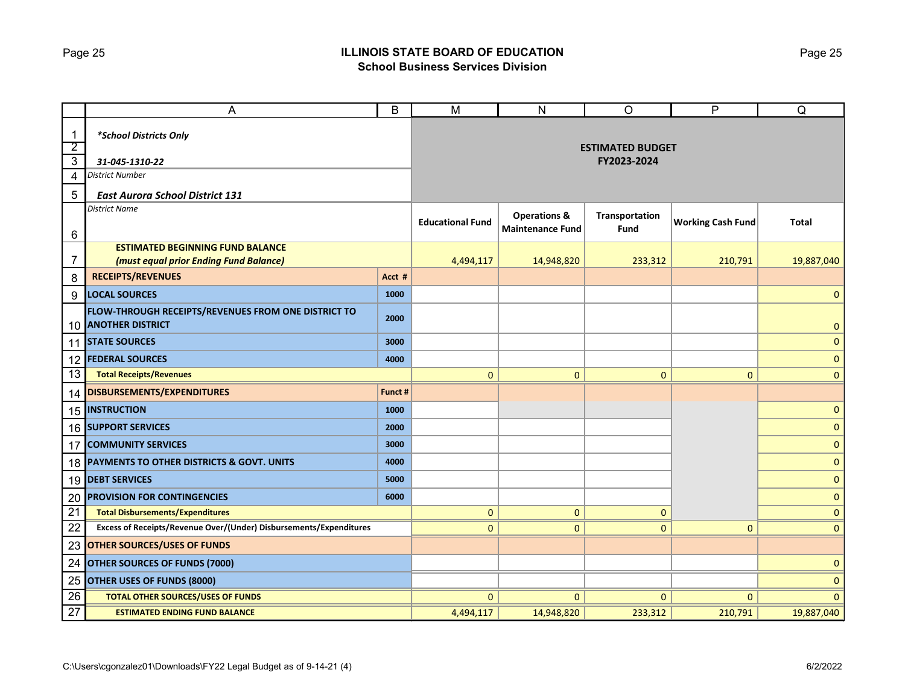## ILLINOIS STATE BOARD OF EDUCATION
### School Business Services Division

| | A | B | M | N | O | P | Q |
|---|---|---|---|---|---|---|---|
| 1 | *\*School Districts Only* | | ESTIMATED BUDGET FY2023-2024 | | | | |
| 2 | | | | | | | |
| 3 | ***31-045-1310-22*** | | | | | | |
| 4 | *District Number* | | | | | | |
| 5 | ***East Aurora School District 131*** | | | | | | |
| 6 | *District Name* | | **Educational Fund** | **Operations & Maintenance Fund** | **Transportation Fund** | **Working Cash Fund** | **Total** |
| 7 | **ESTIMATED BEGINNING FUND BALANCE** ***(must equal prior Ending Fund Balance)*** | | 4,494,117 | 14,948,820 | 233,312 | 210,791 | 19,887,040 |
| 8 | **RECEIPTS/REVENUES** | **Acct #** | | | | | |
| 9 | **LOCAL SOURCES** | **1000** | | | | | 0 |
| 10 | **FLOW-THROUGH RECEIPTS/REVENUES FROM ONE DISTRICT TO ANOTHER DISTRICT** | **2000** | | | | | 0 |
| 11 | **STATE SOURCES** | **3000** | | | | | 0 |
| 12 | **FEDERAL SOURCES** | **4000** | | | | | 0 |
| 13 | **Total Receipts/Revenues** | | 0 | 0 | 0 | 0 | 0 |
| 14 | **DISBURSEMENTS/EXPENDITURES** | **Funct #** | | | | | |
| 15 | **INSTRUCTION** | **1000** | | | | | 0 |
| 16 | **SUPPORT SERVICES** | **2000** | | | | | 0 |
| 17 | **COMMUNITY SERVICES** | **3000** | | | | | 0 |
| 18 | **PAYMENTS TO OTHER DISTRICTS & GOVT. UNITS** | **4000** | | | | | 0 |
| 19 | **DEBT SERVICES** | **5000** | | | | | 0 |
| 20 | **PROVISION FOR CONTINGENCIES** | **6000** | | | | | 0 |
| 21 | **Total Disbursements/Expenditures** | | 0 | 0 | 0 | | 0 |
| 22 | **Excess of Receipts/Revenue Over/(Under) Disbursements/Expenditures** | | 0 | 0 | 0 | 0 | 0 |
| 23 | **OTHER SOURCES/USES OF FUNDS** | | | | | | |
| 24 | **OTHER SOURCES OF FUNDS (7000)** | | | | | | 0 |
| 25 | **OTHER USES OF FUNDS (8000)** | | | | | | 0 |
| 26 | **TOTAL OTHER SOURCES/USES OF FUNDS** | | 0 | 0 | 0 | 0 | 0 |
| 27 | **ESTIMATED ENDING FUND BALANCE** | | 4,494,117 | 14,948,820 | 233,312 | 210,791 | 19,887,040 |

C:\Users\cgonzalez01\Downloads\FY22 Legal Budget as of 9-14-21 (4) 6/2/2022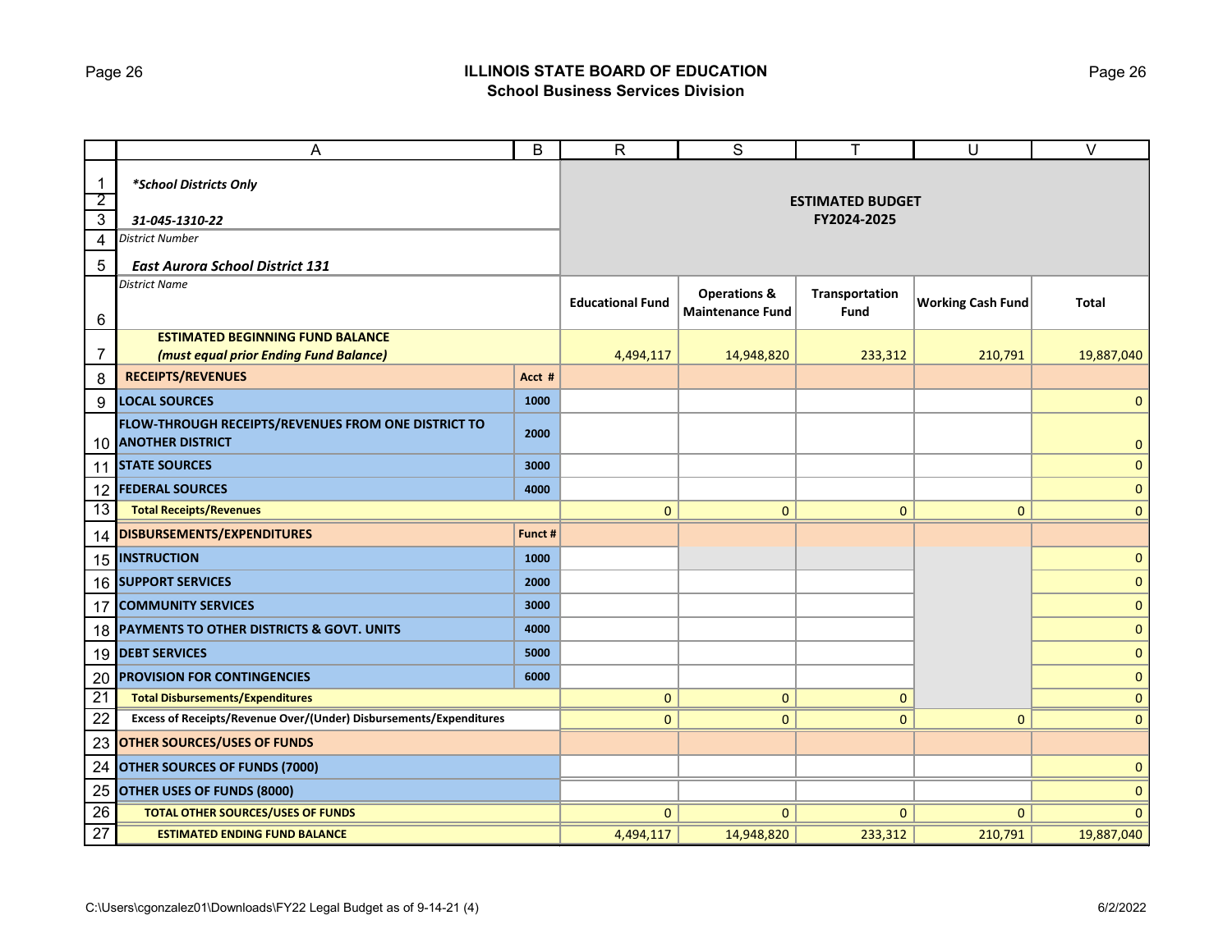# ILLINOIS STATE BOARD OF EDUCATION
## School Business Services Division

*\*School Districts Only*

**31-045-1310-22**
*District Number*

**East Aurora School District 131**
*District Name*

| | A | B | R | S | T | U | V |
|---|---|---|---|---|---|---|---|
| | | | **ESTIMATED BUDGET FY2024-2025** | | | | |
| 6 | | | **Educational Fund** | **Operations & Maintenance Fund** | **Transportation Fund** | **Working Cash Fund** | **Total** |
| 7 | **ESTIMATED BEGINNING FUND BALANCE** ***(must equal prior Ending Fund Balance)*** | | 4,494,117 | 14,948,820 | 233,312 | 210,791 | 19,887,040 |
| 8 | **RECEIPTS/REVENUES** | **Acct #** | | | | | |
| 9 | **LOCAL SOURCES** | **1000** | | | | | 0 |
| 10 | **FLOW-THROUGH RECEIPTS/REVENUES FROM ONE DISTRICT TO ANOTHER DISTRICT** | **2000** | | | | | 0 |
| 11 | **STATE SOURCES** | **3000** | | | | | 0 |
| 12 | **FEDERAL SOURCES** | **4000** | | | | | 0 |
| 13 | **Total Receipts/Revenues** | | 0 | 0 | 0 | 0 | 0 |
| 14 | **DISBURSEMENTS/EXPENDITURES** | **Funct #** | | | | | |
| 15 | **INSTRUCTION** | **1000** | | | | | 0 |
| 16 | **SUPPORT SERVICES** | **2000** | | | | | 0 |
| 17 | **COMMUNITY SERVICES** | **3000** | | | | | 0 |
| 18 | **PAYMENTS TO OTHER DISTRICTS & GOVT. UNITS** | **4000** | | | | | 0 |
| 19 | **DEBT SERVICES** | **5000** | | | | | 0 |
| 20 | **PROVISION FOR CONTINGENCIES** | **6000** | | | | | 0 |
| 21 | **Total Disbursements/Expenditures** | | 0 | 0 | 0 | | 0 |
| 22 | **Excess of Receipts/Revenue Over/(Under) Disbursements/Expenditures** | | 0 | 0 | 0 | 0 | 0 |
| 23 | **OTHER SOURCES/USES OF FUNDS** | | | | | | |
| 24 | **OTHER SOURCES OF FUNDS (7000)** | | | | | | 0 |
| 25 | **OTHER USES OF FUNDS (8000)** | | | | | | 0 |
| 26 | **TOTAL OTHER SOURCES/USES OF FUNDS** | | 0 | 0 | 0 | 0 | 0 |
| 27 | **ESTIMATED ENDING FUND BALANCE** | | 4,494,117 | 14,948,820 | 233,312 | 210,791 | 19,887,040 |

C:\Users\cgonzalez01\Downloads\FY22 Legal Budget as of 9-14-21 (4) 6/2/2022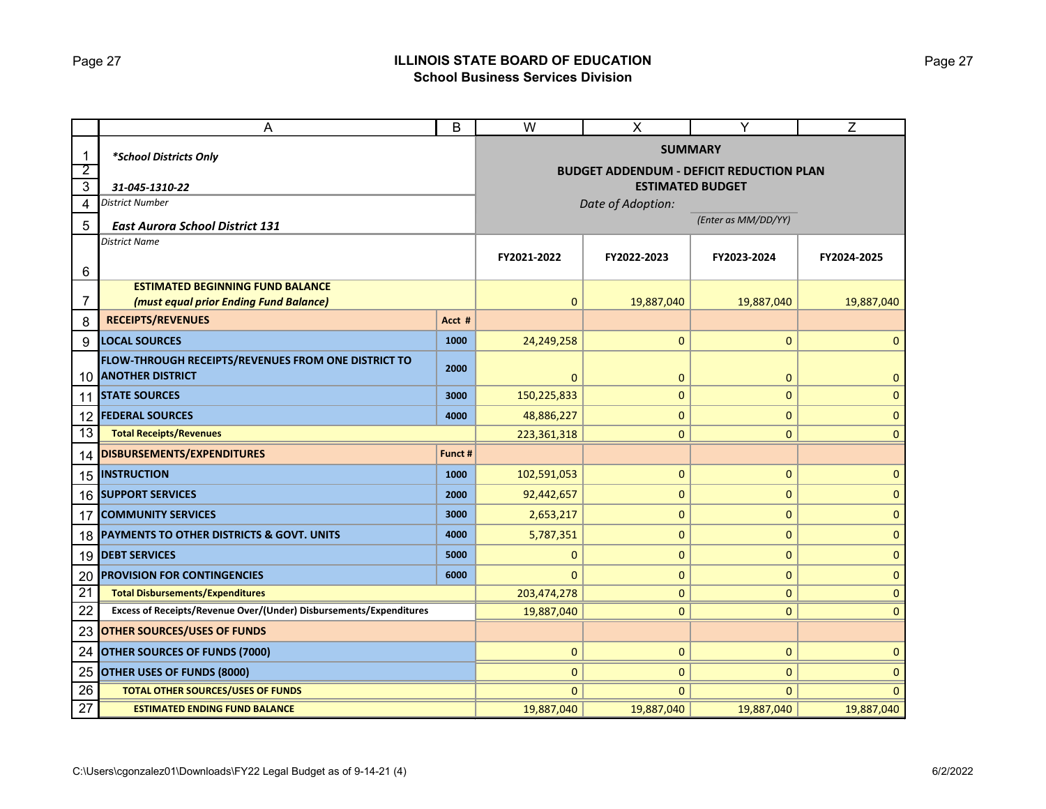## ILLINOIS STATE BOARD OF EDUCATION
### School Business Services Division

*School Districts Only

31-045-1310-22
District Number

East Aurora School District 131
District Name

**SUMMARY**
**BUDGET ADDENDUM - DEFICIT REDUCTION PLAN**
**ESTIMATED BUDGET**

*Date of Adoption:* ____________
*(Enter as MM/DD/YY)*

| | | FY2021-2022 | FY2022-2023 | FY2023-2024 | FY2024-2025 |
|---|---|---|---|---|---|
| **ESTIMATED BEGINNING FUND BALANCE** *(must equal prior Ending Fund Balance)* | | 0 | 19,887,040 | 19,887,040 | 19,887,040 |
| **RECEIPTS/REVENUES** | **Acct #** | | | | |
| **LOCAL SOURCES** | 1000 | 24,249,258 | 0 | 0 | 0 |
| **FLOW-THROUGH RECEIPTS/REVENUES FROM ONE DISTRICT TO ANOTHER DISTRICT** | 2000 | 0 | 0 | 0 | 0 |
| **STATE SOURCES** | 3000 | 150,225,833 | 0 | 0 | 0 |
| **FEDERAL SOURCES** | 4000 | 48,886,227 | 0 | 0 | 0 |
| **Total Receipts/Revenues** | | 223,361,318 | 0 | 0 | 0 |
| **DISBURSEMENTS/EXPENDITURES** | **Funct #** | | | | |
| **INSTRUCTION** | 1000 | 102,591,053 | 0 | 0 | 0 |
| **SUPPORT SERVICES** | 2000 | 92,442,657 | 0 | 0 | 0 |
| **COMMUNITY SERVICES** | 3000 | 2,653,217 | 0 | 0 | 0 |
| **PAYMENTS TO OTHER DISTRICTS & GOVT. UNITS** | 4000 | 5,787,351 | 0 | 0 | 0 |
| **DEBT SERVICES** | 5000 | 0 | 0 | 0 | 0 |
| **PROVISION FOR CONTINGENCIES** | 6000 | 0 | 0 | 0 | 0 |
| **Total Disbursements/Expenditures** | | 203,474,278 | 0 | 0 | 0 |
| **Excess of Receipts/Revenue Over/(Under) Disbursements/Expenditures** | | 19,887,040 | 0 | 0 | 0 |
| **OTHER SOURCES/USES OF FUNDS** | | | | | |
| **OTHER SOURCES OF FUNDS (7000)** | | 0 | 0 | 0 | 0 |
| **OTHER USES OF FUNDS (8000)** | | 0 | 0 | 0 | 0 |
| **TOTAL OTHER SOURCES/USES OF FUNDS** | | 0 | 0 | 0 | 0 |
| **ESTIMATED ENDING FUND BALANCE** | | 19,887,040 | 19,887,040 | 19,887,040 | 19,887,040 |

C:\Users\cgonzalez01\Downloads\FY22 Legal Budget as of 9-14-21 (4)

6/2/2022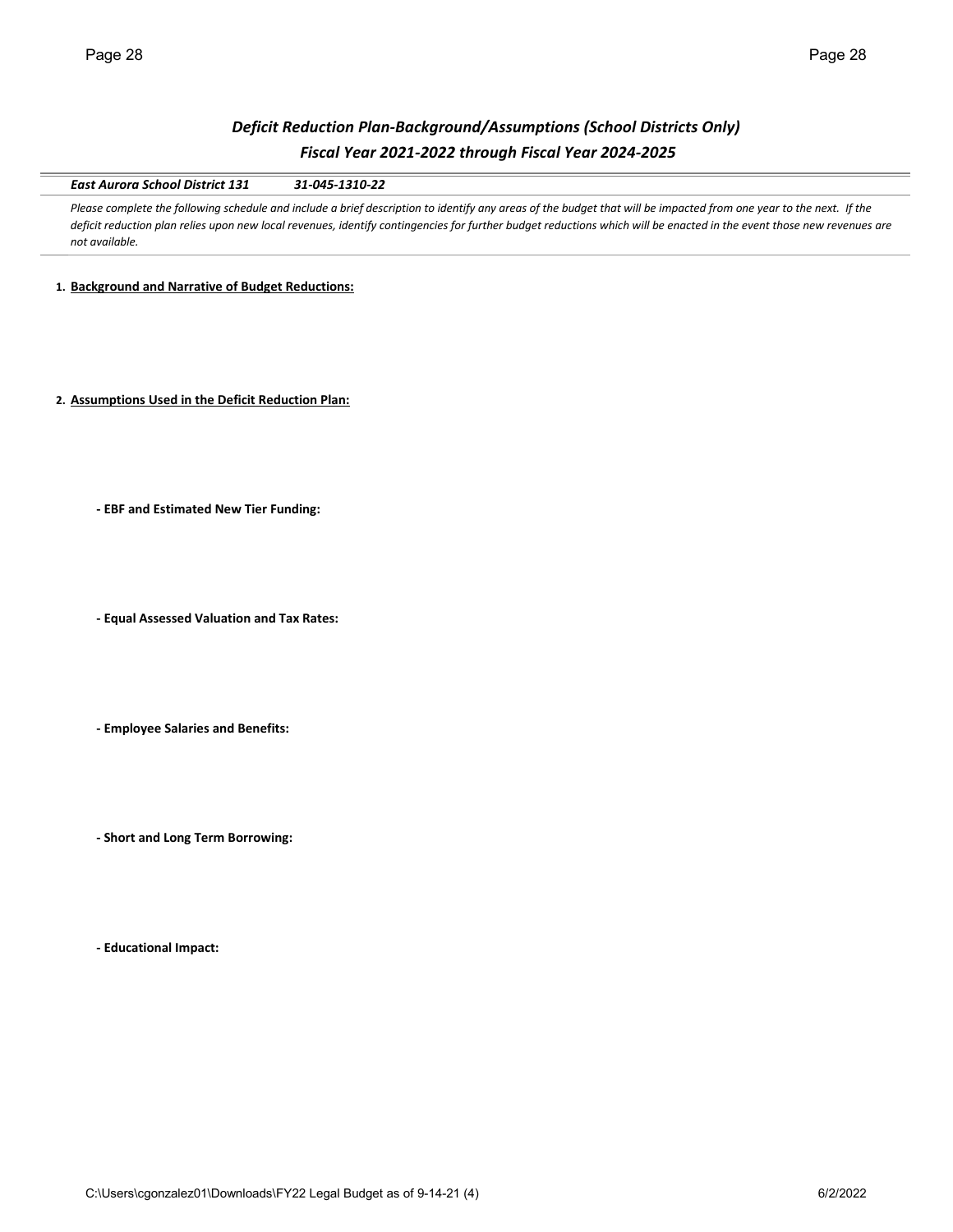## *Deficit Reduction Plan-Background/Assumptions (School Districts Only)*
## *Fiscal Year 2021-2022 through Fiscal Year 2024-2025*

***East Aurora School District 131*** ***31-045-1310-22***

*Please complete the following schedule and include a brief description to identify any areas of the budget that will be impacted from one year to the next. If the deficit reduction plan relies upon new local revenues, identify contingencies for further budget reductions which will be enacted in the event those new revenues are not available.*

1. **Background and Narrative of Budget Reductions:**

2. **Assumptions Used in the Deficit Reduction Plan:**

   **- EBF and Estimated New Tier Funding:**

   **- Equal Assessed Valuation and Tax Rates:**

   **- Employee Salaries and Benefits:**

   **- Short and Long Term Borrowing:**

   **- Educational Impact:**

C:\Users\cgonzalez01\Downloads\FY22 Legal Budget as of 9-14-21 (4) 6/2/2022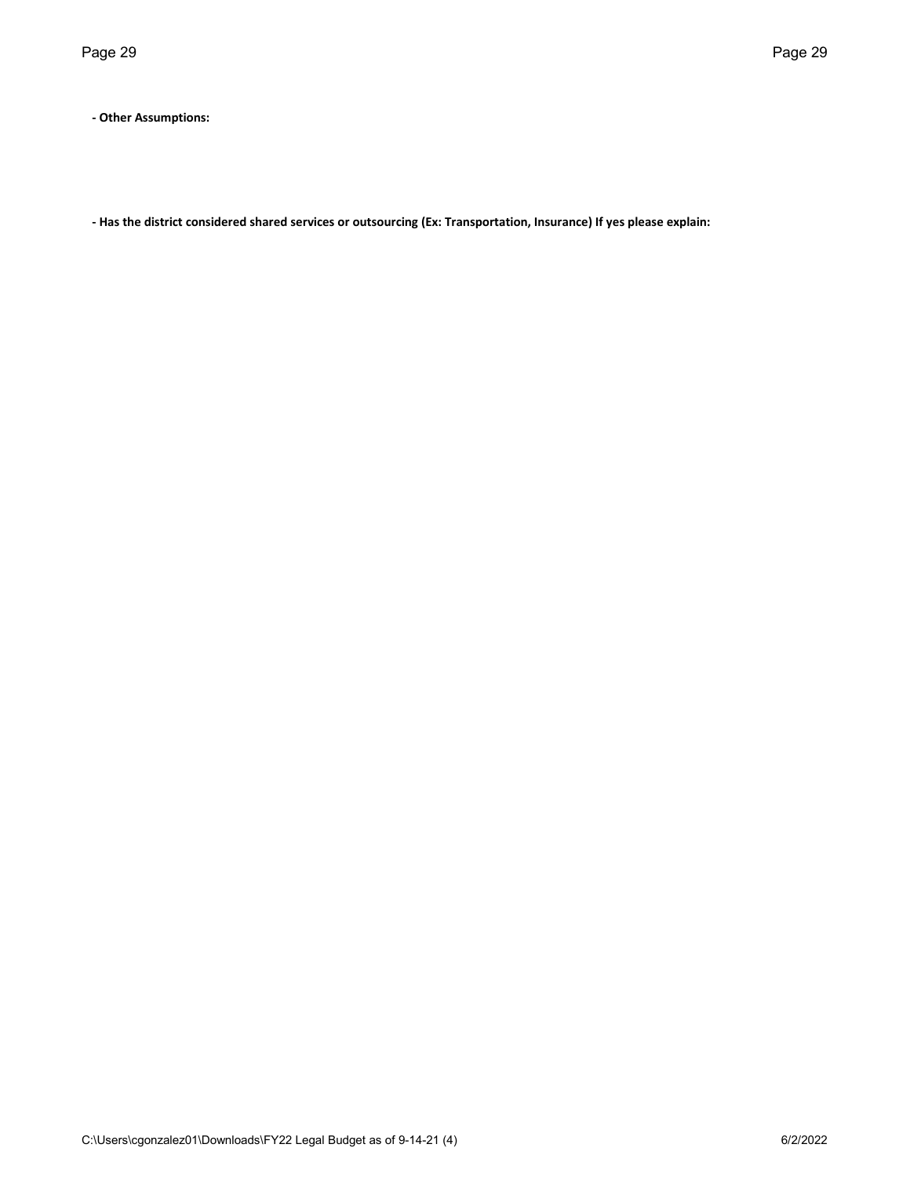**- Other Assumptions:**

**- Has the district considered shared services or outsourcing (Ex: Transportation, Insurance) If yes please explain:**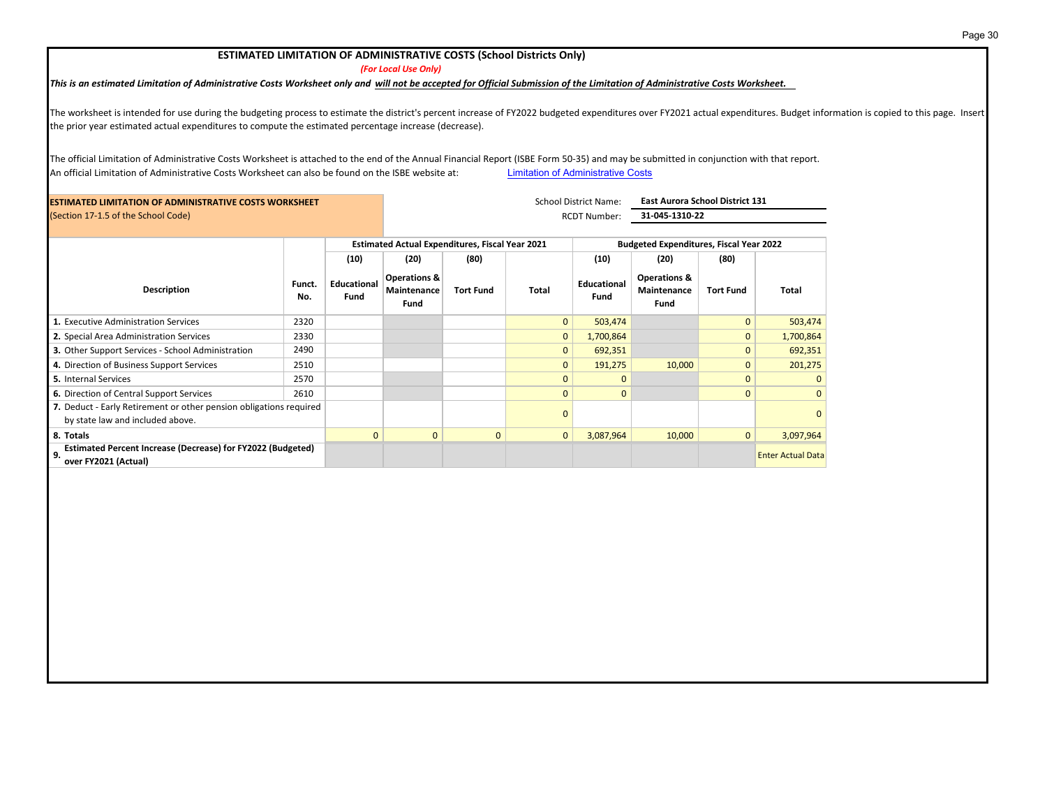## ESTIMATED LIMITATION OF ADMINISTRATIVE COSTS (School Districts Only)

***(For Local Use Only)***

***This is an estimated Limitation of Administrative Costs Worksheet only and will not be accepted for Official Submission of the Limitation of Administrative Costs Worksheet.***

The worksheet is intended for use during the budgeting process to estimate the district's percent increase of FY2022 budgeted expenditures over FY2021 actual expenditures. Budget information is copied to this page. Insert the prior year estimated actual expenditures to compute the estimated percentage increase (decrease).

The official Limitation of Administrative Costs Worksheet is attached to the end of the Annual Financial Report (ISBE Form 50-35) and may be submitted in conjunction with that report.
An official Limitation of Administrative Costs Worksheet can also be found on the ISBE website at: Limitation of Administrative Costs

**ESTIMATED LIMITATION OF ADMINISTRATIVE COSTS WORKSHEET**
(Section 17-1.5 of the School Code)

School District Name: **East Aurora School District 131**
RCDT Number: **31-045-1310-22**

| Description | Funct. No. | Estimated Actual Expenditures, Fiscal Year 2021 | | | | Budgeted Expenditures, Fiscal Year 2022 | | | |
|---|---|---|---|---|---|---|---|---|---|
| | | (10) Educational Fund | (20) Operations & Maintenance Fund | (80) Tort Fund | Total | (10) Educational Fund | (20) Operations & Maintenance Fund | (80) Tort Fund | Total |
| **1.** Executive Administration Services | 2320 | | | | 0 | 503,474 | | 0 | 503,474 |
| **2.** Special Area Administration Services | 2330 | | | | 0 | 1,700,864 | | 0 | 1,700,864 |
| **3.** Other Support Services - School Administration | 2490 | | | | 0 | 692,351 | | 0 | 692,351 |
| **4.** Direction of Business Support Services | 2510 | | | | 0 | 191,275 | 10,000 | 0 | 201,275 |
| **5.** Internal Services | 2570 | | | | 0 | 0 | | 0 | 0 |
| **6.** Direction of Central Support Services | 2610 | | | | 0 | 0 | | 0 | 0 |
| **7.** Deduct - Early Retirement or other pension obligations required by state law and included above. | | | | | 0 | | | | 0 |
| **8. Totals** | | 0 | 0 | 0 | 0 | 3,087,964 | 10,000 | 0 | 3,097,964 |
| **9. Estimated Percent Increase (Decrease) for FY2022 (Budgeted) over FY2021 (Actual)** | | | | | | | | | Enter Actual Data |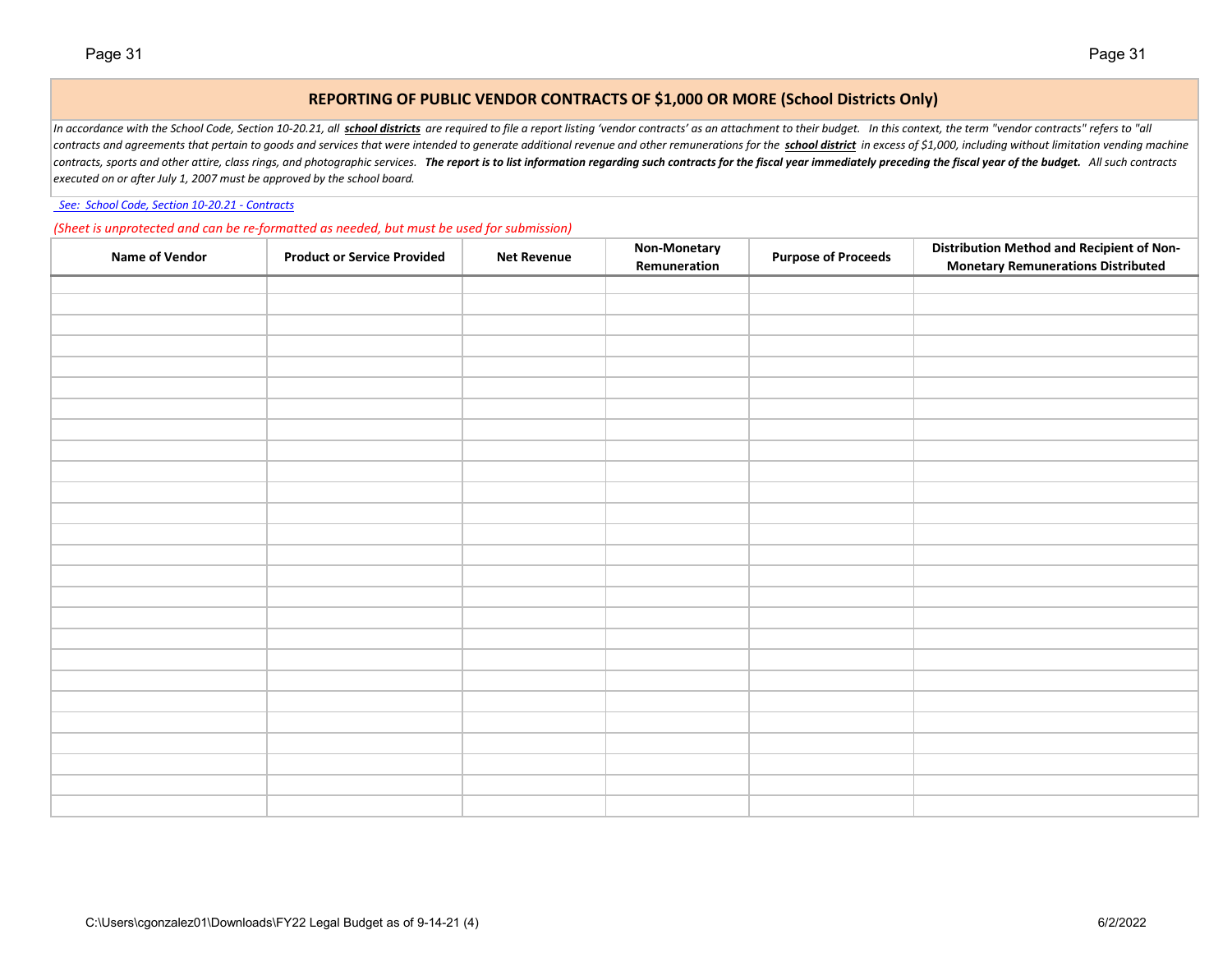## REPORTING OF PUBLIC VENDOR CONTRACTS OF $1,000 OR MORE (School Districts Only)

*In accordance with the School Code, Section 10-20.21, all* ***school districts*** *are required to file a report listing 'vendor contracts' as an attachment to their budget. In this context, the term "vendor contracts" refers to "all contracts and agreements that pertain to goods and services that were intended to generate additional revenue and other remunerations for the* ***school district*** *in excess of $1,000, including without limitation vending machine contracts, sports and other attire, class rings, and photographic services.* ***The report is to list information regarding such contracts for the fiscal year immediately preceding the fiscal year of the budget.*** *All such contracts executed on or after July 1, 2007 must be approved by the school board.*

*See: School Code, Section 10-20.21 - Contracts*

*(Sheet is unprotected and can be re-formatted as needed, but must be used for submission)*

| Name of Vendor | Product or Service Provided | Net Revenue | Non-Monetary Remuneration | Purpose of Proceeds | Distribution Method and Recipient of Non-Monetary Remunerations Distributed |
|---|---|---|---|---|---|
| | | | | | |
| | | | | | |
| | | | | | |
| | | | | | |
| | | | | | |
| | | | | | |
| | | | | | |
| | | | | | |
| | | | | | |
| | | | | | |
| | | | | | |
| | | | | | |
| | | | | | |
| | | | | | |
| | | | | | |
| | | | | | |
| | | | | | |
| | | | | | |
| | | | | | |
| | | | | | |
| | | | | | |
| | | | | | |
| | | | | | |
| | | | | | |
| | | | | | |
| | | | | | |

C:\Users\cgonzalez01\Downloads\FY22 Legal Budget as of 9-14-21 (4)

6/2/2022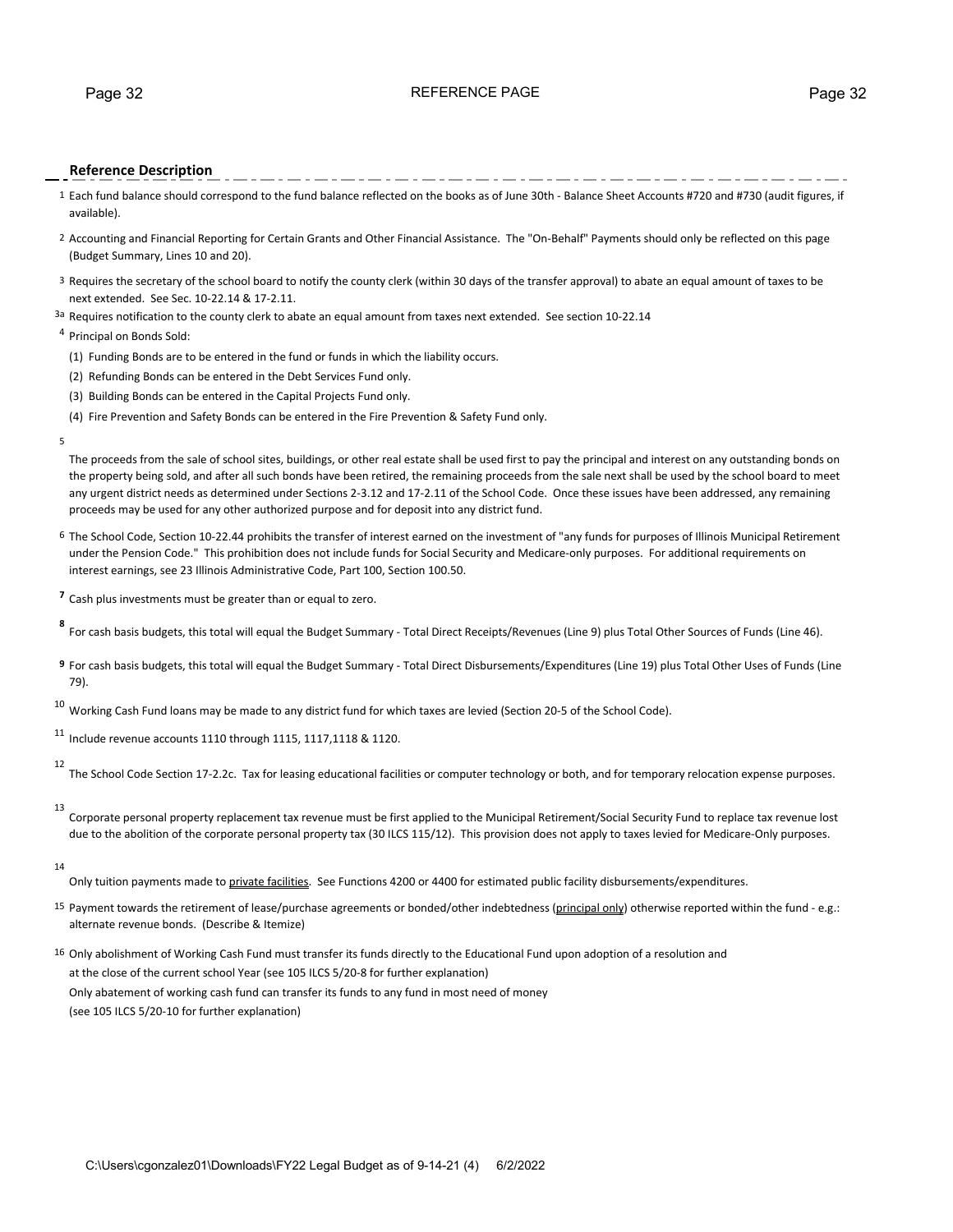# REFERENCE PAGE

## Reference Description

1 Each fund balance should correspond to the fund balance reflected on the books as of June 30th - Balance Sheet Accounts #720 and #730 (audit figures, if available).

2 Accounting and Financial Reporting for Certain Grants and Other Financial Assistance. The "On-Behalf" Payments should only be reflected on this page (Budget Summary, Lines 10 and 20).

3 Requires the secretary of the school board to notify the county clerk (within 30 days of the transfer approval) to abate an equal amount of taxes to be next extended. See Sec. 10-22.14 & 17-2.11.

3a Requires notification to the county clerk to abate an equal amount from taxes next extended. See section 10-22.14

4 Principal on Bonds Sold:

(1) Funding Bonds are to be entered in the fund or funds in which the liability occurs.

(2) Refunding Bonds can be entered in the Debt Services Fund only.

(3) Building Bonds can be entered in the Capital Projects Fund only.

(4) Fire Prevention and Safety Bonds can be entered in the Fire Prevention & Safety Fund only.

5 The proceeds from the sale of school sites, buildings, or other real estate shall be used first to pay the principal and interest on any outstanding bonds on the property being sold, and after all such bonds have been retired, the remaining proceeds from the sale next shall be used by the school board to meet any urgent district needs as determined under Sections 2-3.12 and 17-2.11 of the School Code. Once these issues have been addressed, any remaining proceeds may be used for any other authorized purpose and for deposit into any district fund.

6 The School Code, Section 10-22.44 prohibits the transfer of interest earned on the investment of "any funds for purposes of Illinois Municipal Retirement under the Pension Code." This prohibition does not include funds for Social Security and Medicare-only purposes. For additional requirements on interest earnings, see 23 Illinois Administrative Code, Part 100, Section 100.50.

**7** Cash plus investments must be greater than or equal to zero.

**8** For cash basis budgets, this total will equal the Budget Summary - Total Direct Receipts/Revenues (Line 9) plus Total Other Sources of Funds (Line 46).

**9** For cash basis budgets, this total will equal the Budget Summary - Total Direct Disbursements/Expenditures (Line 19) plus Total Other Uses of Funds (Line 79).

10 Working Cash Fund loans may be made to any district fund for which taxes are levied (Section 20-5 of the School Code).

11 Include revenue accounts 1110 through 1115, 1117,1118 & 1120.

12 The School Code Section 17-2.2c. Tax for leasing educational facilities or computer technology or both, and for temporary relocation expense purposes.

13 Corporate personal property replacement tax revenue must be first applied to the Municipal Retirement/Social Security Fund to replace tax revenue lost due to the abolition of the corporate personal property tax (30 ILCS 115/12). This provision does not apply to taxes levied for Medicare-Only purposes.

14 Only tuition payments made to private facilities. See Functions 4200 or 4400 for estimated public facility disbursements/expenditures.

15 Payment towards the retirement of lease/purchase agreements or bonded/other indebtedness (principal only) otherwise reported within the fund - e.g.: alternate revenue bonds. (Describe & Itemize)

16 Only abolishment of Working Cash Fund must transfer its funds directly to the Educational Fund upon adoption of a resolution and at the close of the current school Year (see 105 ILCS 5/20-8 for further explanation)
Only abatement of working cash fund can transfer its funds to any fund in most need of money
(see 105 ILCS 5/20-10 for further explanation)

C:\Users\cgonzalez01\Downloads\FY22 Legal Budget as of 9-14-21 (4) 6/2/2022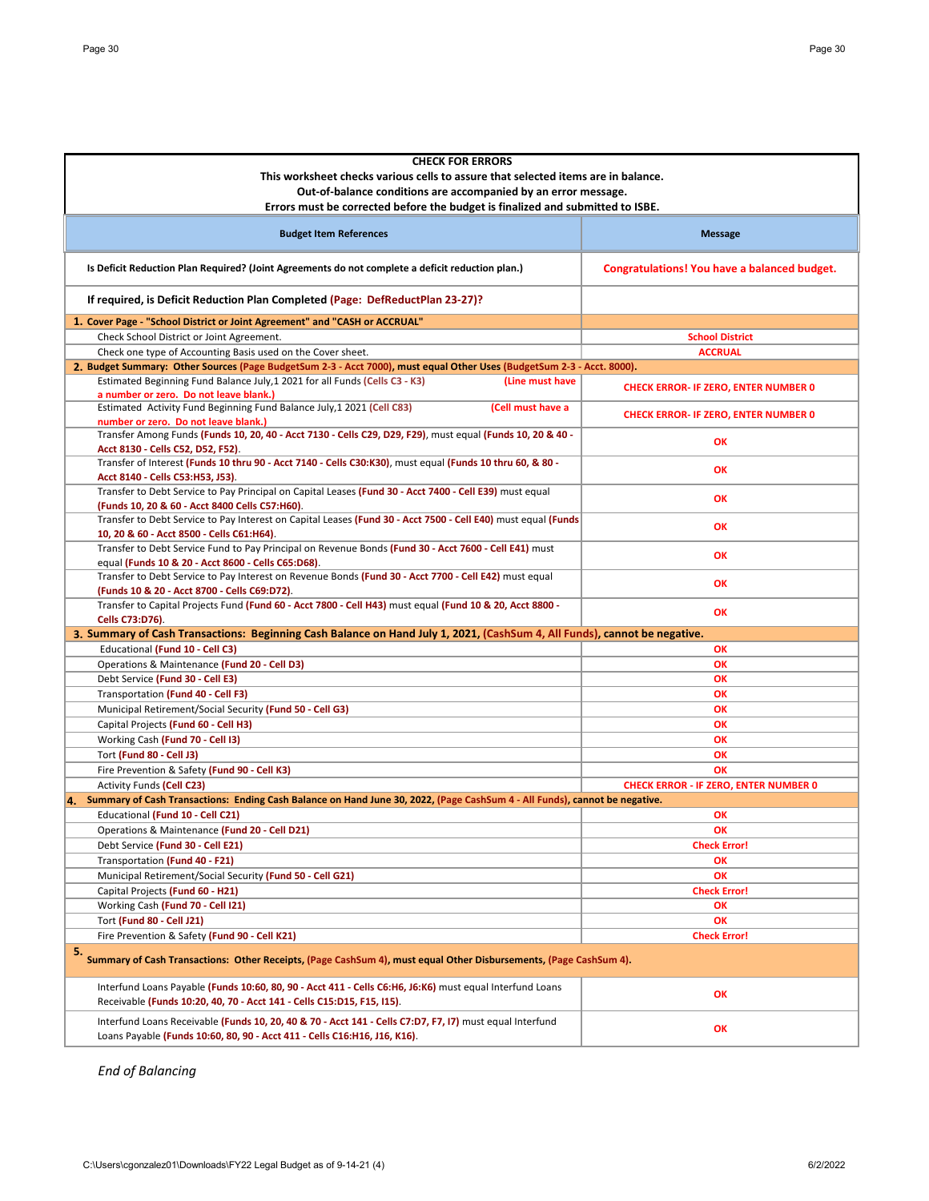**CHECK FOR ERRORS**

**This worksheet checks various cells to assure that selected items are in balance.**
**Out-of-balance conditions are accompanied by an error message.**
**Errors must be corrected before the budget is finalized and submitted to ISBE.**

| Budget Item References | Message |
|---|---|
| Is Deficit Reduction Plan Required? (Joint Agreements do not complete a deficit reduction plan.) | Congratulations! You have a balanced budget. |
| If required, is Deficit Reduction Plan Completed (Page: DefReductPlan 23-27)? | |
| **1. Cover Page - "School District or Joint Agreement" and "CASH or ACCRUAL"** | |
| Check School District or Joint Agreement. | School District |
| Check one type of Accounting Basis used on the Cover sheet. | ACCRUAL |
| **2. Budget Summary: Other Sources (Page BudgetSum 2-3 - Acct 7000), must equal Other Uses (BudgetSum 2-3 - Acct. 8000).** | |
| Estimated Beginning Fund Balance July,1 2021 for all Funds (Cells C3 - K3) (Line must have a number or zero. Do not leave blank.) | CHECK ERROR- IF ZERO, ENTER NUMBER 0 |
| Estimated Activity Fund Beginning Fund Balance July,1 2021 (Cell C83) (Cell must have a number or zero. Do not leave blank.) | CHECK ERROR- IF ZERO, ENTER NUMBER 0 |
| Transfer Among Funds (Funds 10, 20, 40 - Acct 7130 - Cells C29, D29, F29), must equal (Funds 10, 20 & 40 - Acct 8130 - Cells C52, D52, F52). | OK |
| Transfer of Interest (Funds 10 thru 90 - Acct 7140 - Cells C30:K30), must equal (Funds 10 thru 60, & 80 - Acct 8140 - Cells C53:H53, J53). | OK |
| Transfer to Debt Service to Pay Principal on Capital Leases (Fund 30 - Acct 7400 - Cell E39) must equal (Funds 10, 20 & 60 - Acct 8400 Cells C57:H60). | OK |
| Transfer to Debt Service to Pay Interest on Capital Leases (Fund 30 - Acct 7500 - Cell E40) must equal (Funds 10, 20 & 60 - Acct 8500 - Cells C61:H64). | OK |
| Transfer to Debt Service Fund to Pay Principal on Revenue Bonds (Fund 30 - Acct 7600 - Cell E41) must equal (Funds 10 & 20 - Acct 8600 - Cells C65:D68). | OK |
| Transfer to Debt Service to Pay Interest on Revenue Bonds (Fund 30 - Acct 7700 - Cell E42) must equal (Funds 10 & 20 - Acct 8700 - Cells C69:D72). | OK |
| Transfer to Capital Projects Fund (Fund 60 - Acct 7800 - Cell H43) must equal (Fund 10 & 20, Acct 8800 - Cells C73:D76). | OK |
| **3. Summary of Cash Transactions: Beginning Cash Balance on Hand July 1, 2021, (CashSum 4, All Funds), cannot be negative.** | |
| Educational (Fund 10 - Cell C3) | OK |
| Operations & Maintenance (Fund 20 - Cell D3) | OK |
| Debt Service (Fund 30 - Cell E3) | OK |
| Transportation (Fund 40 - Cell F3) | OK |
| Municipal Retirement/Social Security (Fund 50 - Cell G3) | OK |
| Capital Projects (Fund 60 - Cell H3) | OK |
| Working Cash (Fund 70 - Cell I3) | OK |
| Tort (Fund 80 - Cell J3) | OK |
| Fire Prevention & Safety (Fund 90 - Cell K3) | OK |
| Activity Funds (Cell C23) | CHECK ERROR - IF ZERO, ENTER NUMBER 0 |
| **4. Summary of Cash Transactions: Ending Cash Balance on Hand June 30, 2022, (Page CashSum 4 - All Funds), cannot be negative.** | |
| Educational (Fund 10 - Cell C21) | OK |
| Operations & Maintenance (Fund 20 - Cell D21) | OK |
| Debt Service (Fund 30 - Cell E21) | Check Error! |
| Transportation (Fund 40 - F21) | OK |
| Municipal Retirement/Social Security (Fund 50 - Cell G21) | OK |
| Capital Projects (Fund 60 - H21) | Check Error! |
| Working Cash (Fund 70 - Cell I21) | OK |
| Tort (Fund 80 - Cell J21) | OK |
| Fire Prevention & Safety (Fund 90 - Cell K21) | Check Error! |
| **5. Summary of Cash Transactions: Other Receipts, (Page CashSum 4), must equal Other Disbursements, (Page CashSum 4).** | |
| Interfund Loans Payable (Funds 10:60, 80, 90 - Acct 411 - Cells C6:H6, J6:K6) must equal Interfund Loans Receivable (Funds 10:20, 40, 70 - Acct 141 - Cells C15:D15, F15, I15). | OK |
| Interfund Loans Receivable (Funds 10, 20, 40 & 70 - Acct 141 - Cells C7:D7, F7, I7) must equal Interfund Loans Payable (Funds 10:60, 80, 90 - Acct 411 - Cells C16:H16, J16, K16). | OK |

*End of Balancing*

C:\Users\cgonzalez01\Downloads\FY22 Legal Budget as of 9-14-21 (4) 6/2/2022